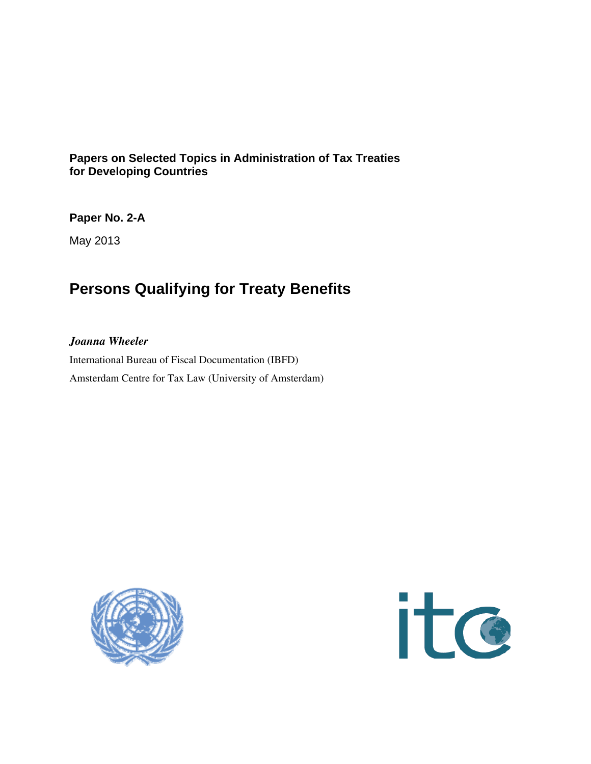**Papers on Selected Topics in Administration of Tax Treaties for Developing Countries**

**Paper No. 2-A**

May 2013

# Persons Qualifying for Treaty Benefits

***Joanna Wheeler***

International Bureau of Fiscal Documentation (IBFD)

Amsterdam Centre for Tax Law (University of Amsterdam)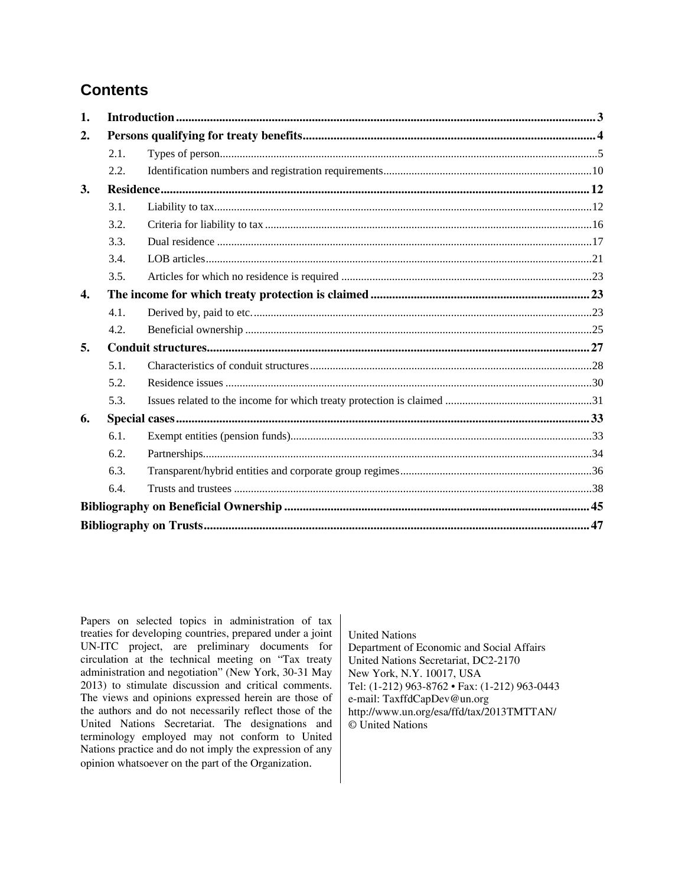## Contents

**1. Introduction** ..... **3**

**2. Persons qualifying for treaty benefits** ..... **4**

- 2.1. Types of person ..... 5
- 2.2. Identification numbers and registration requirements ..... 10

**3. Residence** ..... **12**

- 3.1. Liability to tax ..... 12
- 3.2. Criteria for liability to tax ..... 16
- 3.3. Dual residence ..... 17
- 3.4. LOB articles ..... 21
- 3.5. Articles for which no residence is required ..... 23

**4. The income for which treaty protection is claimed** ..... **23**

- 4.1. Derived by, paid to etc. ..... 23
- 4.2. Beneficial ownership ..... 25

**5. Conduit structures** ..... **27**

- 5.1. Characteristics of conduit structures ..... 28
- 5.2. Residence issues ..... 30
- 5.3. Issues related to the income for which treaty protection is claimed ..... 31

**6. Special cases** ..... **33**

- 6.1. Exempt entities (pension funds) ..... 33
- 6.2. Partnerships ..... 34
- 6.3. Transparent/hybrid entities and corporate group regimes ..... 36
- 6.4. Trusts and trustees ..... 38

**Bibliography on Beneficial Ownership** ..... **45**

**Bibliography on Trusts** ..... **47**

Papers on selected topics in administration of tax treaties for developing countries, prepared under a joint UN-ITC project, are preliminary documents for circulation at the technical meeting on "Tax treaty administration and negotiation" (New York, 30-31 May 2013) to stimulate discussion and critical comments. The views and opinions expressed herein are those of the authors and do not necessarily reflect those of the United Nations Secretariat. The designations and terminology employed may not conform to United Nations practice and do not imply the expression of any opinion whatsoever on the part of the Organization.

United Nations
Department of Economic and Social Affairs
United Nations Secretariat, DC2-2170
New York, N.Y. 10017, USA
Tel: (1-212) 963-8762 • Fax: (1-212) 963-0443
e-mail: TaxffdCapDev@un.org
http://www.un.org/esa/ffd/tax/2013TMTTAN/
© United Nations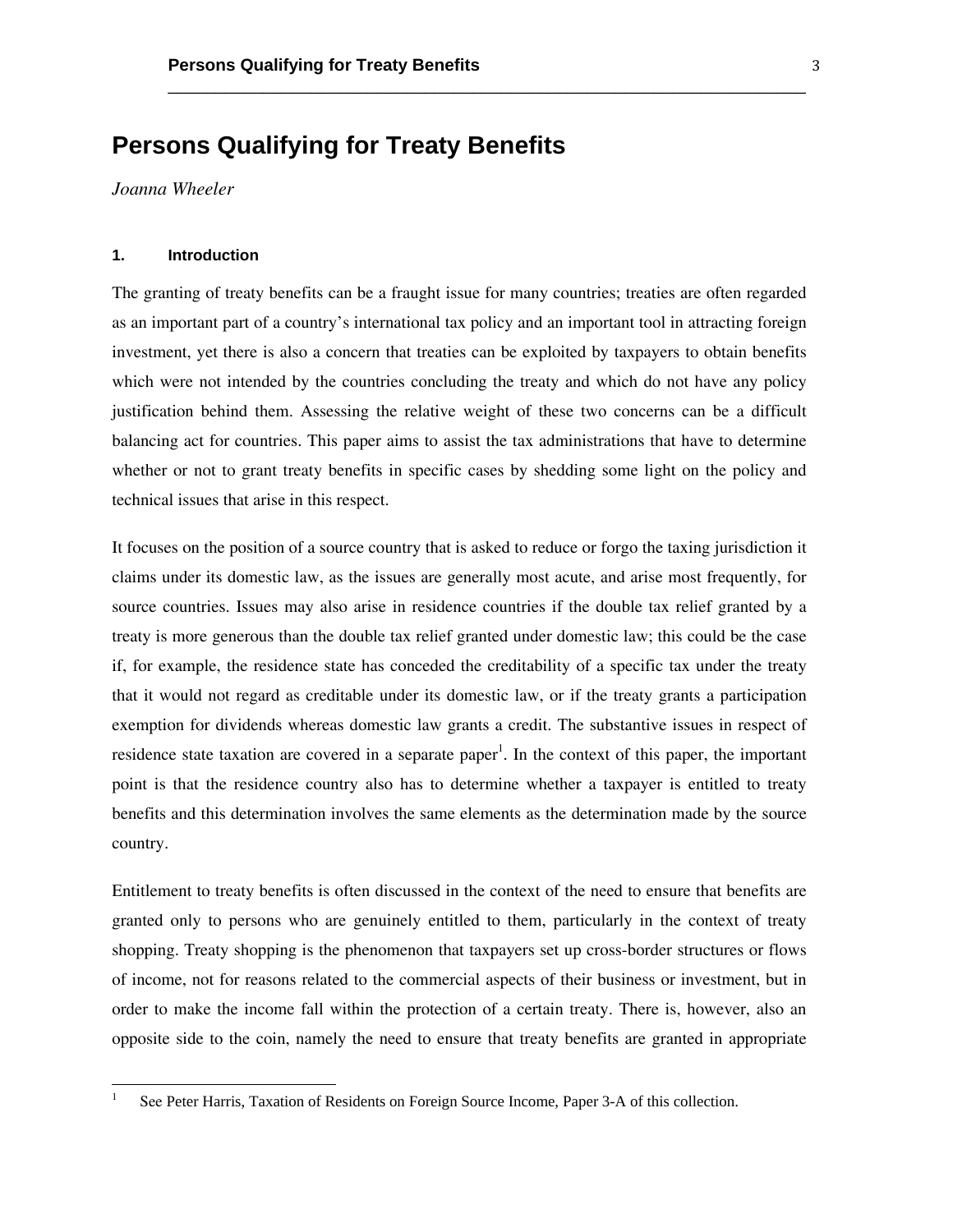# Persons Qualifying for Treaty Benefits

*Joanna Wheeler*

### 1. Introduction

The granting of treaty benefits can be a fraught issue for many countries; treaties are often regarded as an important part of a country's international tax policy and an important tool in attracting foreign investment, yet there is also a concern that treaties can be exploited by taxpayers to obtain benefits which were not intended by the countries concluding the treaty and which do not have any policy justification behind them. Assessing the relative weight of these two concerns can be a difficult balancing act for countries. This paper aims to assist the tax administrations that have to determine whether or not to grant treaty benefits in specific cases by shedding some light on the policy and technical issues that arise in this respect.

It focuses on the position of a source country that is asked to reduce or forgo the taxing jurisdiction it claims under its domestic law, as the issues are generally most acute, and arise most frequently, for source countries. Issues may also arise in residence countries if the double tax relief granted by a treaty is more generous than the double tax relief granted under domestic law; this could be the case if, for example, the residence state has conceded the creditability of a specific tax under the treaty that it would not regard as creditable under its domestic law, or if the treaty grants a participation exemption for dividends whereas domestic law grants a credit. The substantive issues in respect of residence state taxation are covered in a separate paper[1]. In the context of this paper, the important point is that the residence country also has to determine whether a taxpayer is entitled to treaty benefits and this determination involves the same elements as the determination made by the source country.

Entitlement to treaty benefits is often discussed in the context of the need to ensure that benefits are granted only to persons who are genuinely entitled to them, particularly in the context of treaty shopping. Treaty shopping is the phenomenon that taxpayers set up cross-border structures or flows of income, not for reasons related to the commercial aspects of their business or investment, but in order to make the income fall within the protection of a certain treaty. There is, however, also an opposite side to the coin, namely the need to ensure that treaty benefits are granted in appropriate

[1] See Peter Harris, Taxation of Residents on Foreign Source Income, Paper 3-A of this collection.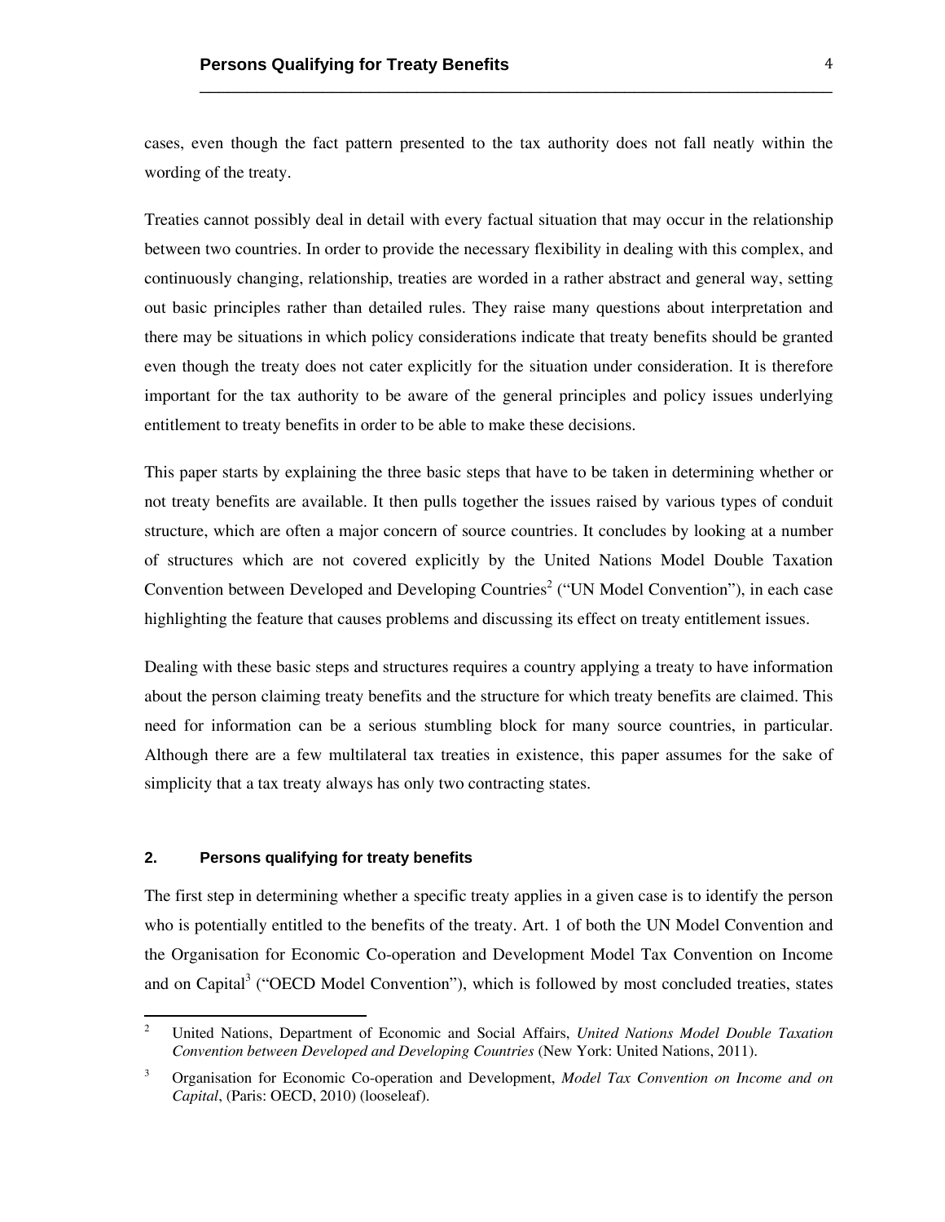cases, even though the fact pattern presented to the tax authority does not fall neatly within the wording of the treaty.

Treaties cannot possibly deal in detail with every factual situation that may occur in the relationship between two countries. In order to provide the necessary flexibility in dealing with this complex, and continuously changing, relationship, treaties are worded in a rather abstract and general way, setting out basic principles rather than detailed rules. They raise many questions about interpretation and there may be situations in which policy considerations indicate that treaty benefits should be granted even though the treaty does not cater explicitly for the situation under consideration. It is therefore important for the tax authority to be aware of the general principles and policy issues underlying entitlement to treaty benefits in order to be able to make these decisions.

This paper starts by explaining the three basic steps that have to be taken in determining whether or not treaty benefits are available. It then pulls together the issues raised by various types of conduit structure, which are often a major concern of source countries. It concludes by looking at a number of structures which are not covered explicitly by the United Nations Model Double Taxation Convention between Developed and Developing Countries[2] ("UN Model Convention"), in each case highlighting the feature that causes problems and discussing its effect on treaty entitlement issues.

Dealing with these basic steps and structures requires a country applying a treaty to have information about the person claiming treaty benefits and the structure for which treaty benefits are claimed. This need for information can be a serious stumbling block for many source countries, in particular. Although there are a few multilateral tax treaties in existence, this paper assumes for the sake of simplicity that a tax treaty always has only two contracting states.

## 2. Persons qualifying for treaty benefits

The first step in determining whether a specific treaty applies in a given case is to identify the person who is potentially entitled to the benefits of the treaty. Art. 1 of both the UN Model Convention and the Organisation for Economic Co-operation and Development Model Tax Convention on Income and on Capital[3] ("OECD Model Convention"), which is followed by most concluded treaties, states

---

[2] United Nations, Department of Economic and Social Affairs, *United Nations Model Double Taxation Convention between Developed and Developing Countries* (New York: United Nations, 2011).

[3] Organisation for Economic Co-operation and Development, *Model Tax Convention on Income and on Capital*, (Paris: OECD, 2010) (looseleaf).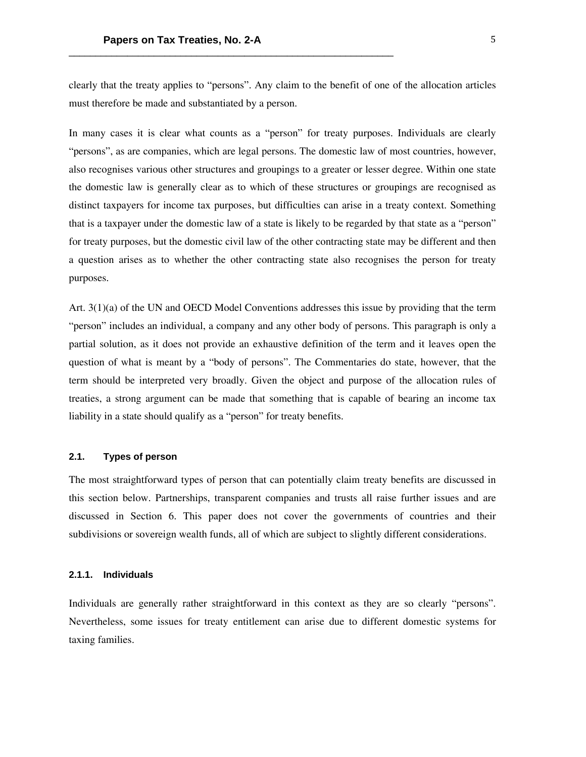clearly that the treaty applies to "persons". Any claim to the benefit of one of the allocation articles must therefore be made and substantiated by a person.

In many cases it is clear what counts as a "person" for treaty purposes. Individuals are clearly "persons", as are companies, which are legal persons. The domestic law of most countries, however, also recognises various other structures and groupings to a greater or lesser degree. Within one state the domestic law is generally clear as to which of these structures or groupings are recognised as distinct taxpayers for income tax purposes, but difficulties can arise in a treaty context. Something that is a taxpayer under the domestic law of a state is likely to be regarded by that state as a "person" for treaty purposes, but the domestic civil law of the other contracting state may be different and then a question arises as to whether the other contracting state also recognises the person for treaty purposes.

Art. 3(1)(a) of the UN and OECD Model Conventions addresses this issue by providing that the term "person" includes an individual, a company and any other body of persons. This paragraph is only a partial solution, as it does not provide an exhaustive definition of the term and it leaves open the question of what is meant by a "body of persons". The Commentaries do state, however, that the term should be interpreted very broadly. Given the object and purpose of the allocation rules of treaties, a strong argument can be made that something that is capable of bearing an income tax liability in a state should qualify as a "person" for treaty benefits.

### 2.1. Types of person

The most straightforward types of person that can potentially claim treaty benefits are discussed in this section below. Partnerships, transparent companies and trusts all raise further issues and are discussed in Section 6. This paper does not cover the governments of countries and their subdivisions or sovereign wealth funds, all of which are subject to slightly different considerations.

#### 2.1.1. Individuals

Individuals are generally rather straightforward in this context as they are so clearly "persons". Nevertheless, some issues for treaty entitlement can arise due to different domestic systems for taxing families.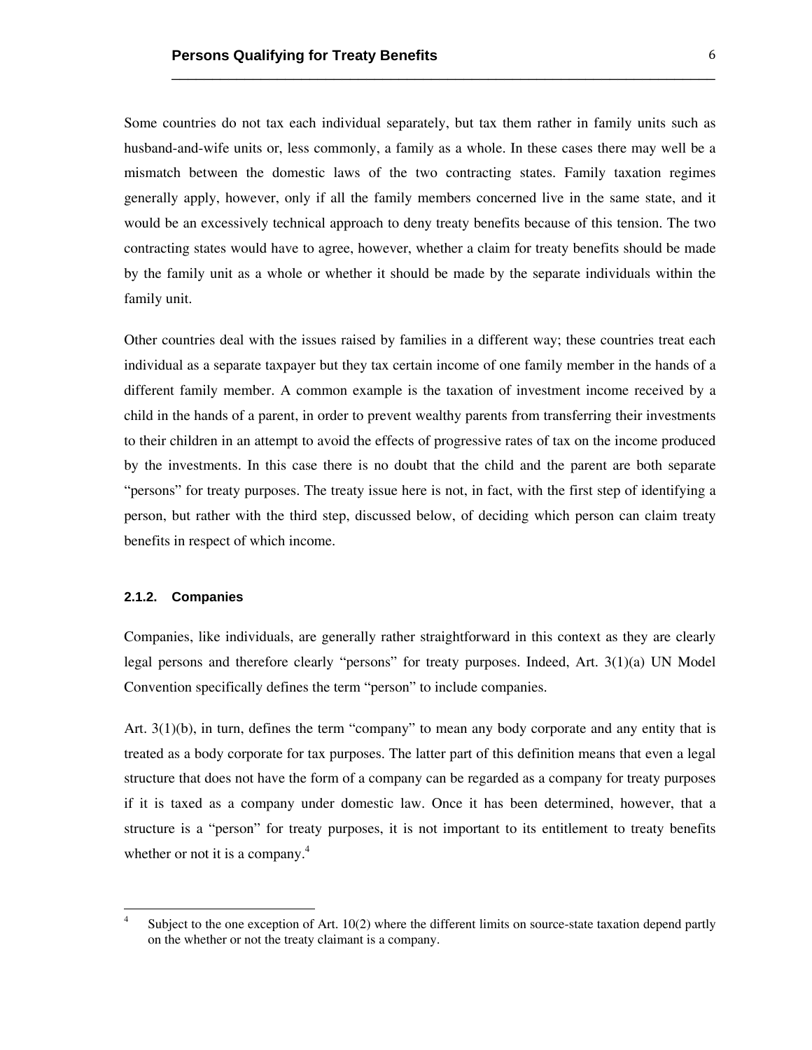Some countries do not tax each individual separately, but tax them rather in family units such as husband-and-wife units or, less commonly, a family as a whole. In these cases there may well be a mismatch between the domestic laws of the two contracting states. Family taxation regimes generally apply, however, only if all the family members concerned live in the same state, and it would be an excessively technical approach to deny treaty benefits because of this tension. The two contracting states would have to agree, however, whether a claim for treaty benefits should be made by the family unit as a whole or whether it should be made by the separate individuals within the family unit.

Other countries deal with the issues raised by families in a different way; these countries treat each individual as a separate taxpayer but they tax certain income of one family member in the hands of a different family member. A common example is the taxation of investment income received by a child in the hands of a parent, in order to prevent wealthy parents from transferring their investments to their children in an attempt to avoid the effects of progressive rates of tax on the income produced by the investments. In this case there is no doubt that the child and the parent are both separate "persons" for treaty purposes. The treaty issue here is not, in fact, with the first step of identifying a person, but rather with the third step, discussed below, of deciding which person can claim treaty benefits in respect of which income.

#### 2.1.2. Companies

Companies, like individuals, are generally rather straightforward in this context as they are clearly legal persons and therefore clearly "persons" for treaty purposes. Indeed, Art. 3(1)(a) UN Model Convention specifically defines the term "person" to include companies.

Art. 3(1)(b), in turn, defines the term "company" to mean any body corporate and any entity that is treated as a body corporate for tax purposes. The latter part of this definition means that even a legal structure that does not have the form of a company can be regarded as a company for treaty purposes if it is taxed as a company under domestic law. Once it has been determined, however, that a structure is a "person" for treaty purposes, it is not important to its entitlement to treaty benefits whether or not it is a company.[4]

[4] Subject to the one exception of Art. 10(2) where the different limits on source-state taxation depend partly on the whether or not the treaty claimant is a company.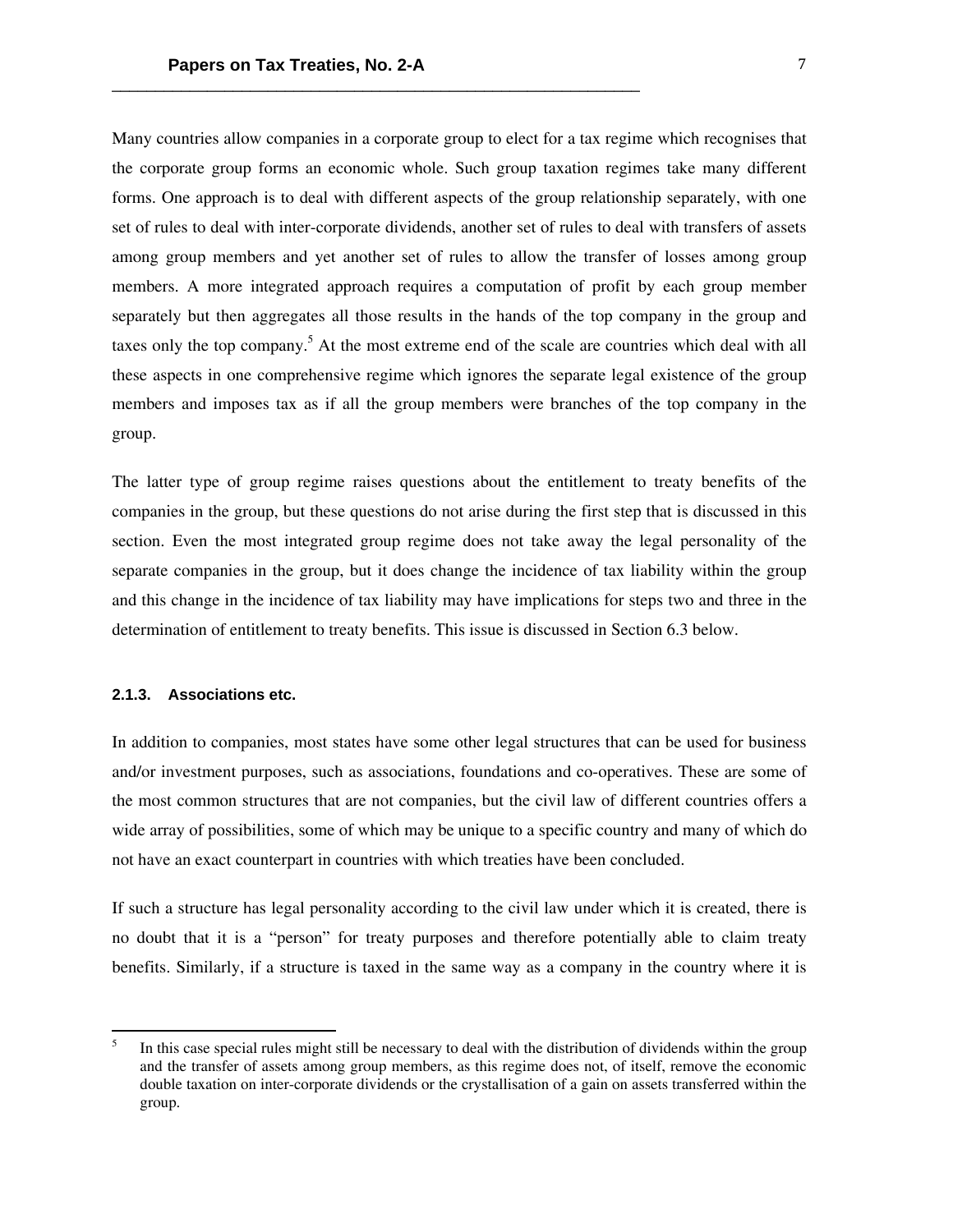Many countries allow companies in a corporate group to elect for a tax regime which recognises that the corporate group forms an economic whole. Such group taxation regimes take many different forms. One approach is to deal with different aspects of the group relationship separately, with one set of rules to deal with inter-corporate dividends, another set of rules to deal with transfers of assets among group members and yet another set of rules to allow the transfer of losses among group members. A more integrated approach requires a computation of profit by each group member separately but then aggregates all those results in the hands of the top company in the group and taxes only the top company.[5] At the most extreme end of the scale are countries which deal with all these aspects in one comprehensive regime which ignores the separate legal existence of the group members and imposes tax as if all the group members were branches of the top company in the group.

The latter type of group regime raises questions about the entitlement to treaty benefits of the companies in the group, but these questions do not arise during the first step that is discussed in this section. Even the most integrated group regime does not take away the legal personality of the separate companies in the group, but it does change the incidence of tax liability within the group and this change in the incidence of tax liability may have implications for steps two and three in the determination of entitlement to treaty benefits. This issue is discussed in Section 6.3 below.

### 2.1.3. Associations etc.

In addition to companies, most states have some other legal structures that can be used for business and/or investment purposes, such as associations, foundations and co-operatives. These are some of the most common structures that are not companies, but the civil law of different countries offers a wide array of possibilities, some of which may be unique to a specific country and many of which do not have an exact counterpart in countries with which treaties have been concluded.

If such a structure has legal personality according to the civil law under which it is created, there is no doubt that it is a "person" for treaty purposes and therefore potentially able to claim treaty benefits. Similarly, if a structure is taxed in the same way as a company in the country where it is

[5] In this case special rules might still be necessary to deal with the distribution of dividends within the group and the transfer of assets among group members, as this regime does not, of itself, remove the economic double taxation on inter-corporate dividends or the crystallisation of a gain on assets transferred within the group.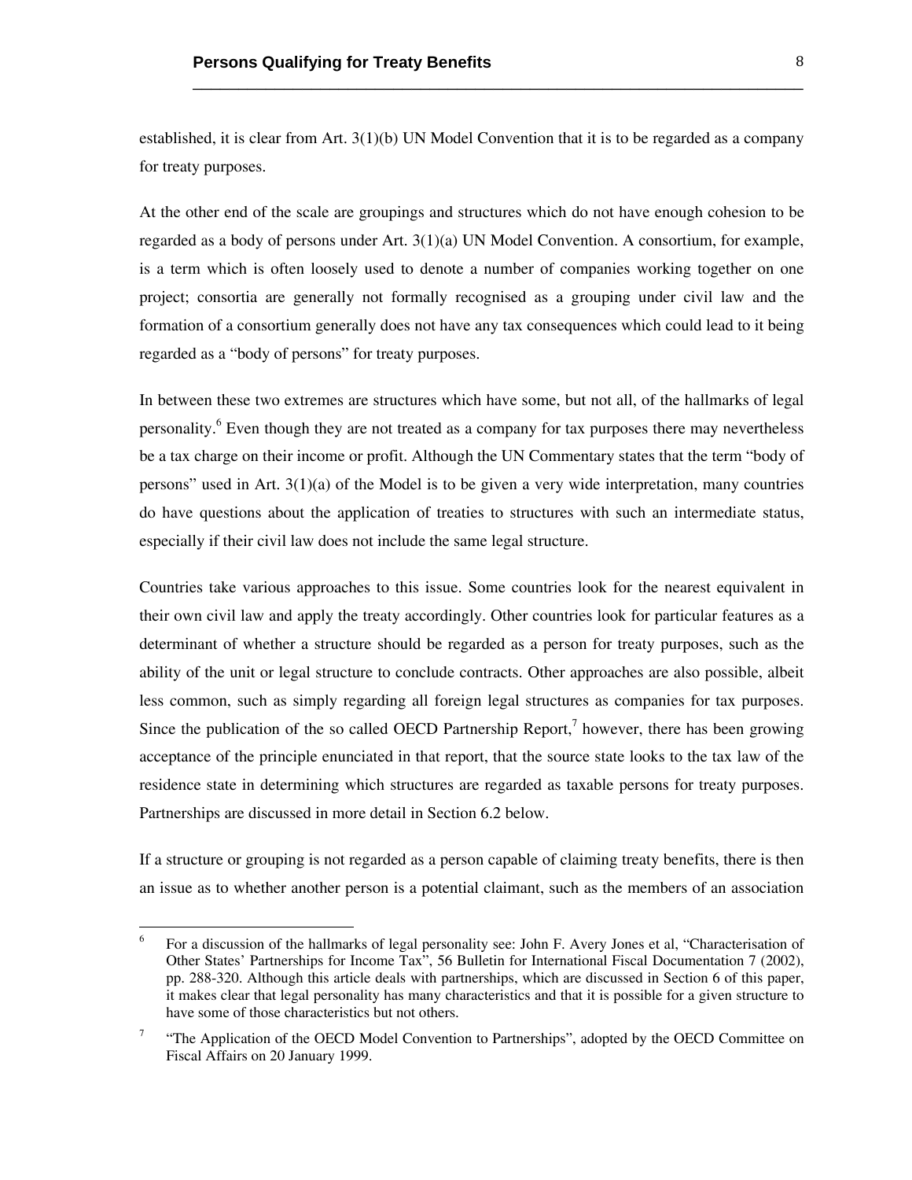established, it is clear from Art. 3(1)(b) UN Model Convention that it is to be regarded as a company for treaty purposes.

At the other end of the scale are groupings and structures which do not have enough cohesion to be regarded as a body of persons under Art. 3(1)(a) UN Model Convention. A consortium, for example, is a term which is often loosely used to denote a number of companies working together on one project; consortia are generally not formally recognised as a grouping under civil law and the formation of a consortium generally does not have any tax consequences which could lead to it being regarded as a "body of persons" for treaty purposes.

In between these two extremes are structures which have some, but not all, of the hallmarks of legal personality.[6] Even though they are not treated as a company for tax purposes there may nevertheless be a tax charge on their income or profit. Although the UN Commentary states that the term "body of persons" used in Art. 3(1)(a) of the Model is to be given a very wide interpretation, many countries do have questions about the application of treaties to structures with such an intermediate status, especially if their civil law does not include the same legal structure.

Countries take various approaches to this issue. Some countries look for the nearest equivalent in their own civil law and apply the treaty accordingly. Other countries look for particular features as a determinant of whether a structure should be regarded as a person for treaty purposes, such as the ability of the unit or legal structure to conclude contracts. Other approaches are also possible, albeit less common, such as simply regarding all foreign legal structures as companies for tax purposes. Since the publication of the so called OECD Partnership Report,[7] however, there has been growing acceptance of the principle enunciated in that report, that the source state looks to the tax law of the residence state in determining which structures are regarded as taxable persons for treaty purposes. Partnerships are discussed in more detail in Section 6.2 below.

If a structure or grouping is not regarded as a person capable of claiming treaty benefits, there is then an issue as to whether another person is a potential claimant, such as the members of an association

---

[6] For a discussion of the hallmarks of legal personality see: John F. Avery Jones et al, "Characterisation of Other States' Partnerships for Income Tax", 56 Bulletin for International Fiscal Documentation 7 (2002), pp. 288-320. Although this article deals with partnerships, which are discussed in Section 6 of this paper, it makes clear that legal personality has many characteristics and that it is possible for a given structure to have some of those characteristics but not others.

[7] "The Application of the OECD Model Convention to Partnerships", adopted by the OECD Committee on Fiscal Affairs on 20 January 1999.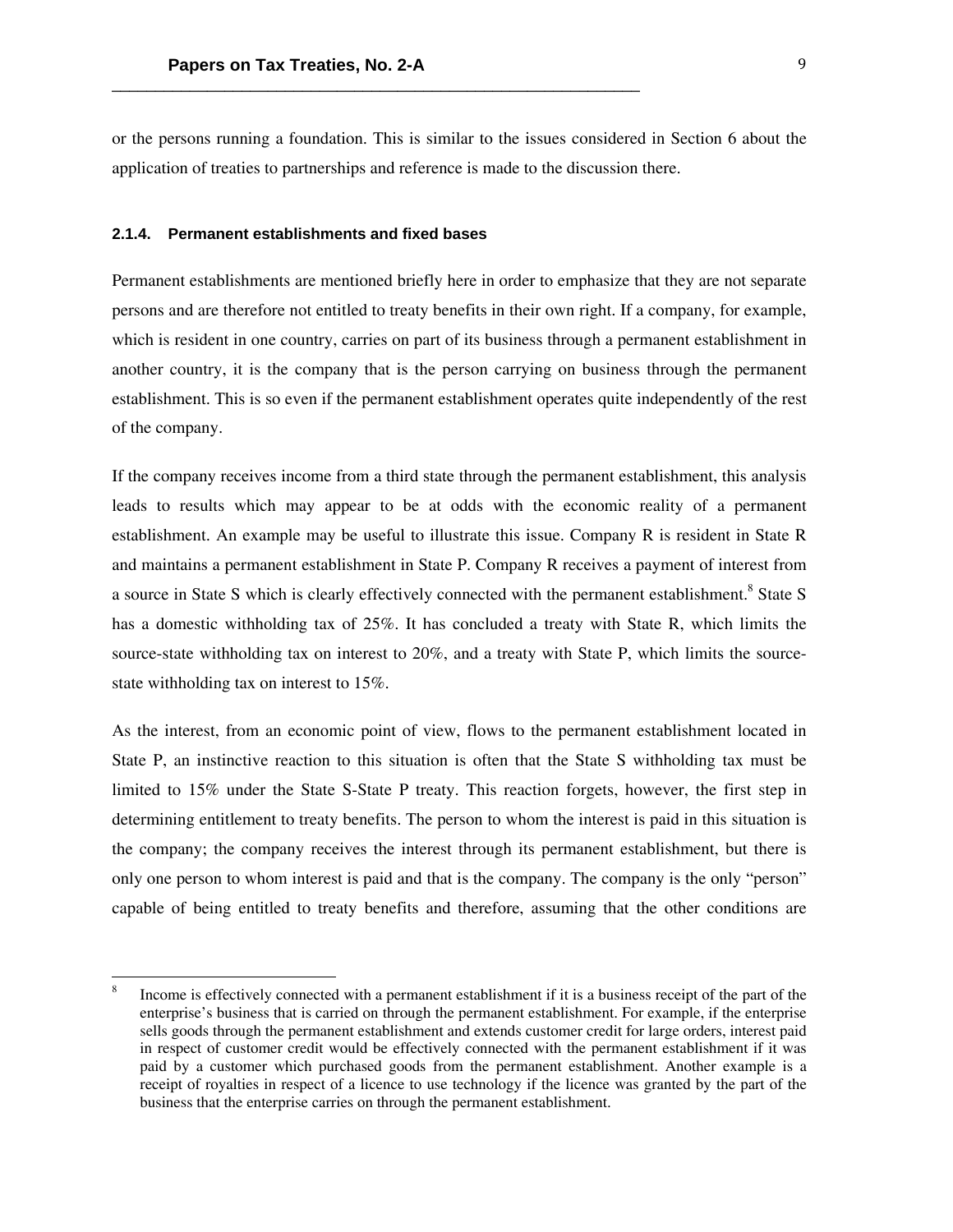or the persons running a foundation. This is similar to the issues considered in Section 6 about the application of treaties to partnerships and reference is made to the discussion there.

### 2.1.4. Permanent establishments and fixed bases

Permanent establishments are mentioned briefly here in order to emphasize that they are not separate persons and are therefore not entitled to treaty benefits in their own right. If a company, for example, which is resident in one country, carries on part of its business through a permanent establishment in another country, it is the company that is the person carrying on business through the permanent establishment. This is so even if the permanent establishment operates quite independently of the rest of the company.

If the company receives income from a third state through the permanent establishment, this analysis leads to results which may appear to be at odds with the economic reality of a permanent establishment. An example may be useful to illustrate this issue. Company R is resident in State R and maintains a permanent establishment in State P. Company R receives a payment of interest from a source in State S which is clearly effectively connected with the permanent establishment.[8] State S has a domestic withholding tax of 25%. It has concluded a treaty with State R, which limits the source-state withholding tax on interest to 20%, and a treaty with State P, which limits the source-state withholding tax on interest to 15%.

As the interest, from an economic point of view, flows to the permanent establishment located in State P, an instinctive reaction to this situation is often that the State S withholding tax must be limited to 15% under the State S-State P treaty. This reaction forgets, however, the first step in determining entitlement to treaty benefits. The person to whom the interest is paid in this situation is the company; the company receives the interest through its permanent establishment, but there is only one person to whom interest is paid and that is the company. The company is the only "person" capable of being entitled to treaty benefits and therefore, assuming that the other conditions are

---

[8] Income is effectively connected with a permanent establishment if it is a business receipt of the part of the enterprise's business that is carried on through the permanent establishment. For example, if the enterprise sells goods through the permanent establishment and extends customer credit for large orders, interest paid in respect of customer credit would be effectively connected with the permanent establishment if it was paid by a customer which purchased goods from the permanent establishment. Another example is a receipt of royalties in respect of a licence to use technology if the licence was granted by the part of the business that the enterprise carries on through the permanent establishment.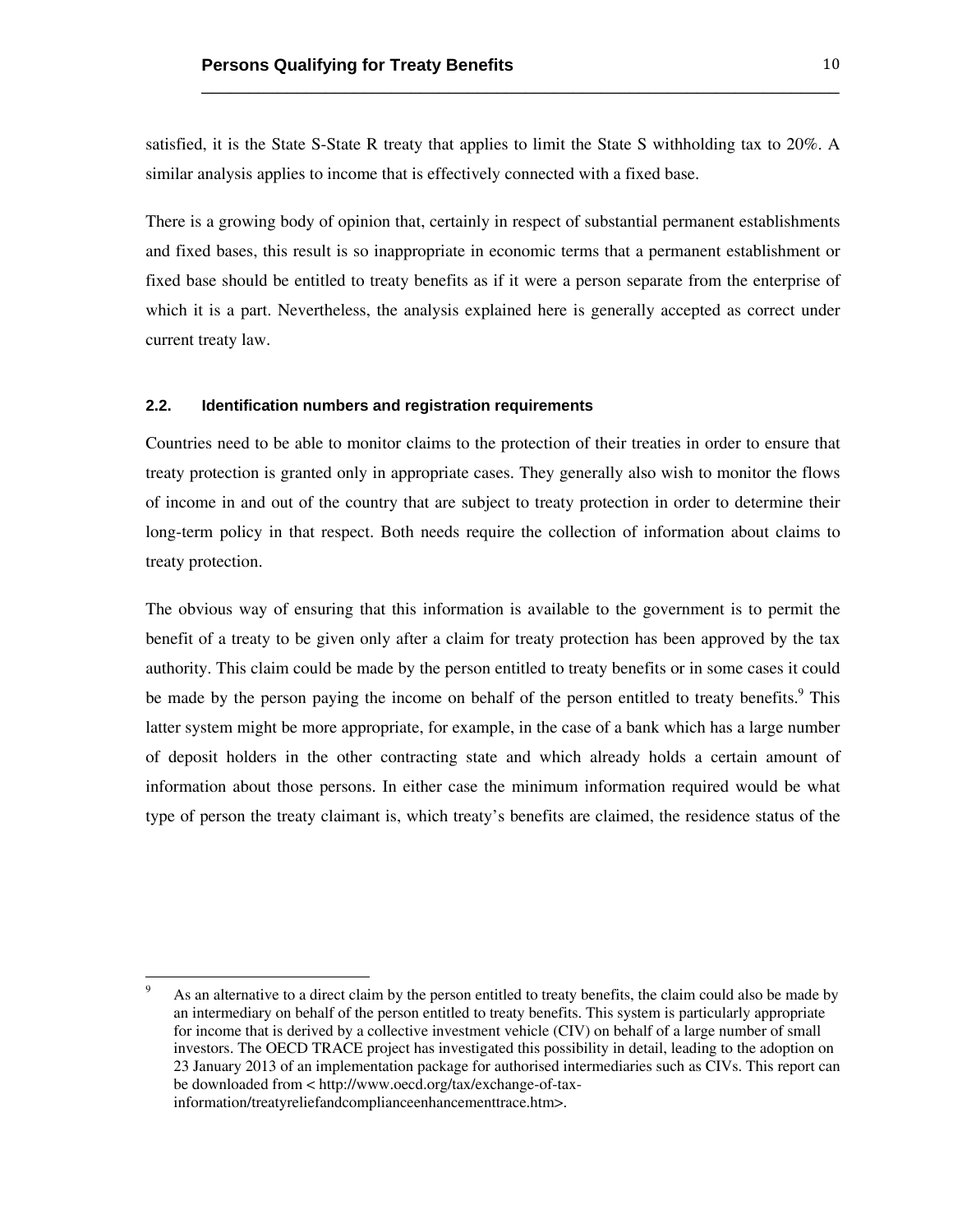satisfied, it is the State S-State R treaty that applies to limit the State S withholding tax to 20%. A similar analysis applies to income that is effectively connected with a fixed base.

There is a growing body of opinion that, certainly in respect of substantial permanent establishments and fixed bases, this result is so inappropriate in economic terms that a permanent establishment or fixed base should be entitled to treaty benefits as if it were a person separate from the enterprise of which it is a part. Nevertheless, the analysis explained here is generally accepted as correct under current treaty law.

### 2.2. Identification numbers and registration requirements

Countries need to be able to monitor claims to the protection of their treaties in order to ensure that treaty protection is granted only in appropriate cases. They generally also wish to monitor the flows of income in and out of the country that are subject to treaty protection in order to determine their long-term policy in that respect. Both needs require the collection of information about claims to treaty protection.

The obvious way of ensuring that this information is available to the government is to permit the benefit of a treaty to be given only after a claim for treaty protection has been approved by the tax authority. This claim could be made by the person entitled to treaty benefits or in some cases it could be made by the person paying the income on behalf of the person entitled to treaty benefits.[9] This latter system might be more appropriate, for example, in the case of a bank which has a large number of deposit holders in the other contracting state and which already holds a certain amount of information about those persons. In either case the minimum information required would be what type of person the treaty claimant is, which treaty's benefits are claimed, the residence status of the

[9] As an alternative to a direct claim by the person entitled to treaty benefits, the claim could also be made by an intermediary on behalf of the person entitled to treaty benefits. This system is particularly appropriate for income that is derived by a collective investment vehicle (CIV) on behalf of a large number of small investors. The OECD TRACE project has investigated this possibility in detail, leading to the adoption on 23 January 2013 of an implementation package for authorised intermediaries such as CIVs. This report can be downloaded from < http://www.oecd.org/tax/exchange-of-tax-information/treatyreliefandcomplianceenhancementtrace.htm>.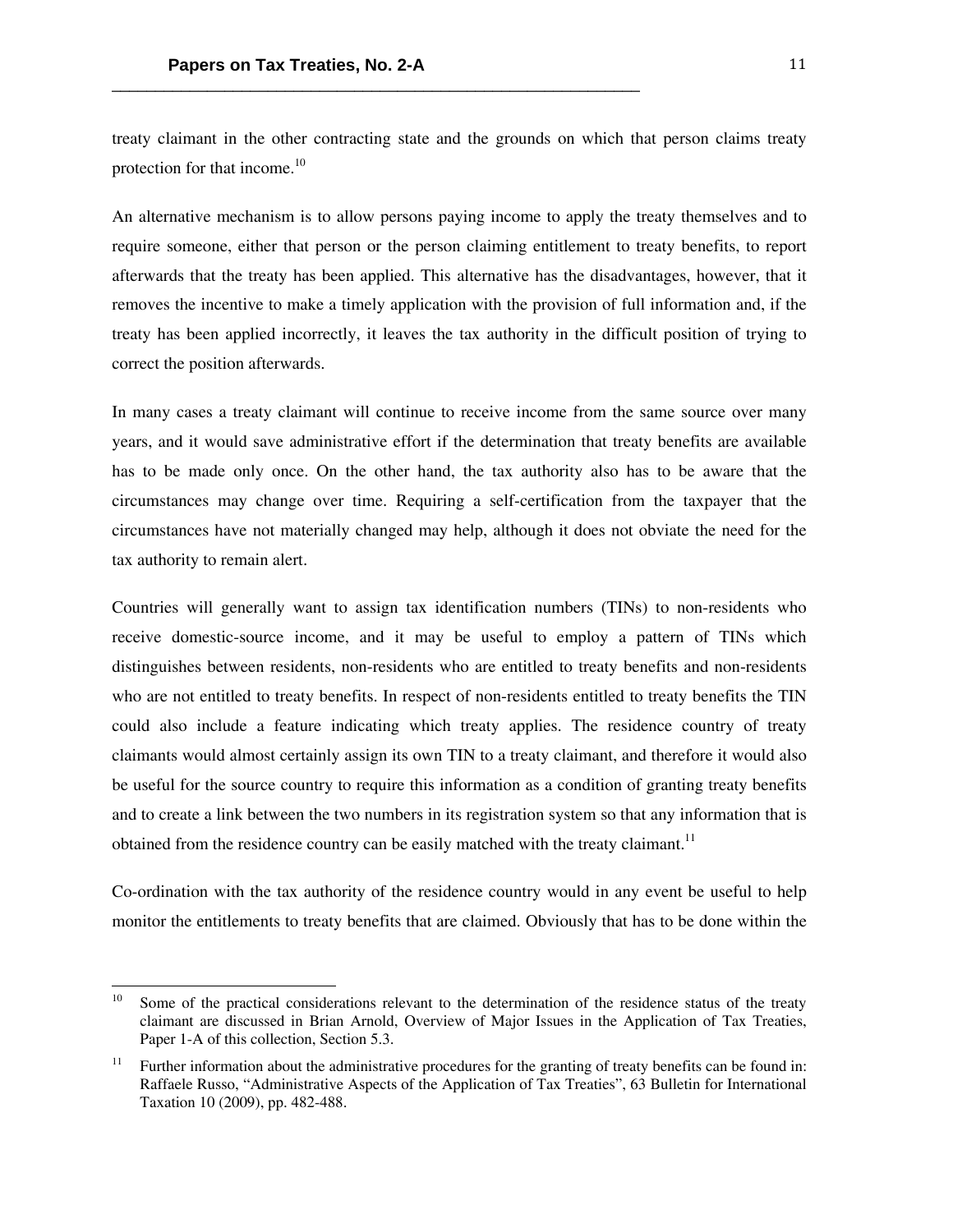treaty claimant in the other contracting state and the grounds on which that person claims treaty protection for that income.[10]

An alternative mechanism is to allow persons paying income to apply the treaty themselves and to require someone, either that person or the person claiming entitlement to treaty benefits, to report afterwards that the treaty has been applied. This alternative has the disadvantages, however, that it removes the incentive to make a timely application with the provision of full information and, if the treaty has been applied incorrectly, it leaves the tax authority in the difficult position of trying to correct the position afterwards.

In many cases a treaty claimant will continue to receive income from the same source over many years, and it would save administrative effort if the determination that treaty benefits are available has to be made only once. On the other hand, the tax authority also has to be aware that the circumstances may change over time. Requiring a self-certification from the taxpayer that the circumstances have not materially changed may help, although it does not obviate the need for the tax authority to remain alert.

Countries will generally want to assign tax identification numbers (TINs) to non-residents who receive domestic-source income, and it may be useful to employ a pattern of TINs which distinguishes between residents, non-residents who are entitled to treaty benefits and non-residents who are not entitled to treaty benefits. In respect of non-residents entitled to treaty benefits the TIN could also include a feature indicating which treaty applies. The residence country of treaty claimants would almost certainly assign its own TIN to a treaty claimant, and therefore it would also be useful for the source country to require this information as a condition of granting treaty benefits and to create a link between the two numbers in its registration system so that any information that is obtained from the residence country can be easily matched with the treaty claimant.[11]

Co-ordination with the tax authority of the residence country would in any event be useful to help monitor the entitlements to treaty benefits that are claimed. Obviously that has to be done within the

---

[10] Some of the practical considerations relevant to the determination of the residence status of the treaty claimant are discussed in Brian Arnold, Overview of Major Issues in the Application of Tax Treaties, Paper 1-A of this collection, Section 5.3.

[11] Further information about the administrative procedures for the granting of treaty benefits can be found in: Raffaele Russo, "Administrative Aspects of the Application of Tax Treaties", 63 Bulletin for International Taxation 10 (2009), pp. 482-488.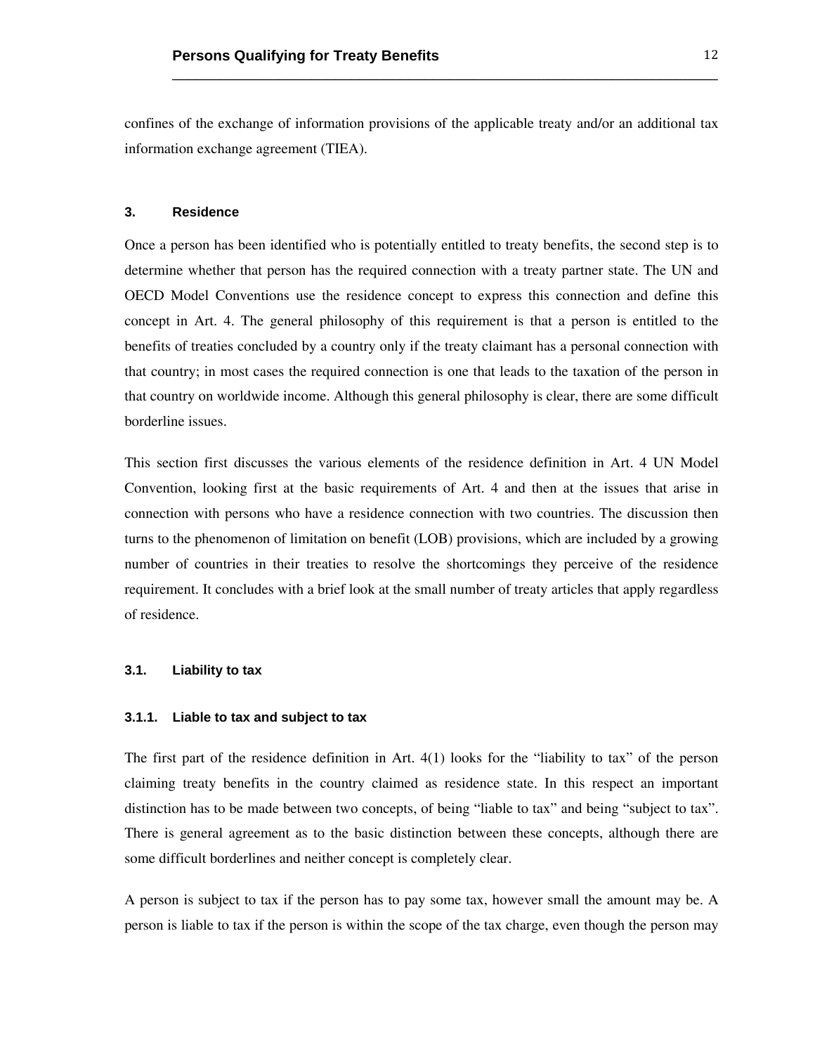confines of the exchange of information provisions of the applicable treaty and/or an additional tax information exchange agreement (TIEA).

## 3. Residence

Once a person has been identified who is potentially entitled to treaty benefits, the second step is to determine whether that person has the required connection with a treaty partner state. The UN and OECD Model Conventions use the residence concept to express this connection and define this concept in Art. 4. The general philosophy of this requirement is that a person is entitled to the benefits of treaties concluded by a country only if the treaty claimant has a personal connection with that country; in most cases the required connection is one that leads to the taxation of the person in that country on worldwide income. Although this general philosophy is clear, there are some difficult borderline issues.

This section first discusses the various elements of the residence definition in Art. 4 UN Model Convention, looking first at the basic requirements of Art. 4 and then at the issues that arise in connection with persons who have a residence connection with two countries. The discussion then turns to the phenomenon of limitation on benefit (LOB) provisions, which are included by a growing number of countries in their treaties to resolve the shortcomings they perceive of the residence requirement. It concludes with a brief look at the small number of treaty articles that apply regardless of residence.

### 3.1. Liability to tax

#### 3.1.1. Liable to tax and subject to tax

The first part of the residence definition in Art. 4(1) looks for the "liability to tax" of the person claiming treaty benefits in the country claimed as residence state. In this respect an important distinction has to be made between two concepts, of being "liable to tax" and being "subject to tax". There is general agreement as to the basic distinction between these concepts, although there are some difficult borderlines and neither concept is completely clear.

A person is subject to tax if the person has to pay some tax, however small the amount may be. A person is liable to tax if the person is within the scope of the tax charge, even though the person may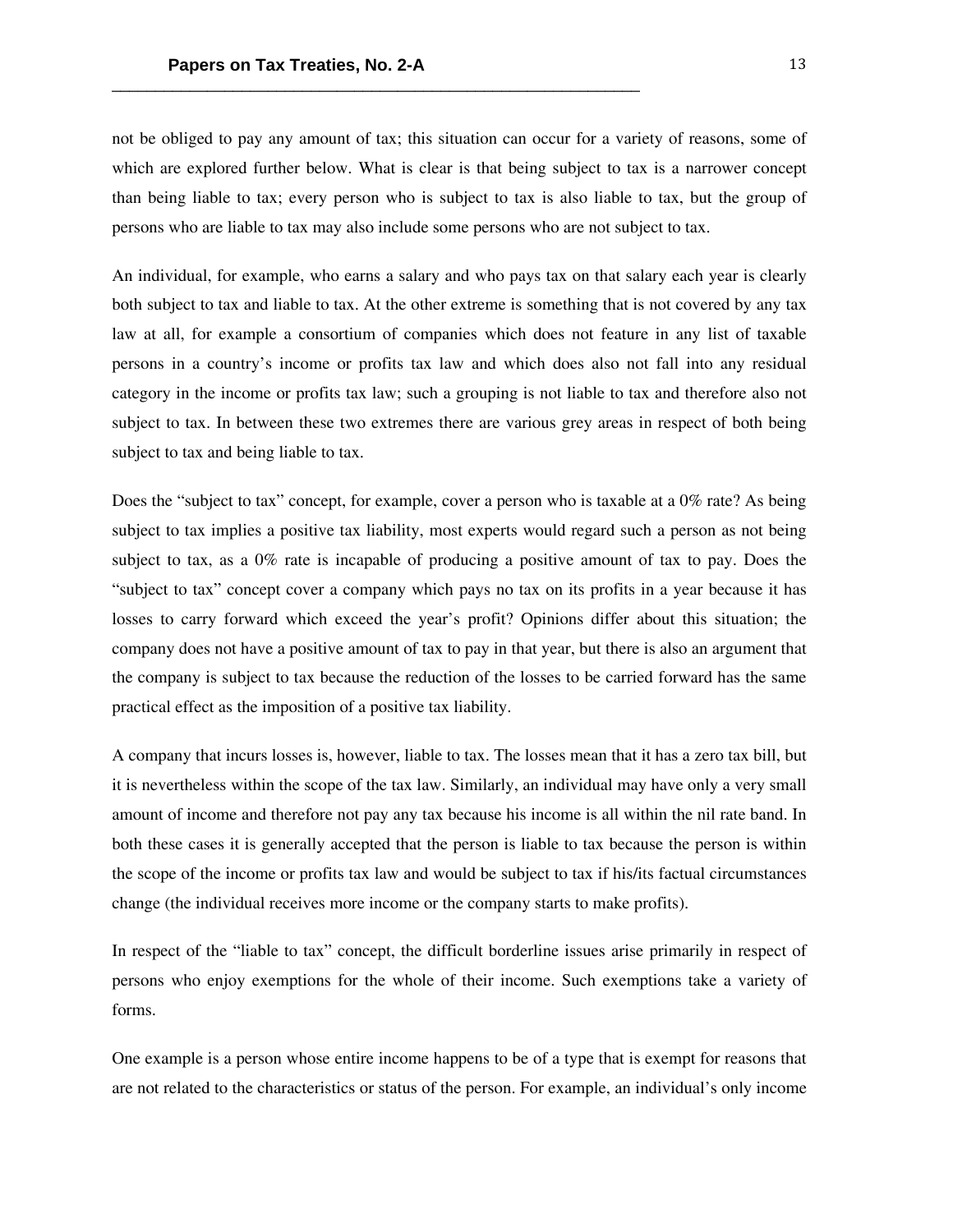not be obliged to pay any amount of tax; this situation can occur for a variety of reasons, some of which are explored further below. What is clear is that being subject to tax is a narrower concept than being liable to tax; every person who is subject to tax is also liable to tax, but the group of persons who are liable to tax may also include some persons who are not subject to tax.

An individual, for example, who earns a salary and who pays tax on that salary each year is clearly both subject to tax and liable to tax. At the other extreme is something that is not covered by any tax law at all, for example a consortium of companies which does not feature in any list of taxable persons in a country's income or profits tax law and which does also not fall into any residual category in the income or profits tax law; such a grouping is not liable to tax and therefore also not subject to tax. In between these two extremes there are various grey areas in respect of both being subject to tax and being liable to tax.

Does the "subject to tax" concept, for example, cover a person who is taxable at a 0% rate? As being subject to tax implies a positive tax liability, most experts would regard such a person as not being subject to tax, as a 0% rate is incapable of producing a positive amount of tax to pay. Does the "subject to tax" concept cover a company which pays no tax on its profits in a year because it has losses to carry forward which exceed the year's profit? Opinions differ about this situation; the company does not have a positive amount of tax to pay in that year, but there is also an argument that the company is subject to tax because the reduction of the losses to be carried forward has the same practical effect as the imposition of a positive tax liability.

A company that incurs losses is, however, liable to tax. The losses mean that it has a zero tax bill, but it is nevertheless within the scope of the tax law. Similarly, an individual may have only a very small amount of income and therefore not pay any tax because his income is all within the nil rate band. In both these cases it is generally accepted that the person is liable to tax because the person is within the scope of the income or profits tax law and would be subject to tax if his/its factual circumstances change (the individual receives more income or the company starts to make profits).

In respect of the "liable to tax" concept, the difficult borderline issues arise primarily in respect of persons who enjoy exemptions for the whole of their income. Such exemptions take a variety of forms.

One example is a person whose entire income happens to be of a type that is exempt for reasons that are not related to the characteristics or status of the person. For example, an individual's only income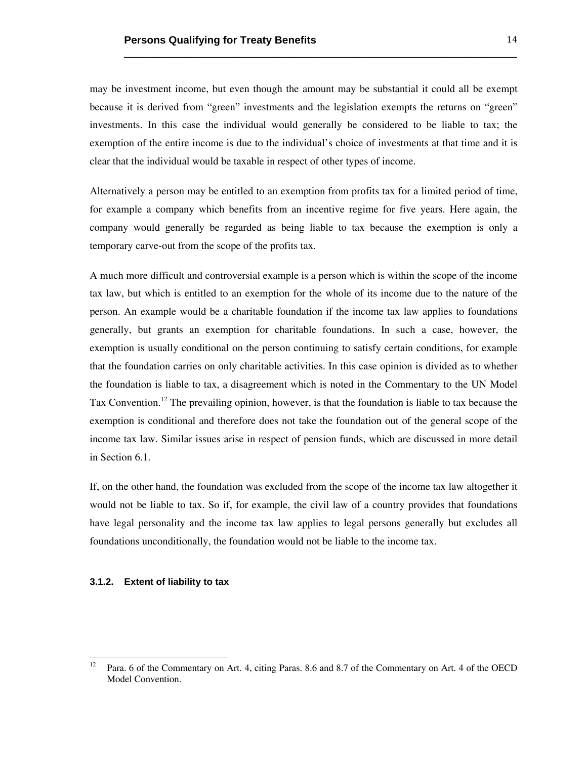may be investment income, but even though the amount may be substantial it could all be exempt because it is derived from "green" investments and the legislation exempts the returns on "green" investments. In this case the individual would generally be considered to be liable to tax; the exemption of the entire income is due to the individual's choice of investments at that time and it is clear that the individual would be taxable in respect of other types of income.

Alternatively a person may be entitled to an exemption from profits tax for a limited period of time, for example a company which benefits from an incentive regime for five years. Here again, the company would generally be regarded as being liable to tax because the exemption is only a temporary carve-out from the scope of the profits tax.

A much more difficult and controversial example is a person which is within the scope of the income tax law, but which is entitled to an exemption for the whole of its income due to the nature of the person. An example would be a charitable foundation if the income tax law applies to foundations generally, but grants an exemption for charitable foundations. In such a case, however, the exemption is usually conditional on the person continuing to satisfy certain conditions, for example that the foundation carries on only charitable activities. In this case opinion is divided as to whether the foundation is liable to tax, a disagreement which is noted in the Commentary to the UN Model Tax Convention.[12] The prevailing opinion, however, is that the foundation is liable to tax because the exemption is conditional and therefore does not take the foundation out of the general scope of the income tax law. Similar issues arise in respect of pension funds, which are discussed in more detail in Section 6.1.

If, on the other hand, the foundation was excluded from the scope of the income tax law altogether it would not be liable to tax. So if, for example, the civil law of a country provides that foundations have legal personality and the income tax law applies to legal persons generally but excludes all foundations unconditionally, the foundation would not be liable to the income tax.

#### 3.1.2. Extent of liability to tax

[12] Para. 6 of the Commentary on Art. 4, citing Paras. 8.6 and 8.7 of the Commentary on Art. 4 of the OECD Model Convention.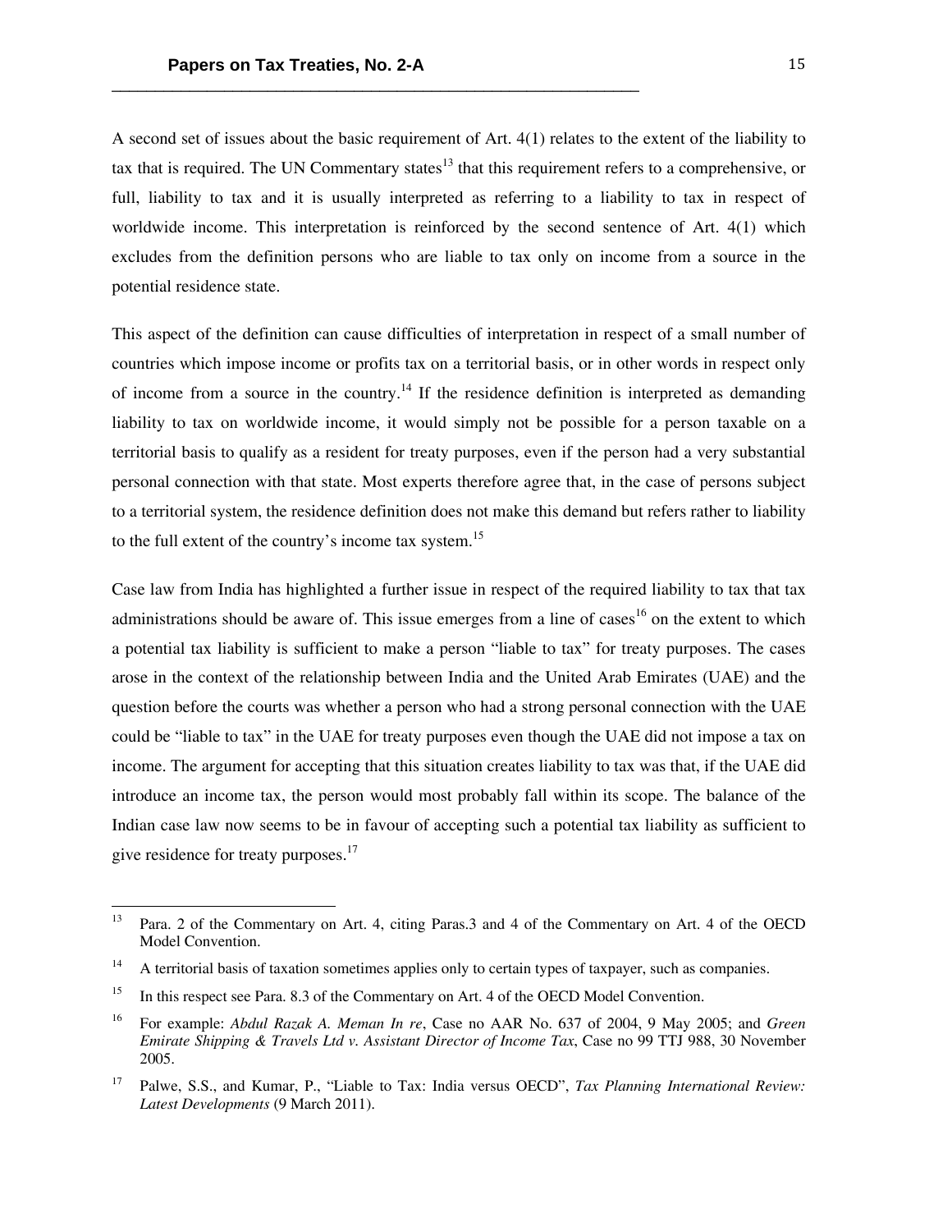A second set of issues about the basic requirement of Art. 4(1) relates to the extent of the liability to tax that is required. The UN Commentary states[13] that this requirement refers to a comprehensive, or full, liability to tax and it is usually interpreted as referring to a liability to tax in respect of worldwide income. This interpretation is reinforced by the second sentence of Art. 4(1) which excludes from the definition persons who are liable to tax only on income from a source in the potential residence state.

This aspect of the definition can cause difficulties of interpretation in respect of a small number of countries which impose income or profits tax on a territorial basis, or in other words in respect only of income from a source in the country.[14] If the residence definition is interpreted as demanding liability to tax on worldwide income, it would simply not be possible for a person taxable on a territorial basis to qualify as a resident for treaty purposes, even if the person had a very substantial personal connection with that state. Most experts therefore agree that, in the case of persons subject to a territorial system, the residence definition does not make this demand but refers rather to liability to the full extent of the country's income tax system.[15]

Case law from India has highlighted a further issue in respect of the required liability to tax that tax administrations should be aware of. This issue emerges from a line of cases[16] on the extent to which a potential tax liability is sufficient to make a person "liable to tax" for treaty purposes. The cases arose in the context of the relationship between India and the United Arab Emirates (UAE) and the question before the courts was whether a person who had a strong personal connection with the UAE could be "liable to tax" in the UAE for treaty purposes even though the UAE did not impose a tax on income. The argument for accepting that this situation creates liability to tax was that, if the UAE did introduce an income tax, the person would most probably fall within its scope. The balance of the Indian case law now seems to be in favour of accepting such a potential tax liability as sufficient to give residence for treaty purposes.[17]

---

[13] Para. 2 of the Commentary on Art. 4, citing Paras.3 and 4 of the Commentary on Art. 4 of the OECD Model Convention.

[14] A territorial basis of taxation sometimes applies only to certain types of taxpayer, such as companies.

[15] In this respect see Para. 8.3 of the Commentary on Art. 4 of the OECD Model Convention.

[16] For example: *Abdul Razak A. Meman In re*, Case no AAR No. 637 of 2004, 9 May 2005; and *Green Emirate Shipping & Travels Ltd v. Assistant Director of Income Tax*, Case no 99 TTJ 988, 30 November 2005.

[17] Palwe, S.S., and Kumar, P., "Liable to Tax: India versus OECD", *Tax Planning International Review: Latest Developments* (9 March 2011).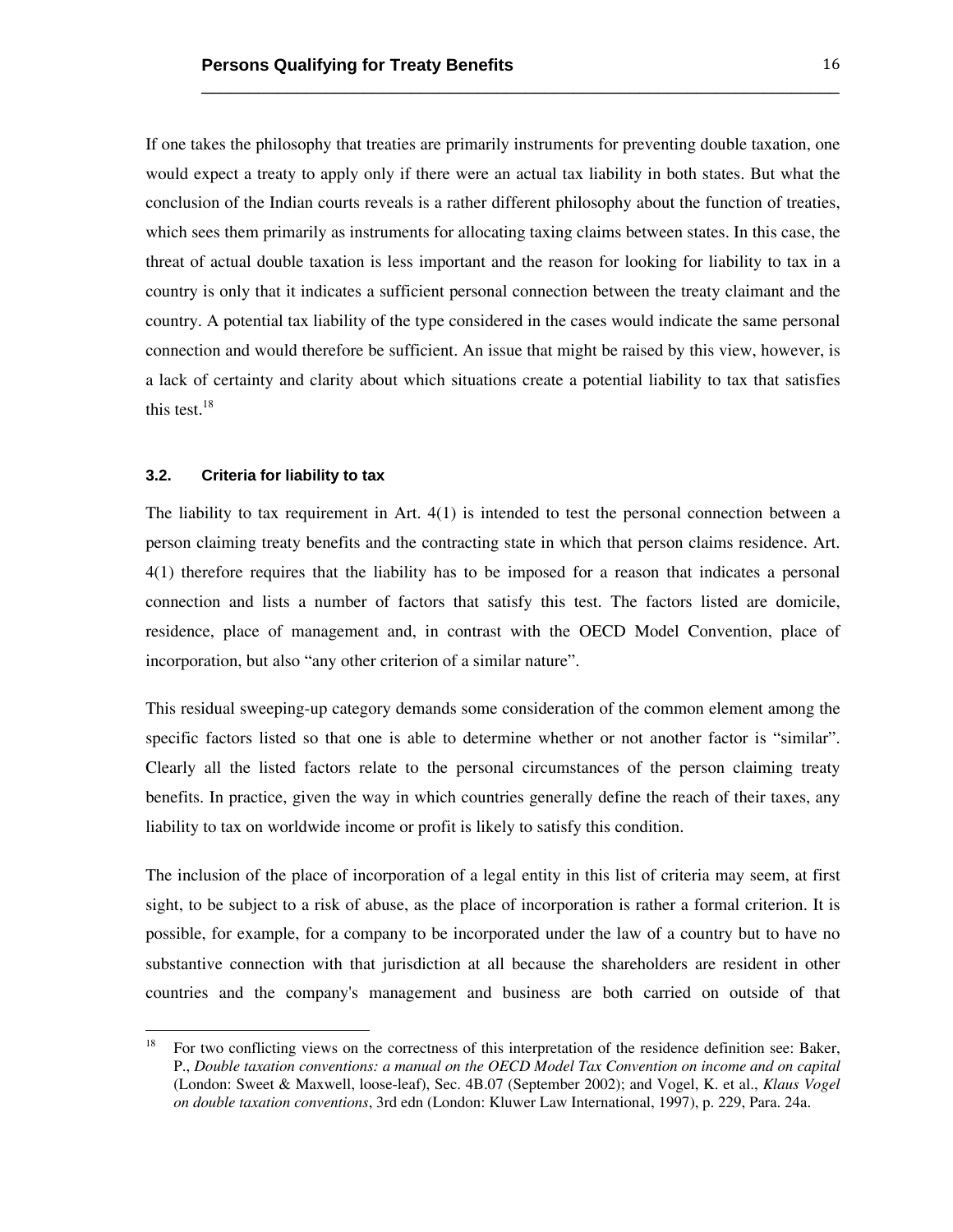If one takes the philosophy that treaties are primarily instruments for preventing double taxation, one would expect a treaty to apply only if there were an actual tax liability in both states. But what the conclusion of the Indian courts reveals is a rather different philosophy about the function of treaties, which sees them primarily as instruments for allocating taxing claims between states. In this case, the threat of actual double taxation is less important and the reason for looking for liability to tax in a country is only that it indicates a sufficient personal connection between the treaty claimant and the country. A potential tax liability of the type considered in the cases would indicate the same personal connection and would therefore be sufficient. An issue that might be raised by this view, however, is a lack of certainty and clarity about which situations create a potential liability to tax that satisfies this test.[18]

### 3.2. Criteria for liability to tax

The liability to tax requirement in Art. 4(1) is intended to test the personal connection between a person claiming treaty benefits and the contracting state in which that person claims residence. Art. 4(1) therefore requires that the liability has to be imposed for a reason that indicates a personal connection and lists a number of factors that satisfy this test. The factors listed are domicile, residence, place of management and, in contrast with the OECD Model Convention, place of incorporation, but also "any other criterion of a similar nature".

This residual sweeping-up category demands some consideration of the common element among the specific factors listed so that one is able to determine whether or not another factor is "similar". Clearly all the listed factors relate to the personal circumstances of the person claiming treaty benefits. In practice, given the way in which countries generally define the reach of their taxes, any liability to tax on worldwide income or profit is likely to satisfy this condition.

The inclusion of the place of incorporation of a legal entity in this list of criteria may seem, at first sight, to be subject to a risk of abuse, as the place of incorporation is rather a formal criterion. It is possible, for example, for a company to be incorporated under the law of a country but to have no substantive connection with that jurisdiction at all because the shareholders are resident in other countries and the company's management and business are both carried on outside of that

---

[18] For two conflicting views on the correctness of this interpretation of the residence definition see: Baker, P., *Double taxation conventions: a manual on the OECD Model Tax Convention on income and on capital* (London: Sweet & Maxwell, loose-leaf), Sec. 4B.07 (September 2002); and Vogel, K. et al., *Klaus Vogel on double taxation conventions*, 3rd edn (London: Kluwer Law International, 1997), p. 229, Para. 24a.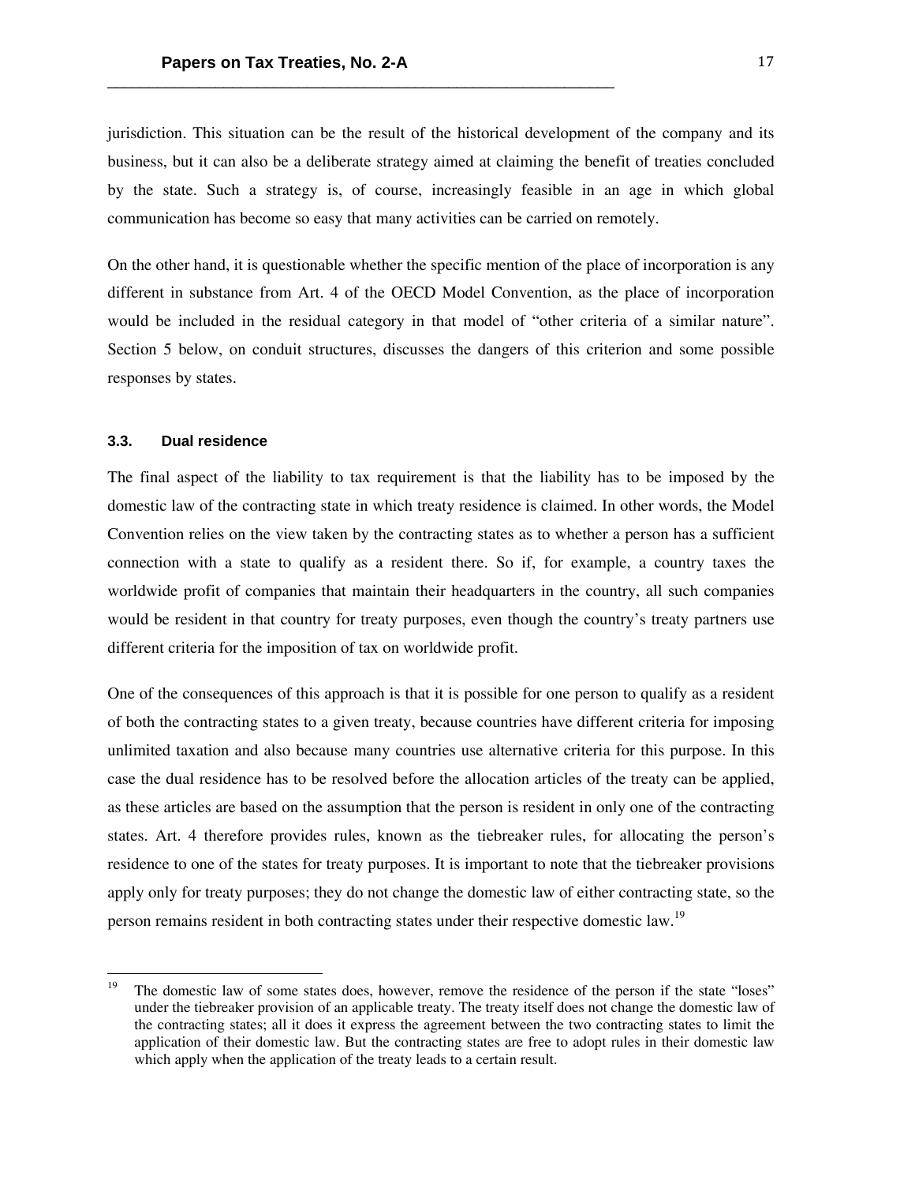jurisdiction. This situation can be the result of the historical development of the company and its business, but it can also be a deliberate strategy aimed at claiming the benefit of treaties concluded by the state. Such a strategy is, of course, increasingly feasible in an age in which global communication has become so easy that many activities can be carried on remotely.

On the other hand, it is questionable whether the specific mention of the place of incorporation is any different in substance from Art. 4 of the OECD Model Convention, as the place of incorporation would be included in the residual category in that model of "other criteria of a similar nature". Section 5 below, on conduit structures, discusses the dangers of this criterion and some possible responses by states.

### 3.3. Dual residence

The final aspect of the liability to tax requirement is that the liability has to be imposed by the domestic law of the contracting state in which treaty residence is claimed. In other words, the Model Convention relies on the view taken by the contracting states as to whether a person has a sufficient connection with a state to qualify as a resident there. So if, for example, a country taxes the worldwide profit of companies that maintain their headquarters in the country, all such companies would be resident in that country for treaty purposes, even though the country's treaty partners use different criteria for the imposition of tax on worldwide profit.

One of the consequences of this approach is that it is possible for one person to qualify as a resident of both the contracting states to a given treaty, because countries have different criteria for imposing unlimited taxation and also because many countries use alternative criteria for this purpose. In this case the dual residence has to be resolved before the allocation articles of the treaty can be applied, as these articles are based on the assumption that the person is resident in only one of the contracting states. Art. 4 therefore provides rules, known as the tiebreaker rules, for allocating the person's residence to one of the states for treaty purposes. It is important to note that the tiebreaker provisions apply only for treaty purposes; they do not change the domestic law of either contracting state, so the person remains resident in both contracting states under their respective domestic law.[19]

---

[19] The domestic law of some states does, however, remove the residence of the person if the state "loses" under the tiebreaker provision of an applicable treaty. The treaty itself does not change the domestic law of the contracting states; all it does it express the agreement between the two contracting states to limit the application of their domestic law. But the contracting states are free to adopt rules in their domestic law which apply when the application of the treaty leads to a certain result.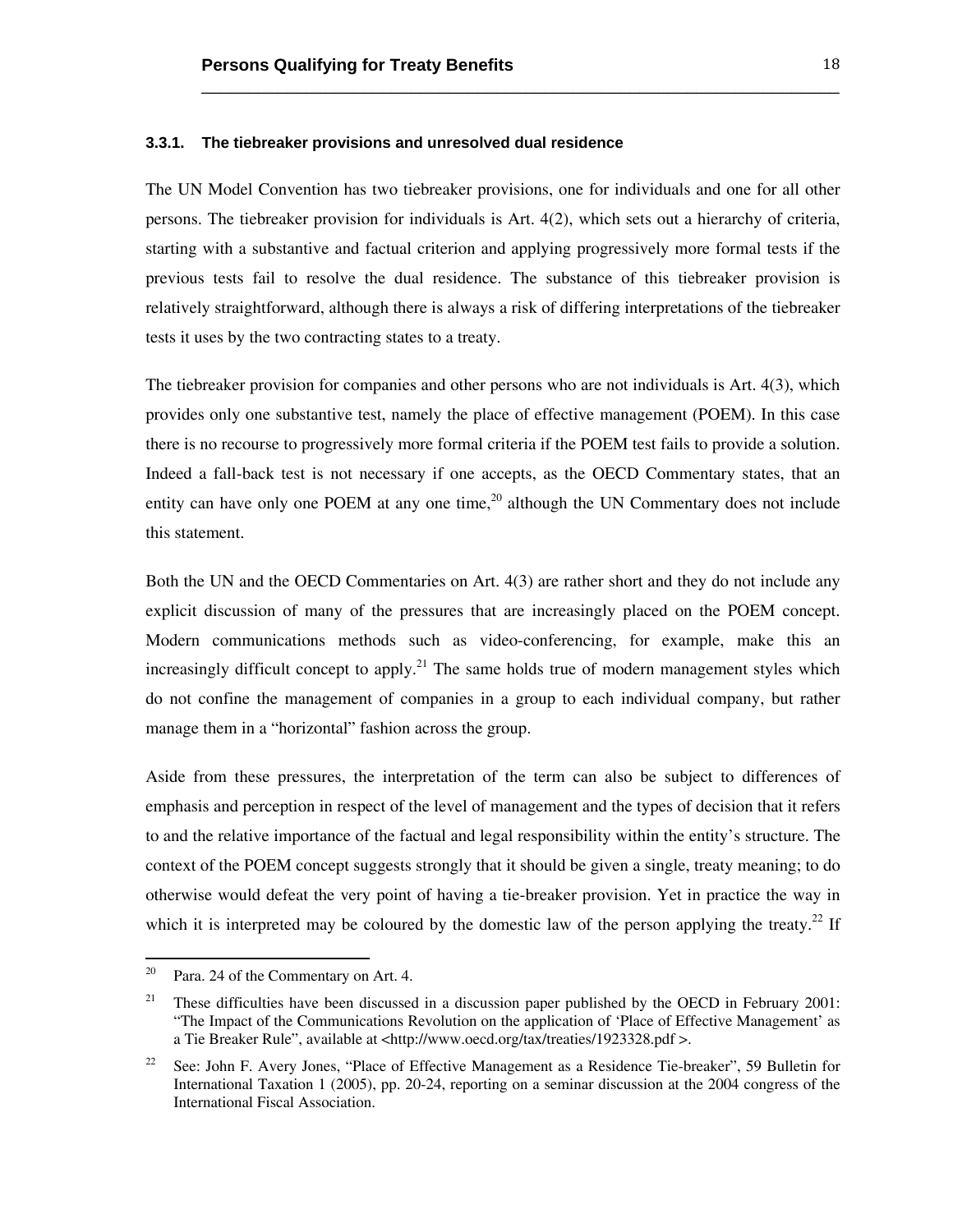### 3.3.1. The tiebreaker provisions and unresolved dual residence

The UN Model Convention has two tiebreaker provisions, one for individuals and one for all other persons. The tiebreaker provision for individuals is Art. 4(2), which sets out a hierarchy of criteria, starting with a substantive and factual criterion and applying progressively more formal tests if the previous tests fail to resolve the dual residence. The substance of this tiebreaker provision is relatively straightforward, although there is always a risk of differing interpretations of the tiebreaker tests it uses by the two contracting states to a treaty.

The tiebreaker provision for companies and other persons who are not individuals is Art. 4(3), which provides only one substantive test, namely the place of effective management (POEM). In this case there is no recourse to progressively more formal criteria if the POEM test fails to provide a solution. Indeed a fall-back test is not necessary if one accepts, as the OECD Commentary states, that an entity can have only one POEM at any one time,[20] although the UN Commentary does not include this statement.

Both the UN and the OECD Commentaries on Art. 4(3) are rather short and they do not include any explicit discussion of many of the pressures that are increasingly placed on the POEM concept. Modern communications methods such as video-conferencing, for example, make this an increasingly difficult concept to apply.[21] The same holds true of modern management styles which do not confine the management of companies in a group to each individual company, but rather manage them in a "horizontal" fashion across the group.

Aside from these pressures, the interpretation of the term can also be subject to differences of emphasis and perception in respect of the level of management and the types of decision that it refers to and the relative importance of the factual and legal responsibility within the entity's structure. The context of the POEM concept suggests strongly that it should be given a single, treaty meaning; to do otherwise would defeat the very point of having a tie-breaker provision. Yet in practice the way in which it is interpreted may be coloured by the domestic law of the person applying the treaty.[22] If

---

[20] Para. 24 of the Commentary on Art. 4.

[21] These difficulties have been discussed in a discussion paper published by the OECD in February 2001: "The Impact of the Communications Revolution on the application of 'Place of Effective Management' as a Tie Breaker Rule", available at <http://www.oecd.org/tax/treaties/1923328.pdf >.

[22] See: John F. Avery Jones, "Place of Effective Management as a Residence Tie-breaker", 59 Bulletin for International Taxation 1 (2005), pp. 20-24, reporting on a seminar discussion at the 2004 congress of the International Fiscal Association.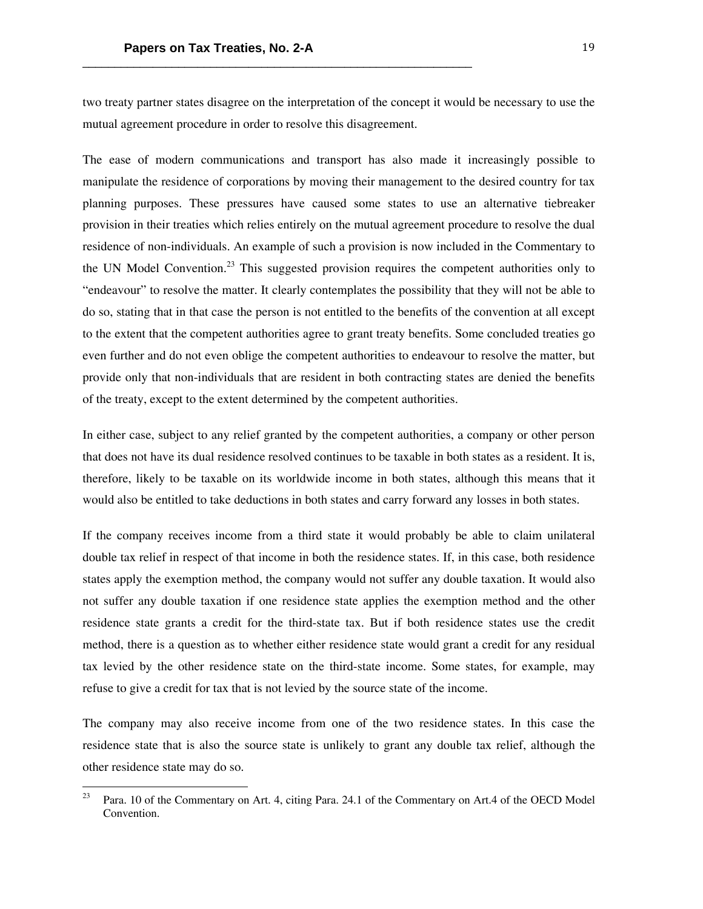two treaty partner states disagree on the interpretation of the concept it would be necessary to use the mutual agreement procedure in order to resolve this disagreement.

The ease of modern communications and transport has also made it increasingly possible to manipulate the residence of corporations by moving their management to the desired country for tax planning purposes. These pressures have caused some states to use an alternative tiebreaker provision in their treaties which relies entirely on the mutual agreement procedure to resolve the dual residence of non-individuals. An example of such a provision is now included in the Commentary to the UN Model Convention.[23] This suggested provision requires the competent authorities only to "endeavour" to resolve the matter. It clearly contemplates the possibility that they will not be able to do so, stating that in that case the person is not entitled to the benefits of the convention at all except to the extent that the competent authorities agree to grant treaty benefits. Some concluded treaties go even further and do not even oblige the competent authorities to endeavour to resolve the matter, but provide only that non-individuals that are resident in both contracting states are denied the benefits of the treaty, except to the extent determined by the competent authorities.

In either case, subject to any relief granted by the competent authorities, a company or other person that does not have its dual residence resolved continues to be taxable in both states as a resident. It is, therefore, likely to be taxable on its worldwide income in both states, although this means that it would also be entitled to take deductions in both states and carry forward any losses in both states.

If the company receives income from a third state it would probably be able to claim unilateral double tax relief in respect of that income in both the residence states. If, in this case, both residence states apply the exemption method, the company would not suffer any double taxation. It would also not suffer any double taxation if one residence state applies the exemption method and the other residence state grants a credit for the third-state tax. But if both residence states use the credit method, there is a question as to whether either residence state would grant a credit for any residual tax levied by the other residence state on the third-state income. Some states, for example, may refuse to give a credit for tax that is not levied by the source state of the income.

The company may also receive income from one of the two residence states. In this case the residence state that is also the source state is unlikely to grant any double tax relief, although the other residence state may do so.

---

[23] Para. 10 of the Commentary on Art. 4, citing Para. 24.1 of the Commentary on Art.4 of the OECD Model Convention.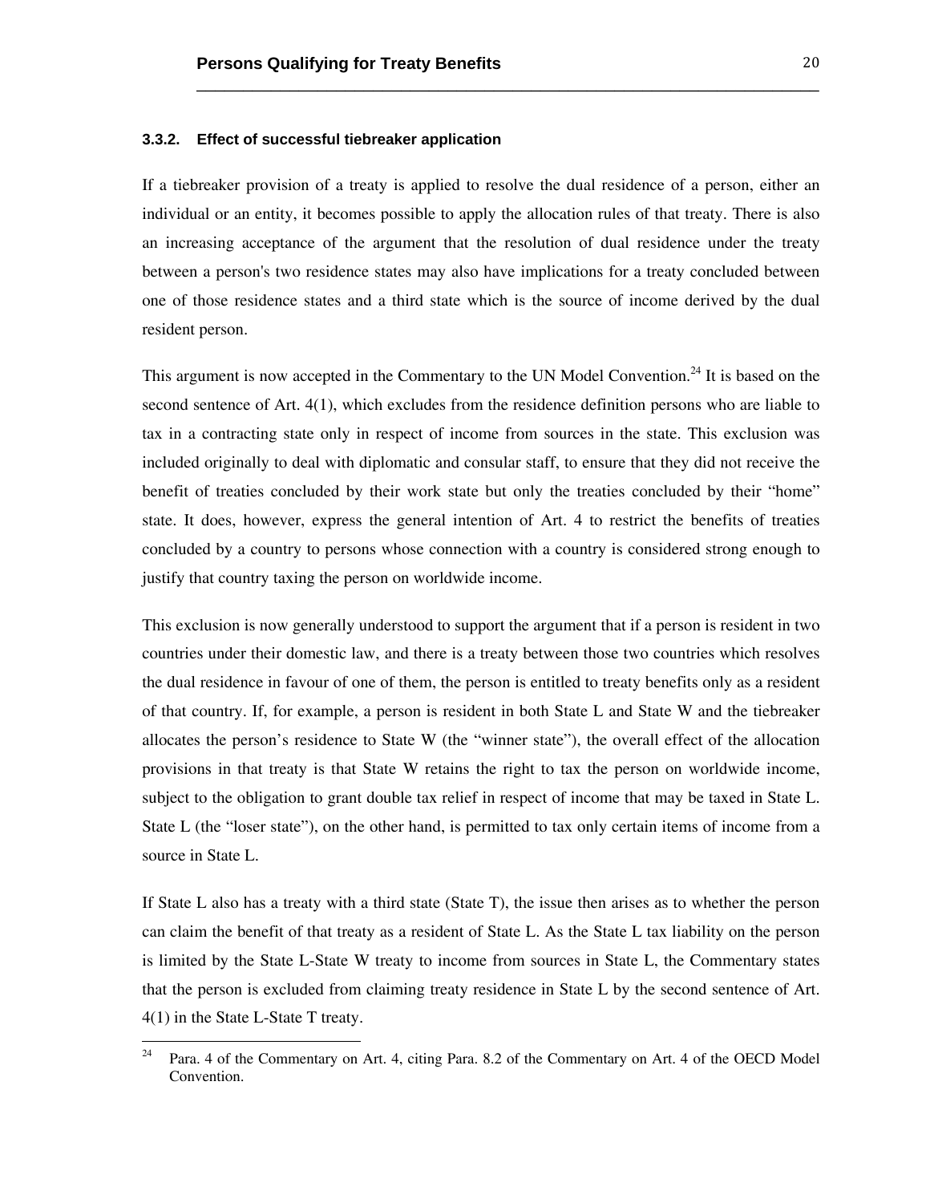### 3.3.2. Effect of successful tiebreaker application

If a tiebreaker provision of a treaty is applied to resolve the dual residence of a person, either an individual or an entity, it becomes possible to apply the allocation rules of that treaty. There is also an increasing acceptance of the argument that the resolution of dual residence under the treaty between a person's two residence states may also have implications for a treaty concluded between one of those residence states and a third state which is the source of income derived by the dual resident person.

This argument is now accepted in the Commentary to the UN Model Convention.[24] It is based on the second sentence of Art. 4(1), which excludes from the residence definition persons who are liable to tax in a contracting state only in respect of income from sources in the state. This exclusion was included originally to deal with diplomatic and consular staff, to ensure that they did not receive the benefit of treaties concluded by their work state but only the treaties concluded by their "home" state. It does, however, express the general intention of Art. 4 to restrict the benefits of treaties concluded by a country to persons whose connection with a country is considered strong enough to justify that country taxing the person on worldwide income.

This exclusion is now generally understood to support the argument that if a person is resident in two countries under their domestic law, and there is a treaty between those two countries which resolves the dual residence in favour of one of them, the person is entitled to treaty benefits only as a resident of that country. If, for example, a person is resident in both State L and State W and the tiebreaker allocates the person's residence to State W (the "winner state"), the overall effect of the allocation provisions in that treaty is that State W retains the right to tax the person on worldwide income, subject to the obligation to grant double tax relief in respect of income that may be taxed in State L. State L (the "loser state"), on the other hand, is permitted to tax only certain items of income from a source in State L.

If State L also has a treaty with a third state (State T), the issue then arises as to whether the person can claim the benefit of that treaty as a resident of State L. As the State L tax liability on the person is limited by the State L-State W treaty to income from sources in State L, the Commentary states that the person is excluded from claiming treaty residence in State L by the second sentence of Art. 4(1) in the State L-State T treaty.

---

[24] Para. 4 of the Commentary on Art. 4, citing Para. 8.2 of the Commentary on Art. 4 of the OECD Model Convention.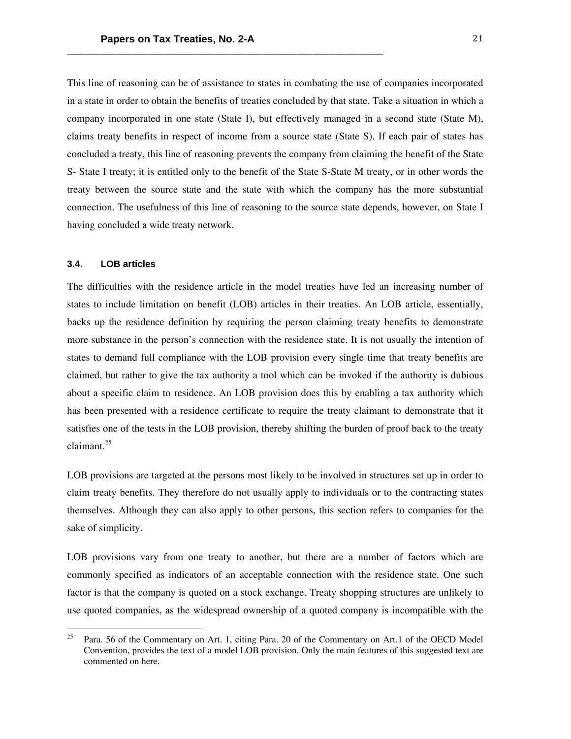This line of reasoning can be of assistance to states in combating the use of companies incorporated in a state in order to obtain the benefits of treaties concluded by that state. Take a situation in which a company incorporated in one state (State I), but effectively managed in a second state (State M), claims treaty benefits in respect of income from a source state (State S). If each pair of states has concluded a treaty, this line of reasoning prevents the company from claiming the benefit of the State S- State I treaty; it is entitled only to the benefit of the State S-State M treaty, or in other words the treaty between the source state and the state with which the company has the more substantial connection. The usefulness of this line of reasoning to the source state depends, however, on State I having concluded a wide treaty network.

### 3.4. LOB articles

The difficulties with the residence article in the model treaties have led an increasing number of states to include limitation on benefit (LOB) articles in their treaties. An LOB article, essentially, backs up the residence definition by requiring the person claiming treaty benefits to demonstrate more substance in the person's connection with the residence state. It is not usually the intention of states to demand full compliance with the LOB provision every single time that treaty benefits are claimed, but rather to give the tax authority a tool which can be invoked if the authority is dubious about a specific claim to residence. An LOB provision does this by enabling a tax authority which has been presented with a residence certificate to require the treaty claimant to demonstrate that it satisfies one of the tests in the LOB provision, thereby shifting the burden of proof back to the treaty claimant.[25]

LOB provisions are targeted at the persons most likely to be involved in structures set up in order to claim treaty benefits. They therefore do not usually apply to individuals or to the contracting states themselves. Although they can also apply to other persons, this section refers to companies for the sake of simplicity.

LOB provisions vary from one treaty to another, but there are a number of factors which are commonly specified as indicators of an acceptable connection with the residence state. One such factor is that the company is quoted on a stock exchange. Treaty shopping structures are unlikely to use quoted companies, as the widespread ownership of a quoted company is incompatible with the

---

[25] Para. 56 of the Commentary on Art. 1, citing Para. 20 of the Commentary on Art.1 of the OECD Model Convention, provides the text of a model LOB provision. Only the main features of this suggested text are commented on here.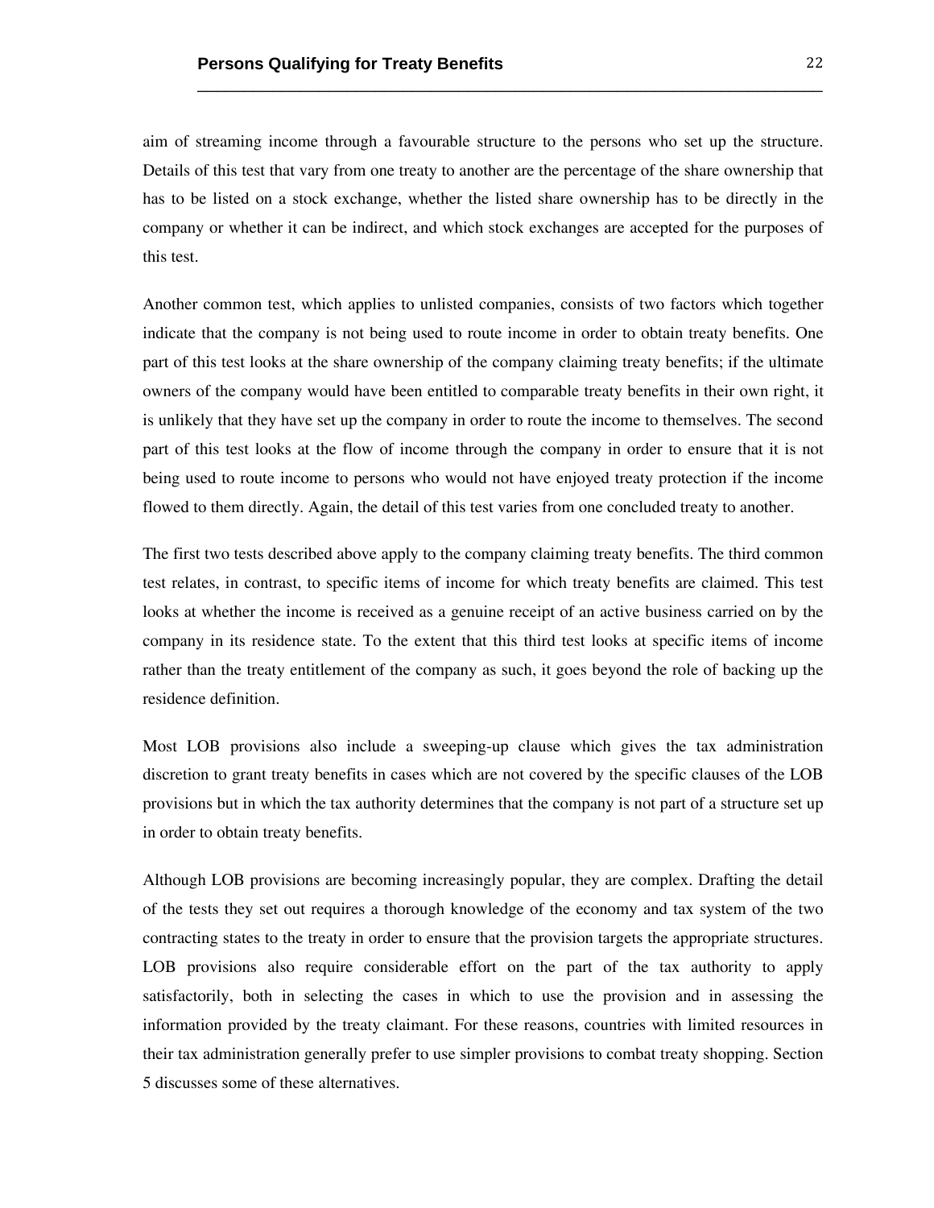aim of streaming income through a favourable structure to the persons who set up the structure. Details of this test that vary from one treaty to another are the percentage of the share ownership that has to be listed on a stock exchange, whether the listed share ownership has to be directly in the company or whether it can be indirect, and which stock exchanges are accepted for the purposes of this test.

Another common test, which applies to unlisted companies, consists of two factors which together indicate that the company is not being used to route income in order to obtain treaty benefits. One part of this test looks at the share ownership of the company claiming treaty benefits; if the ultimate owners of the company would have been entitled to comparable treaty benefits in their own right, it is unlikely that they have set up the company in order to route the income to themselves. The second part of this test looks at the flow of income through the company in order to ensure that it is not being used to route income to persons who would not have enjoyed treaty protection if the income flowed to them directly. Again, the detail of this test varies from one concluded treaty to another.

The first two tests described above apply to the company claiming treaty benefits. The third common test relates, in contrast, to specific items of income for which treaty benefits are claimed. This test looks at whether the income is received as a genuine receipt of an active business carried on by the company in its residence state. To the extent that this third test looks at specific items of income rather than the treaty entitlement of the company as such, it goes beyond the role of backing up the residence definition.

Most LOB provisions also include a sweeping-up clause which gives the tax administration discretion to grant treaty benefits in cases which are not covered by the specific clauses of the LOB provisions but in which the tax authority determines that the company is not part of a structure set up in order to obtain treaty benefits.

Although LOB provisions are becoming increasingly popular, they are complex. Drafting the detail of the tests they set out requires a thorough knowledge of the economy and tax system of the two contracting states to the treaty in order to ensure that the provision targets the appropriate structures. LOB provisions also require considerable effort on the part of the tax authority to apply satisfactorily, both in selecting the cases in which to use the provision and in assessing the information provided by the treaty claimant. For these reasons, countries with limited resources in their tax administration generally prefer to use simpler provisions to combat treaty shopping. Section 5 discusses some of these alternatives.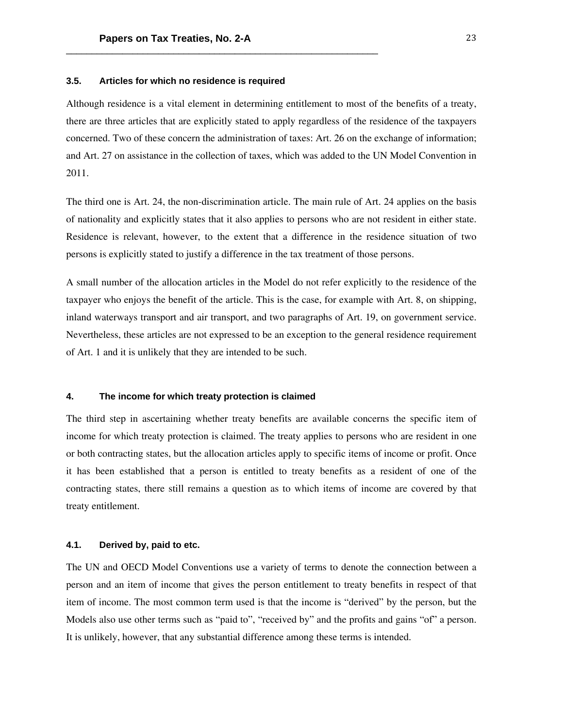### 3.5. Articles for which no residence is required

Although residence is a vital element in determining entitlement to most of the benefits of a treaty, there are three articles that are explicitly stated to apply regardless of the residence of the taxpayers concerned. Two of these concern the administration of taxes: Art. 26 on the exchange of information; and Art. 27 on assistance in the collection of taxes, which was added to the UN Model Convention in 2011.

The third one is Art. 24, the non-discrimination article. The main rule of Art. 24 applies on the basis of nationality and explicitly states that it also applies to persons who are not resident in either state. Residence is relevant, however, to the extent that a difference in the residence situation of two persons is explicitly stated to justify a difference in the tax treatment of those persons.

A small number of the allocation articles in the Model do not refer explicitly to the residence of the taxpayer who enjoys the benefit of the article. This is the case, for example with Art. 8, on shipping, inland waterways transport and air transport, and two paragraphs of Art. 19, on government service. Nevertheless, these articles are not expressed to be an exception to the general residence requirement of Art. 1 and it is unlikely that they are intended to be such.

## 4. The income for which treaty protection is claimed

The third step in ascertaining whether treaty benefits are available concerns the specific item of income for which treaty protection is claimed. The treaty applies to persons who are resident in one or both contracting states, but the allocation articles apply to specific items of income or profit. Once it has been established that a person is entitled to treaty benefits as a resident of one of the contracting states, there still remains a question as to which items of income are covered by that treaty entitlement.

### 4.1. Derived by, paid to etc.

The UN and OECD Model Conventions use a variety of terms to denote the connection between a person and an item of income that gives the person entitlement to treaty benefits in respect of that item of income. The most common term used is that the income is "derived" by the person, but the Models also use other terms such as "paid to", "received by" and the profits and gains "of" a person. It is unlikely, however, that any substantial difference among these terms is intended.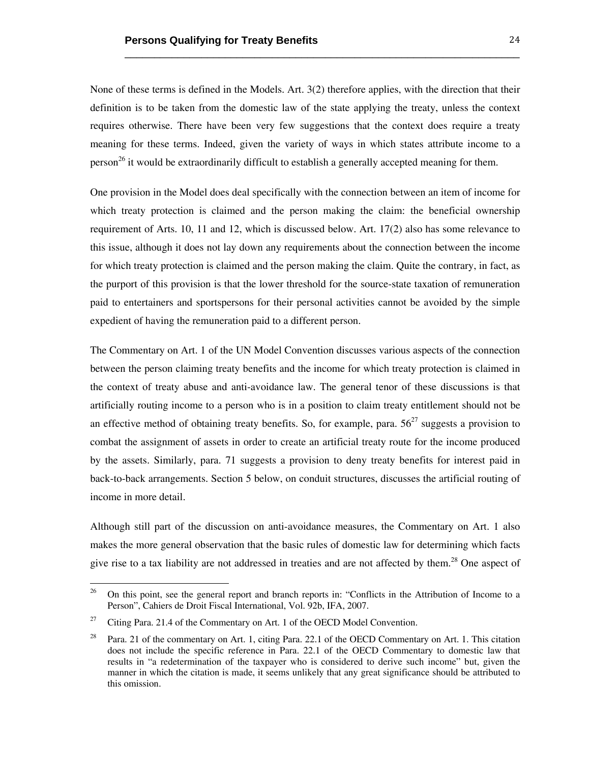None of these terms is defined in the Models. Art. 3(2) therefore applies, with the direction that their definition is to be taken from the domestic law of the state applying the treaty, unless the context requires otherwise. There have been very few suggestions that the context does require a treaty meaning for these terms. Indeed, given the variety of ways in which states attribute income to a person[26] it would be extraordinarily difficult to establish a generally accepted meaning for them.

One provision in the Model does deal specifically with the connection between an item of income for which treaty protection is claimed and the person making the claim: the beneficial ownership requirement of Arts. 10, 11 and 12, which is discussed below. Art. 17(2) also has some relevance to this issue, although it does not lay down any requirements about the connection between the income for which treaty protection is claimed and the person making the claim. Quite the contrary, in fact, as the purport of this provision is that the lower threshold for the source-state taxation of remuneration paid to entertainers and sportspersons for their personal activities cannot be avoided by the simple expedient of having the remuneration paid to a different person.

The Commentary on Art. 1 of the UN Model Convention discusses various aspects of the connection between the person claiming treaty benefits and the income for which treaty protection is claimed in the context of treaty abuse and anti-avoidance law. The general tenor of these discussions is that artificially routing income to a person who is in a position to claim treaty entitlement should not be an effective method of obtaining treaty benefits. So, for example, para. 56[27] suggests a provision to combat the assignment of assets in order to create an artificial treaty route for the income produced by the assets. Similarly, para. 71 suggests a provision to deny treaty benefits for interest paid in back-to-back arrangements. Section 5 below, on conduit structures, discusses the artificial routing of income in more detail.

Although still part of the discussion on anti-avoidance measures, the Commentary on Art. 1 also makes the more general observation that the basic rules of domestic law for determining which facts give rise to a tax liability are not addressed in treaties and are not affected by them.[28] One aspect of

---

[26] On this point, see the general report and branch reports in: "Conflicts in the Attribution of Income to a Person", Cahiers de Droit Fiscal International, Vol. 92b, IFA, 2007.

[27] Citing Para. 21.4 of the Commentary on Art. 1 of the OECD Model Convention.

[28] Para. 21 of the commentary on Art. 1, citing Para. 22.1 of the OECD Commentary on Art. 1. This citation does not include the specific reference in Para. 22.1 of the OECD Commentary to domestic law that results in "a redetermination of the taxpayer who is considered to derive such income" but, given the manner in which the citation is made, it seems unlikely that any great significance should be attributed to this omission.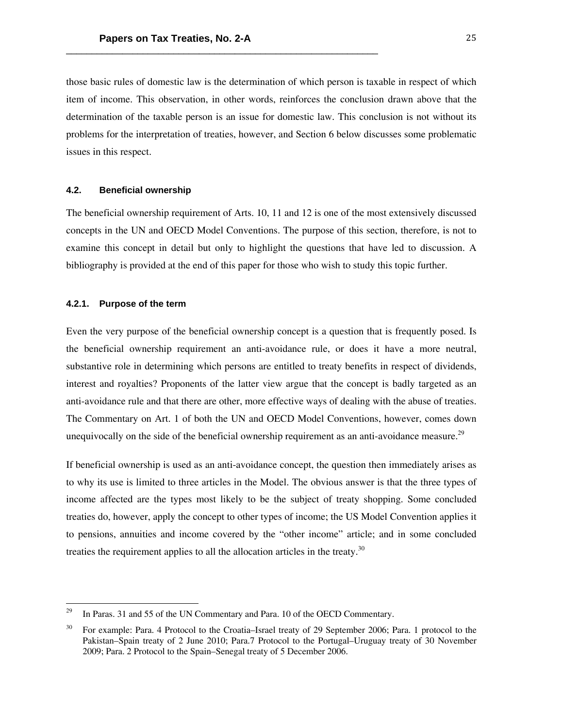those basic rules of domestic law is the determination of which person is taxable in respect of which item of income. This observation, in other words, reinforces the conclusion drawn above that the determination of the taxable person is an issue for domestic law. This conclusion is not without its problems for the interpretation of treaties, however, and Section 6 below discusses some problematic issues in this respect.

### 4.2. Beneficial ownership

The beneficial ownership requirement of Arts. 10, 11 and 12 is one of the most extensively discussed concepts in the UN and OECD Model Conventions. The purpose of this section, therefore, is not to examine this concept in detail but only to highlight the questions that have led to discussion. A bibliography is provided at the end of this paper for those who wish to study this topic further.

#### 4.2.1. Purpose of the term

Even the very purpose of the beneficial ownership concept is a question that is frequently posed. Is the beneficial ownership requirement an anti-avoidance rule, or does it have a more neutral, substantive role in determining which persons are entitled to treaty benefits in respect of dividends, interest and royalties? Proponents of the latter view argue that the concept is badly targeted as an anti-avoidance rule and that there are other, more effective ways of dealing with the abuse of treaties. The Commentary on Art. 1 of both the UN and OECD Model Conventions, however, comes down unequivocally on the side of the beneficial ownership requirement as an anti-avoidance measure.[29]

If beneficial ownership is used as an anti-avoidance concept, the question then immediately arises as to why its use is limited to three articles in the Model. The obvious answer is that the three types of income affected are the types most likely to be the subject of treaty shopping. Some concluded treaties do, however, apply the concept to other types of income; the US Model Convention applies it to pensions, annuities and income covered by the "other income" article; and in some concluded treaties the requirement applies to all the allocation articles in the treaty.[30]

---

[29] In Paras. 31 and 55 of the UN Commentary and Para. 10 of the OECD Commentary.

[30] For example: Para. 4 Protocol to the Croatia–Israel treaty of 29 September 2006; Para. 1 protocol to the Pakistan–Spain treaty of 2 June 2010; Para.7 Protocol to the Portugal–Uruguay treaty of 30 November 2009; Para. 2 Protocol to the Spain–Senegal treaty of 5 December 2006.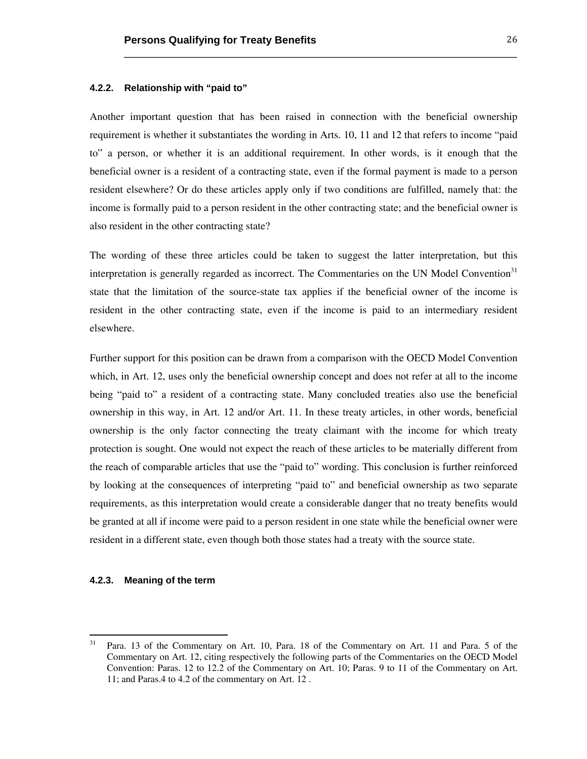#### 4.2.2. Relationship with "paid to"

Another important question that has been raised in connection with the beneficial ownership requirement is whether it substantiates the wording in Arts. 10, 11 and 12 that refers to income "paid to" a person, or whether it is an additional requirement. In other words, is it enough that the beneficial owner is a resident of a contracting state, even if the formal payment is made to a person resident elsewhere? Or do these articles apply only if two conditions are fulfilled, namely that: the income is formally paid to a person resident in the other contracting state; and the beneficial owner is also resident in the other contracting state?

The wording of these three articles could be taken to suggest the latter interpretation, but this interpretation is generally regarded as incorrect. The Commentaries on the UN Model Convention[31] state that the limitation of the source-state tax applies if the beneficial owner of the income is resident in the other contracting state, even if the income is paid to an intermediary resident elsewhere.

Further support for this position can be drawn from a comparison with the OECD Model Convention which, in Art. 12, uses only the beneficial ownership concept and does not refer at all to the income being "paid to" a resident of a contracting state. Many concluded treaties also use the beneficial ownership in this way, in Art. 12 and/or Art. 11. In these treaty articles, in other words, beneficial ownership is the only factor connecting the treaty claimant with the income for which treaty protection is sought. One would not expect the reach of these articles to be materially different from the reach of comparable articles that use the "paid to" wording. This conclusion is further reinforced by looking at the consequences of interpreting "paid to" and beneficial ownership as two separate requirements, as this interpretation would create a considerable danger that no treaty benefits would be granted at all if income were paid to a person resident in one state while the beneficial owner were resident in a different state, even though both those states had a treaty with the source state.

#### 4.2.3. Meaning of the term

[31] Para. 13 of the Commentary on Art. 10, Para. 18 of the Commentary on Art. 11 and Para. 5 of the Commentary on Art. 12, citing respectively the following parts of the Commentaries on the OECD Model Convention: Paras. 12 to 12.2 of the Commentary on Art. 10; Paras. 9 to 11 of the Commentary on Art. 11; and Paras.4 to 4.2 of the commentary on Art. 12 .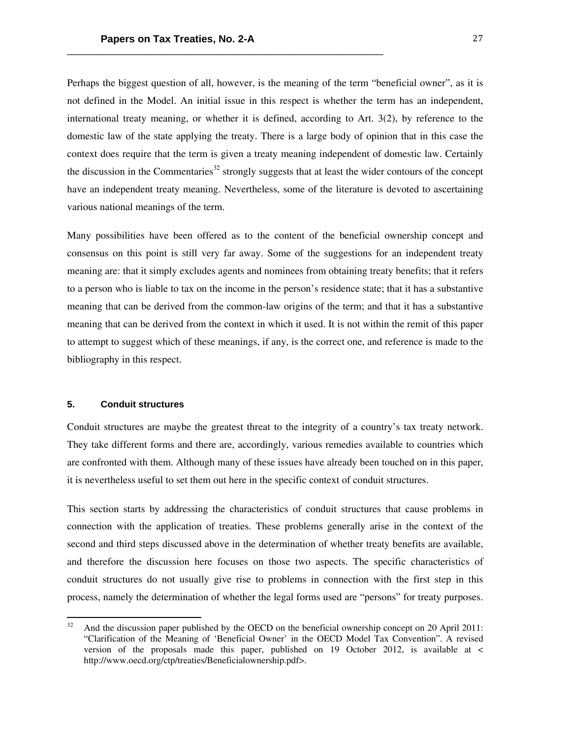Perhaps the biggest question of all, however, is the meaning of the term "beneficial owner", as it is not defined in the Model. An initial issue in this respect is whether the term has an independent, international treaty meaning, or whether it is defined, according to Art. 3(2), by reference to the domestic law of the state applying the treaty. There is a large body of opinion that in this case the context does require that the term is given a treaty meaning independent of domestic law. Certainly the discussion in the Commentaries[32] strongly suggests that at least the wider contours of the concept have an independent treaty meaning. Nevertheless, some of the literature is devoted to ascertaining various national meanings of the term.

Many possibilities have been offered as to the content of the beneficial ownership concept and consensus on this point is still very far away. Some of the suggestions for an independent treaty meaning are: that it simply excludes agents and nominees from obtaining treaty benefits; that it refers to a person who is liable to tax on the income in the person's residence state; that it has a substantive meaning that can be derived from the common-law origins of the term; and that it has a substantive meaning that can be derived from the context in which it used. It is not within the remit of this paper to attempt to suggest which of these meanings, if any, is the correct one, and reference is made to the bibliography in this respect.

### 5. Conduit structures

Conduit structures are maybe the greatest threat to the integrity of a country's tax treaty network. They take different forms and there are, accordingly, various remedies available to countries which are confronted with them. Although many of these issues have already been touched on in this paper, it is nevertheless useful to set them out here in the specific context of conduit structures.

This section starts by addressing the characteristics of conduit structures that cause problems in connection with the application of treaties. These problems generally arise in the context of the second and third steps discussed above in the determination of whether treaty benefits are available, and therefore the discussion here focuses on those two aspects. The specific characteristics of conduit structures do not usually give rise to problems in connection with the first step in this process, namely the determination of whether the legal forms used are "persons" for treaty purposes.

---

[32] And the discussion paper published by the OECD on the beneficial ownership concept on 20 April 2011: "Clarification of the Meaning of 'Beneficial Owner' in the OECD Model Tax Convention". A revised version of the proposals made this paper, published on 19 October 2012, is available at < http://www.oecd.org/ctp/treaties/Beneficialownership.pdf>.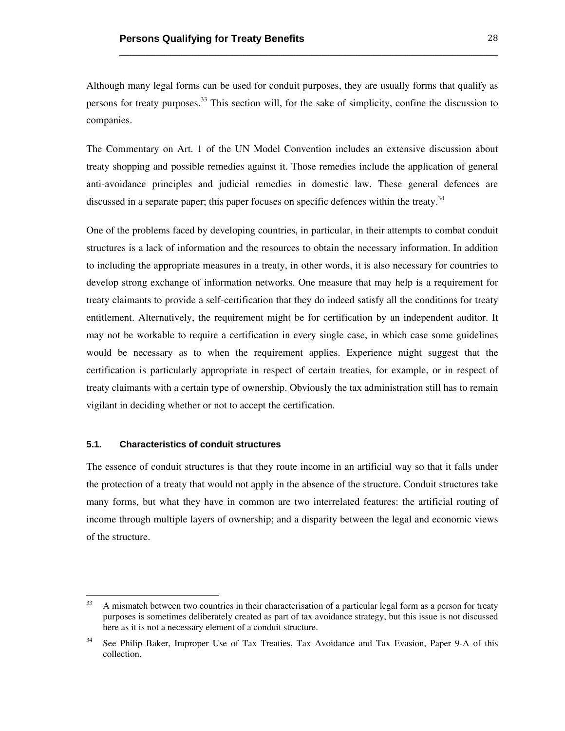Although many legal forms can be used for conduit purposes, they are usually forms that qualify as persons for treaty purposes.[33] This section will, for the sake of simplicity, confine the discussion to companies.

The Commentary on Art. 1 of the UN Model Convention includes an extensive discussion about treaty shopping and possible remedies against it. Those remedies include the application of general anti-avoidance principles and judicial remedies in domestic law. These general defences are discussed in a separate paper; this paper focuses on specific defences within the treaty.[34]

One of the problems faced by developing countries, in particular, in their attempts to combat conduit structures is a lack of information and the resources to obtain the necessary information. In addition to including the appropriate measures in a treaty, in other words, it is also necessary for countries to develop strong exchange of information networks. One measure that may help is a requirement for treaty claimants to provide a self-certification that they do indeed satisfy all the conditions for treaty entitlement. Alternatively, the requirement might be for certification by an independent auditor. It may not be workable to require a certification in every single case, in which case some guidelines would be necessary as to when the requirement applies. Experience might suggest that the certification is particularly appropriate in respect of certain treaties, for example, or in respect of treaty claimants with a certain type of ownership. Obviously the tax administration still has to remain vigilant in deciding whether or not to accept the certification.

### 5.1. Characteristics of conduit structures

The essence of conduit structures is that they route income in an artificial way so that it falls under the protection of a treaty that would not apply in the absence of the structure. Conduit structures take many forms, but what they have in common are two interrelated features: the artificial routing of income through multiple layers of ownership; and a disparity between the legal and economic views of the structure.

---

[33] A mismatch between two countries in their characterisation of a particular legal form as a person for treaty purposes is sometimes deliberately created as part of tax avoidance strategy, but this issue is not discussed here as it is not a necessary element of a conduit structure.

[34] See Philip Baker, Improper Use of Tax Treaties, Tax Avoidance and Tax Evasion, Paper 9-A of this collection.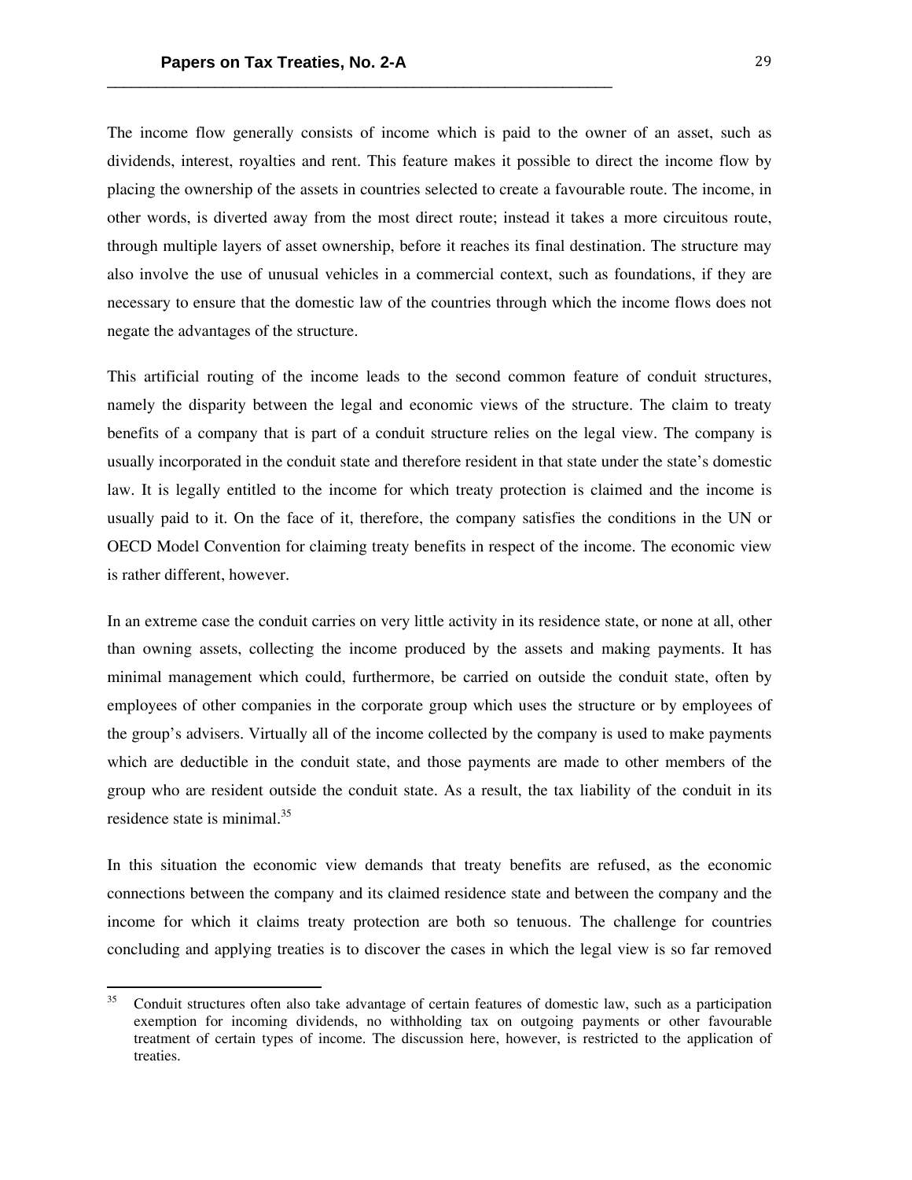The income flow generally consists of income which is paid to the owner of an asset, such as dividends, interest, royalties and rent. This feature makes it possible to direct the income flow by placing the ownership of the assets in countries selected to create a favourable route. The income, in other words, is diverted away from the most direct route; instead it takes a more circuitous route, through multiple layers of asset ownership, before it reaches its final destination. The structure may also involve the use of unusual vehicles in a commercial context, such as foundations, if they are necessary to ensure that the domestic law of the countries through which the income flows does not negate the advantages of the structure.

This artificial routing of the income leads to the second common feature of conduit structures, namely the disparity between the legal and economic views of the structure. The claim to treaty benefits of a company that is part of a conduit structure relies on the legal view. The company is usually incorporated in the conduit state and therefore resident in that state under the state's domestic law. It is legally entitled to the income for which treaty protection is claimed and the income is usually paid to it. On the face of it, therefore, the company satisfies the conditions in the UN or OECD Model Convention for claiming treaty benefits in respect of the income. The economic view is rather different, however.

In an extreme case the conduit carries on very little activity in its residence state, or none at all, other than owning assets, collecting the income produced by the assets and making payments. It has minimal management which could, furthermore, be carried on outside the conduit state, often by employees of other companies in the corporate group which uses the structure or by employees of the group's advisers. Virtually all of the income collected by the company is used to make payments which are deductible in the conduit state, and those payments are made to other members of the group who are resident outside the conduit state. As a result, the tax liability of the conduit in its residence state is minimal.[35]

In this situation the economic view demands that treaty benefits are refused, as the economic connections between the company and its claimed residence state and between the company and the income for which it claims treaty protection are both so tenuous. The challenge for countries concluding and applying treaties is to discover the cases in which the legal view is so far removed

[35] Conduit structures often also take advantage of certain features of domestic law, such as a participation exemption for incoming dividends, no withholding tax on outgoing payments or other favourable treatment of certain types of income. The discussion here, however, is restricted to the application of treaties.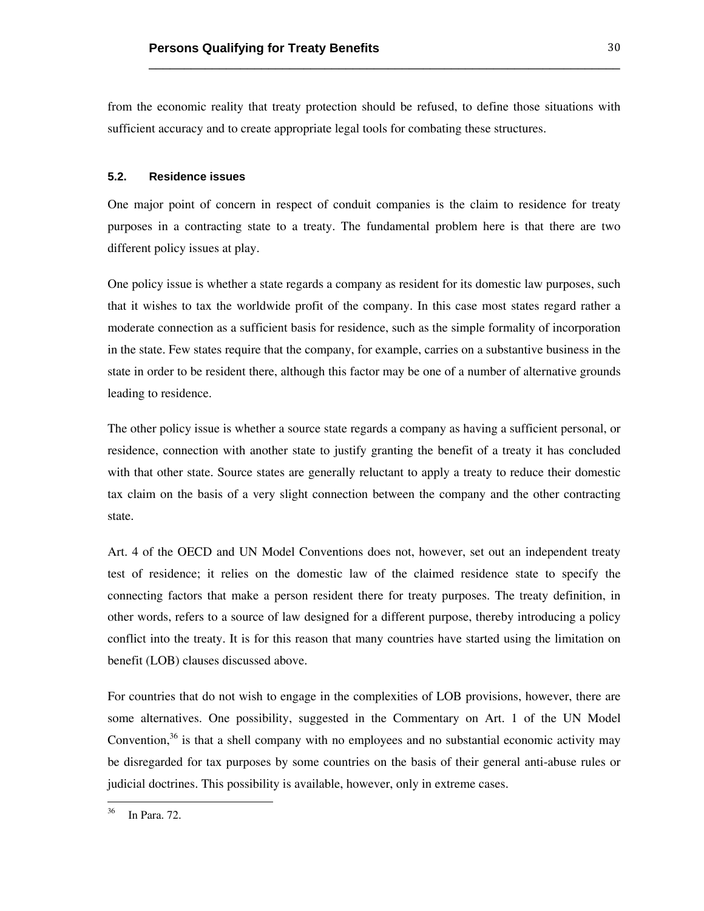from the economic reality that treaty protection should be refused, to define those situations with sufficient accuracy and to create appropriate legal tools for combating these structures.

### 5.2. Residence issues

One major point of concern in respect of conduit companies is the claim to residence for treaty purposes in a contracting state to a treaty. The fundamental problem here is that there are two different policy issues at play.

One policy issue is whether a state regards a company as resident for its domestic law purposes, such that it wishes to tax the worldwide profit of the company. In this case most states regard rather a moderate connection as a sufficient basis for residence, such as the simple formality of incorporation in the state. Few states require that the company, for example, carries on a substantive business in the state in order to be resident there, although this factor may be one of a number of alternative grounds leading to residence.

The other policy issue is whether a source state regards a company as having a sufficient personal, or residence, connection with another state to justify granting the benefit of a treaty it has concluded with that other state. Source states are generally reluctant to apply a treaty to reduce their domestic tax claim on the basis of a very slight connection between the company and the other contracting state.

Art. 4 of the OECD and UN Model Conventions does not, however, set out an independent treaty test of residence; it relies on the domestic law of the claimed residence state to specify the connecting factors that make a person resident there for treaty purposes. The treaty definition, in other words, refers to a source of law designed for a different purpose, thereby introducing a policy conflict into the treaty. It is for this reason that many countries have started using the limitation on benefit (LOB) clauses discussed above.

For countries that do not wish to engage in the complexities of LOB provisions, however, there are some alternatives. One possibility, suggested in the Commentary on Art. 1 of the UN Model Convention,[36] is that a shell company with no employees and no substantial economic activity may be disregarded for tax purposes by some countries on the basis of their general anti-abuse rules or judicial doctrines. This possibility is available, however, only in extreme cases.

[36] In Para. 72.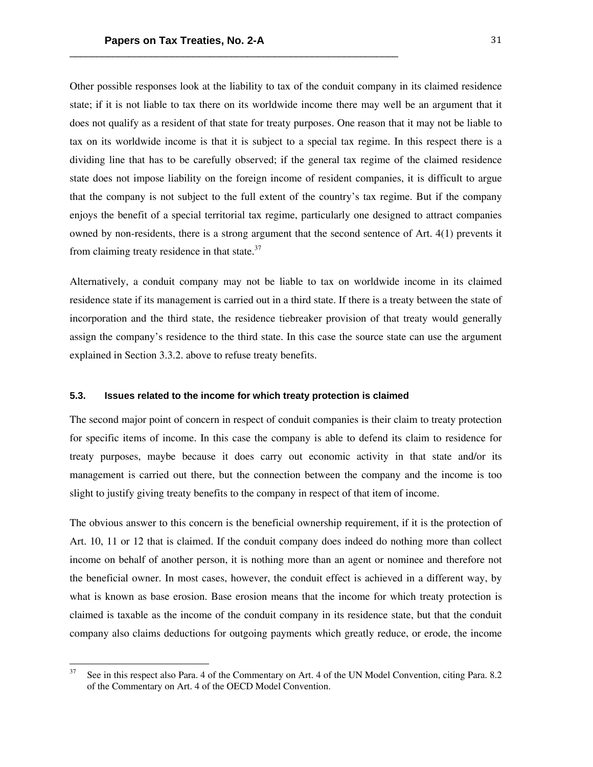Other possible responses look at the liability to tax of the conduit company in its claimed residence state; if it is not liable to tax there on its worldwide income there may well be an argument that it does not qualify as a resident of that state for treaty purposes. One reason that it may not be liable to tax on its worldwide income is that it is subject to a special tax regime. In this respect there is a dividing line that has to be carefully observed; if the general tax regime of the claimed residence state does not impose liability on the foreign income of resident companies, it is difficult to argue that the company is not subject to the full extent of the country's tax regime. But if the company enjoys the benefit of a special territorial tax regime, particularly one designed to attract companies owned by non-residents, there is a strong argument that the second sentence of Art. 4(1) prevents it from claiming treaty residence in that state.[37]

Alternatively, a conduit company may not be liable to tax on worldwide income in its claimed residence state if its management is carried out in a third state. If there is a treaty between the state of incorporation and the third state, the residence tiebreaker provision of that treaty would generally assign the company's residence to the third state. In this case the source state can use the argument explained in Section 3.3.2. above to refuse treaty benefits.

### 5.3. Issues related to the income for which treaty protection is claimed

The second major point of concern in respect of conduit companies is their claim to treaty protection for specific items of income. In this case the company is able to defend its claim to residence for treaty purposes, maybe because it does carry out economic activity in that state and/or its management is carried out there, but the connection between the company and the income is too slight to justify giving treaty benefits to the company in respect of that item of income.

The obvious answer to this concern is the beneficial ownership requirement, if it is the protection of Art. 10, 11 or 12 that is claimed. If the conduit company does indeed do nothing more than collect income on behalf of another person, it is nothing more than an agent or nominee and therefore not the beneficial owner. In most cases, however, the conduit effect is achieved in a different way, by what is known as base erosion. Base erosion means that the income for which treaty protection is claimed is taxable as the income of the conduit company in its residence state, but that the conduit company also claims deductions for outgoing payments which greatly reduce, or erode, the income

---

[37] See in this respect also Para. 4 of the Commentary on Art. 4 of the UN Model Convention, citing Para. 8.2 of the Commentary on Art. 4 of the OECD Model Convention.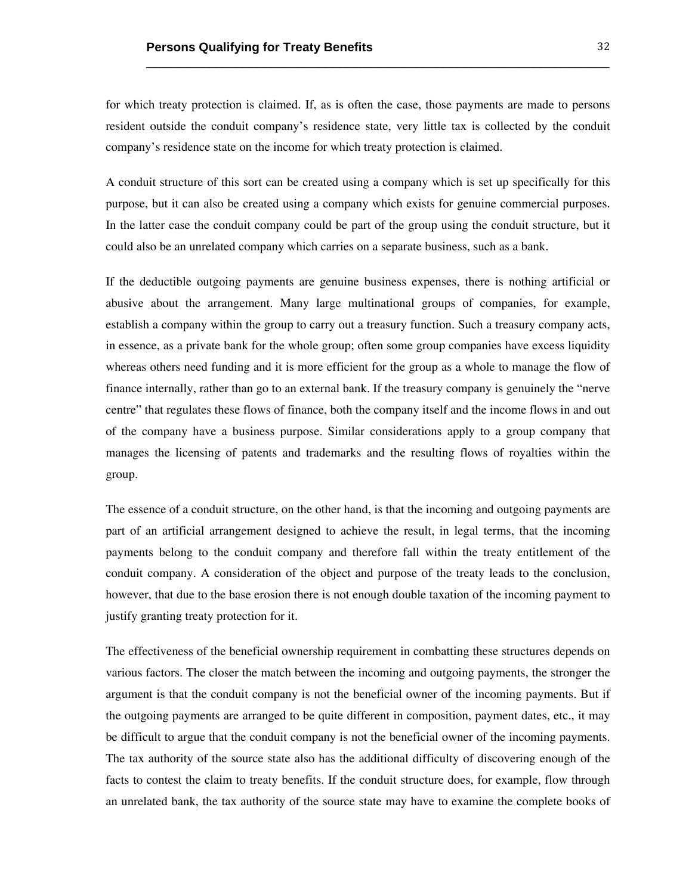for which treaty protection is claimed. If, as is often the case, those payments are made to persons resident outside the conduit company's residence state, very little tax is collected by the conduit company's residence state on the income for which treaty protection is claimed.

A conduit structure of this sort can be created using a company which is set up specifically for this purpose, but it can also be created using a company which exists for genuine commercial purposes. In the latter case the conduit company could be part of the group using the conduit structure, but it could also be an unrelated company which carries on a separate business, such as a bank.

If the deductible outgoing payments are genuine business expenses, there is nothing artificial or abusive about the arrangement. Many large multinational groups of companies, for example, establish a company within the group to carry out a treasury function. Such a treasury company acts, in essence, as a private bank for the whole group; often some group companies have excess liquidity whereas others need funding and it is more efficient for the group as a whole to manage the flow of finance internally, rather than go to an external bank. If the treasury company is genuinely the "nerve centre" that regulates these flows of finance, both the company itself and the income flows in and out of the company have a business purpose. Similar considerations apply to a group company that manages the licensing of patents and trademarks and the resulting flows of royalties within the group.

The essence of a conduit structure, on the other hand, is that the incoming and outgoing payments are part of an artificial arrangement designed to achieve the result, in legal terms, that the incoming payments belong to the conduit company and therefore fall within the treaty entitlement of the conduit company. A consideration of the object and purpose of the treaty leads to the conclusion, however, that due to the base erosion there is not enough double taxation of the incoming payment to justify granting treaty protection for it.

The effectiveness of the beneficial ownership requirement in combatting these structures depends on various factors. The closer the match between the incoming and outgoing payments, the stronger the argument is that the conduit company is not the beneficial owner of the incoming payments. But if the outgoing payments are arranged to be quite different in composition, payment dates, etc., it may be difficult to argue that the conduit company is not the beneficial owner of the incoming payments. The tax authority of the source state also has the additional difficulty of discovering enough of the facts to contest the claim to treaty benefits. If the conduit structure does, for example, flow through an unrelated bank, the tax authority of the source state may have to examine the complete books of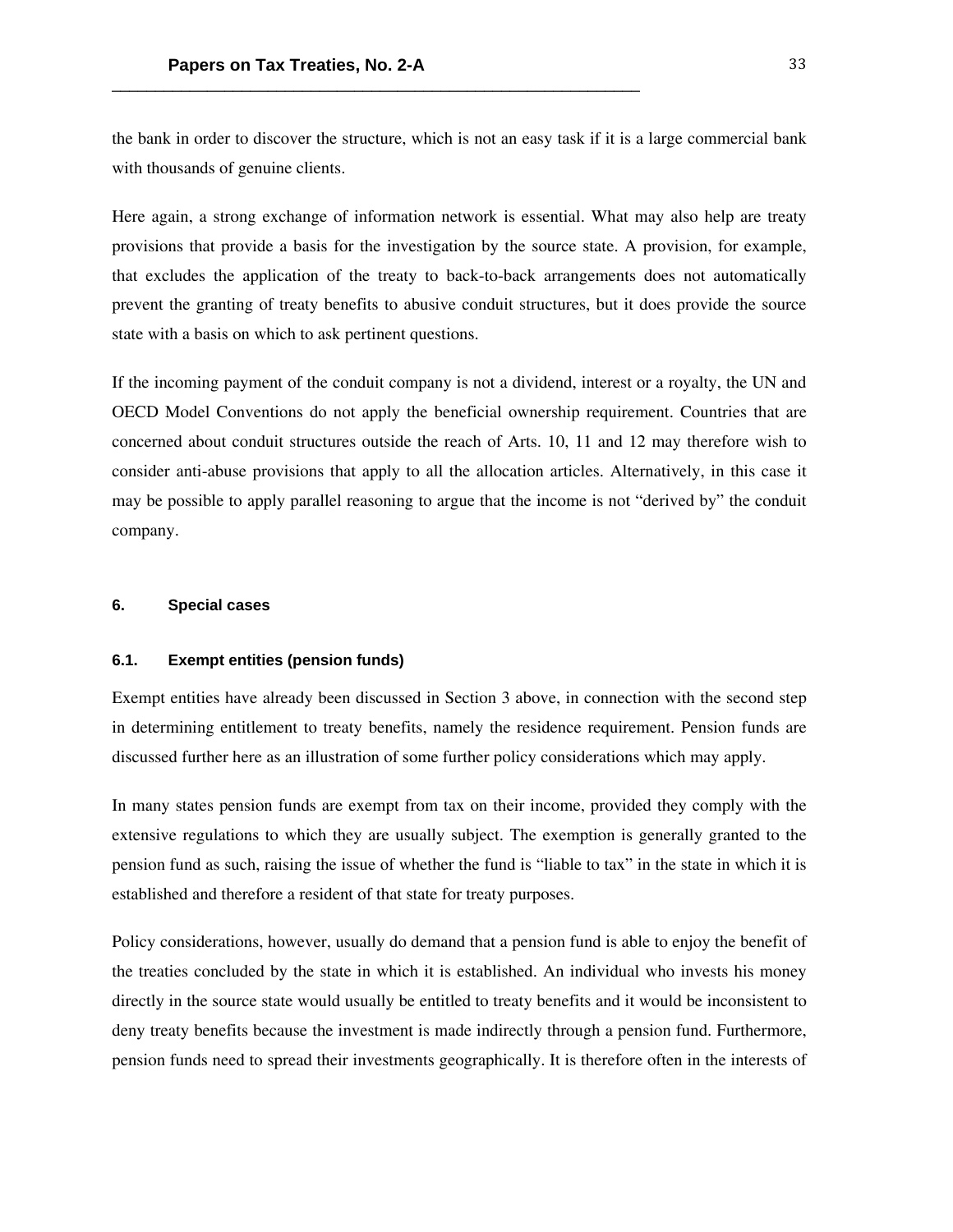the bank in order to discover the structure, which is not an easy task if it is a large commercial bank with thousands of genuine clients.

Here again, a strong exchange of information network is essential. What may also help are treaty provisions that provide a basis for the investigation by the source state. A provision, for example, that excludes the application of the treaty to back-to-back arrangements does not automatically prevent the granting of treaty benefits to abusive conduit structures, but it does provide the source state with a basis on which to ask pertinent questions.

If the incoming payment of the conduit company is not a dividend, interest or a royalty, the UN and OECD Model Conventions do not apply the beneficial ownership requirement. Countries that are concerned about conduit structures outside the reach of Arts. 10, 11 and 12 may therefore wish to consider anti-abuse provisions that apply to all the allocation articles. Alternatively, in this case it may be possible to apply parallel reasoning to argue that the income is not "derived by" the conduit company.

## 6. Special cases

### 6.1. Exempt entities (pension funds)

Exempt entities have already been discussed in Section 3 above, in connection with the second step in determining entitlement to treaty benefits, namely the residence requirement. Pension funds are discussed further here as an illustration of some further policy considerations which may apply.

In many states pension funds are exempt from tax on their income, provided they comply with the extensive regulations to which they are usually subject. The exemption is generally granted to the pension fund as such, raising the issue of whether the fund is "liable to tax" in the state in which it is established and therefore a resident of that state for treaty purposes.

Policy considerations, however, usually do demand that a pension fund is able to enjoy the benefit of the treaties concluded by the state in which it is established. An individual who invests his money directly in the source state would usually be entitled to treaty benefits and it would be inconsistent to deny treaty benefits because the investment is made indirectly through a pension fund. Furthermore, pension funds need to spread their investments geographically. It is therefore often in the interests of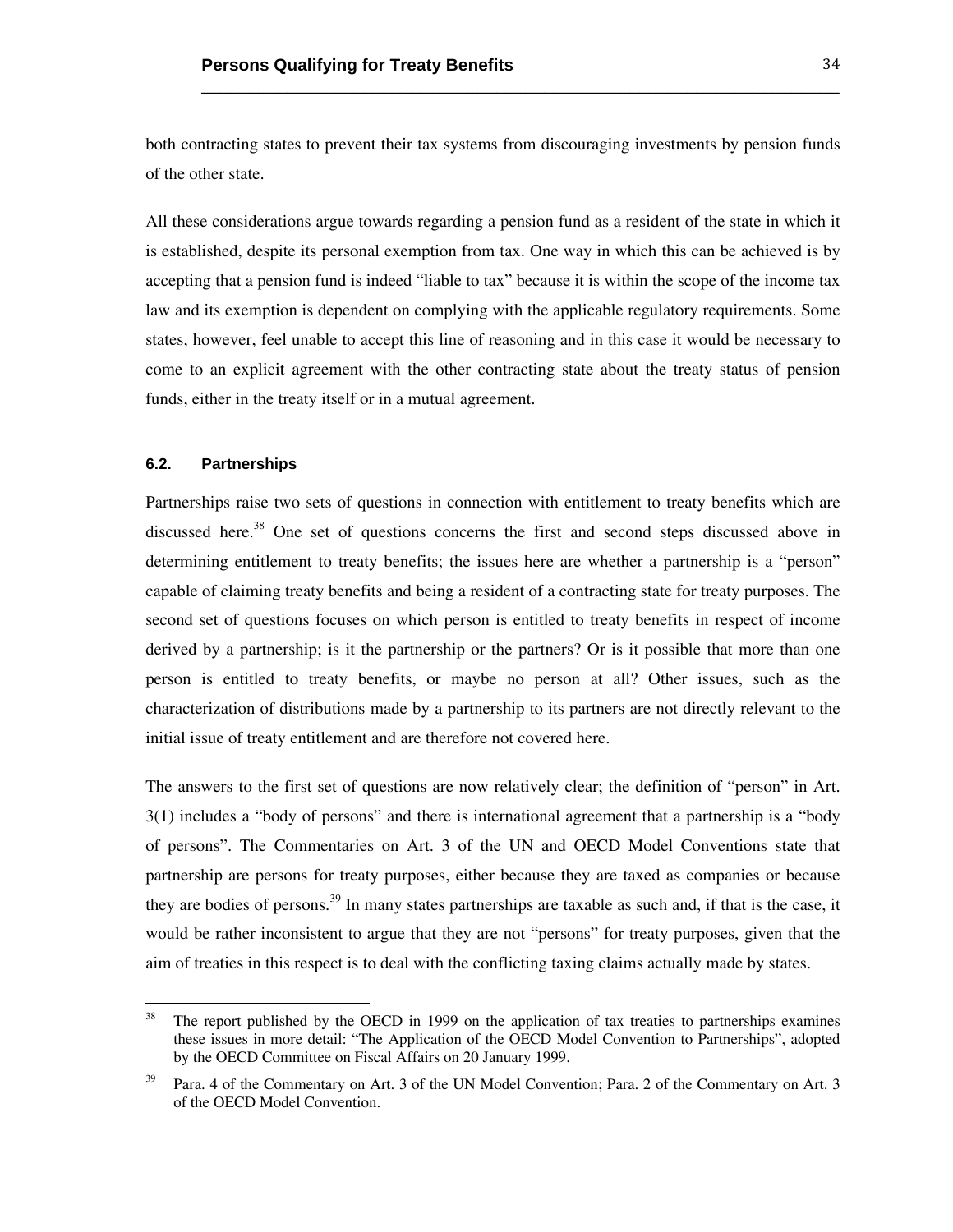both contracting states to prevent their tax systems from discouraging investments by pension funds of the other state.

All these considerations argue towards regarding a pension fund as a resident of the state in which it is established, despite its personal exemption from tax. One way in which this can be achieved is by accepting that a pension fund is indeed "liable to tax" because it is within the scope of the income tax law and its exemption is dependent on complying with the applicable regulatory requirements. Some states, however, feel unable to accept this line of reasoning and in this case it would be necessary to come to an explicit agreement with the other contracting state about the treaty status of pension funds, either in the treaty itself or in a mutual agreement.

### 6.2. Partnerships

Partnerships raise two sets of questions in connection with entitlement to treaty benefits which are discussed here.[38] One set of questions concerns the first and second steps discussed above in determining entitlement to treaty benefits; the issues here are whether a partnership is a "person" capable of claiming treaty benefits and being a resident of a contracting state for treaty purposes. The second set of questions focuses on which person is entitled to treaty benefits in respect of income derived by a partnership; is it the partnership or the partners? Or is it possible that more than one person is entitled to treaty benefits, or maybe no person at all? Other issues, such as the characterization of distributions made by a partnership to its partners are not directly relevant to the initial issue of treaty entitlement and are therefore not covered here.

The answers to the first set of questions are now relatively clear; the definition of "person" in Art. 3(1) includes a "body of persons" and there is international agreement that a partnership is a "body of persons". The Commentaries on Art. 3 of the UN and OECD Model Conventions state that partnership are persons for treaty purposes, either because they are taxed as companies or because they are bodies of persons.[39] In many states partnerships are taxable as such and, if that is the case, it would be rather inconsistent to argue that they are not "persons" for treaty purposes, given that the aim of treaties in this respect is to deal with the conflicting taxing claims actually made by states.

---

[38] The report published by the OECD in 1999 on the application of tax treaties to partnerships examines these issues in more detail: "The Application of the OECD Model Convention to Partnerships", adopted by the OECD Committee on Fiscal Affairs on 20 January 1999.

[39] Para. 4 of the Commentary on Art. 3 of the UN Model Convention; Para. 2 of the Commentary on Art. 3 of the OECD Model Convention.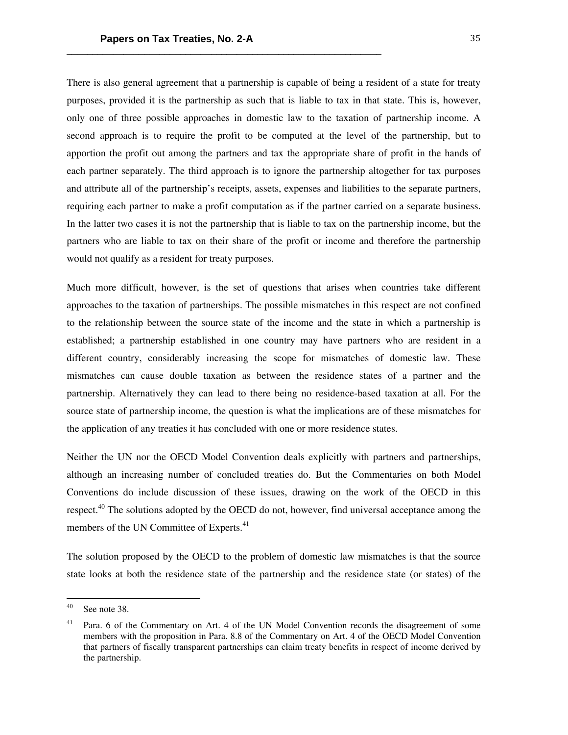There is also general agreement that a partnership is capable of being a resident of a state for treaty purposes, provided it is the partnership as such that is liable to tax in that state. This is, however, only one of three possible approaches in domestic law to the taxation of partnership income. A second approach is to require the profit to be computed at the level of the partnership, but to apportion the profit out among the partners and tax the appropriate share of profit in the hands of each partner separately. The third approach is to ignore the partnership altogether for tax purposes and attribute all of the partnership's receipts, assets, expenses and liabilities to the separate partners, requiring each partner to make a profit computation as if the partner carried on a separate business. In the latter two cases it is not the partnership that is liable to tax on the partnership income, but the partners who are liable to tax on their share of the profit or income and therefore the partnership would not qualify as a resident for treaty purposes.

Much more difficult, however, is the set of questions that arises when countries take different approaches to the taxation of partnerships. The possible mismatches in this respect are not confined to the relationship between the source state of the income and the state in which a partnership is established; a partnership established in one country may have partners who are resident in a different country, considerably increasing the scope for mismatches of domestic law. These mismatches can cause double taxation as between the residence states of a partner and the partnership. Alternatively they can lead to there being no residence-based taxation at all. For the source state of partnership income, the question is what the implications are of these mismatches for the application of any treaties it has concluded with one or more residence states.

Neither the UN nor the OECD Model Convention deals explicitly with partners and partnerships, although an increasing number of concluded treaties do. But the Commentaries on both Model Conventions do include discussion of these issues, drawing on the work of the OECD in this respect.[40] The solutions adopted by the OECD do not, however, find universal acceptance among the members of the UN Committee of Experts.[41]

The solution proposed by the OECD to the problem of domestic law mismatches is that the source state looks at both the residence state of the partnership and the residence state (or states) of the

---

[40] See note 38.

[41] Para. 6 of the Commentary on Art. 4 of the UN Model Convention records the disagreement of some members with the proposition in Para. 8.8 of the Commentary on Art. 4 of the OECD Model Convention that partners of fiscally transparent partnerships can claim treaty benefits in respect of income derived by the partnership.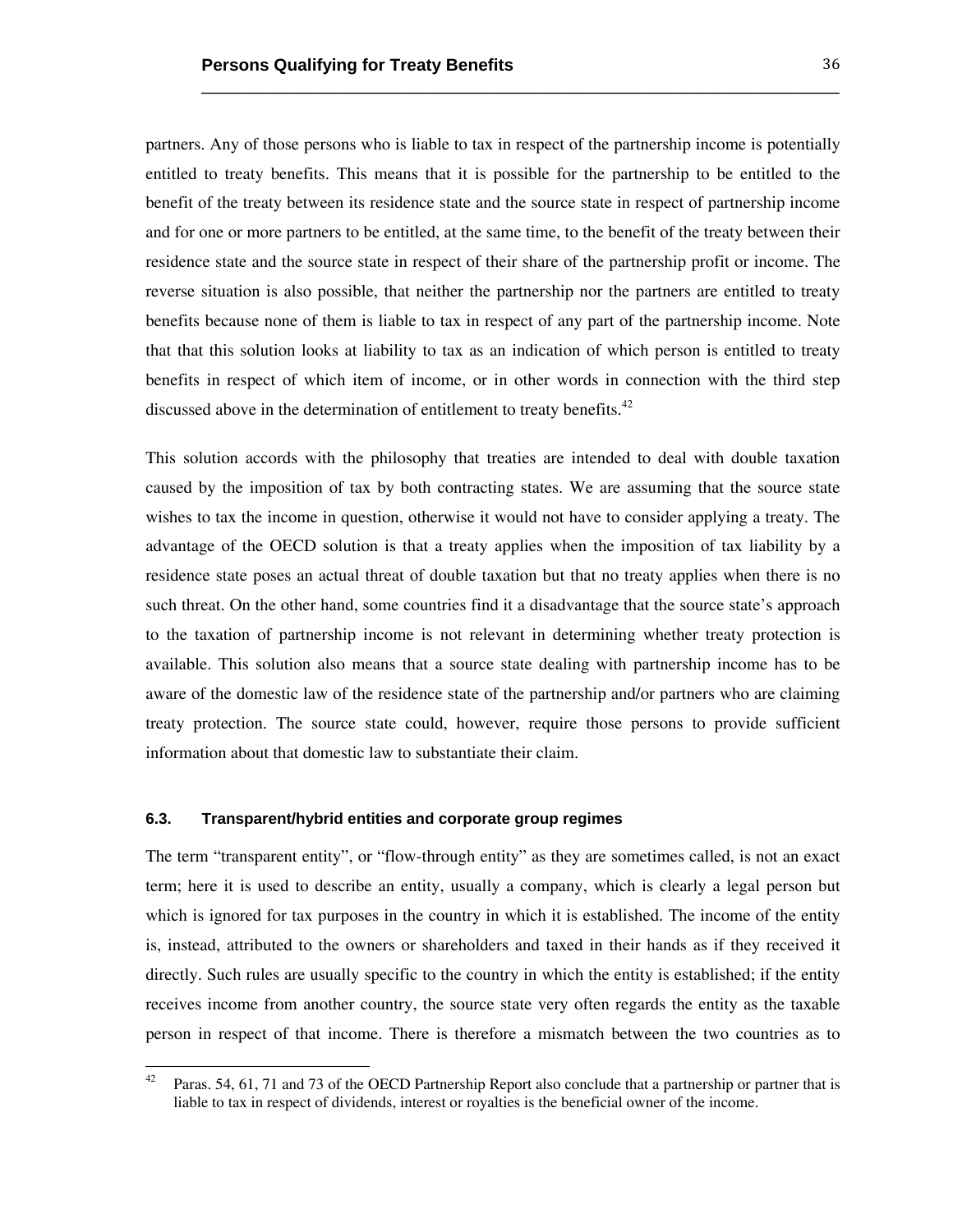partners. Any of those persons who is liable to tax in respect of the partnership income is potentially entitled to treaty benefits. This means that it is possible for the partnership to be entitled to the benefit of the treaty between its residence state and the source state in respect of partnership income and for one or more partners to be entitled, at the same time, to the benefit of the treaty between their residence state and the source state in respect of their share of the partnership profit or income. The reverse situation is also possible, that neither the partnership nor the partners are entitled to treaty benefits because none of them is liable to tax in respect of any part of the partnership income. Note that that this solution looks at liability to tax as an indication of which person is entitled to treaty benefits in respect of which item of income, or in other words in connection with the third step discussed above in the determination of entitlement to treaty benefits.[42]

This solution accords with the philosophy that treaties are intended to deal with double taxation caused by the imposition of tax by both contracting states. We are assuming that the source state wishes to tax the income in question, otherwise it would not have to consider applying a treaty. The advantage of the OECD solution is that a treaty applies when the imposition of tax liability by a residence state poses an actual threat of double taxation but that no treaty applies when there is no such threat. On the other hand, some countries find it a disadvantage that the source state's approach to the taxation of partnership income is not relevant in determining whether treaty protection is available. This solution also means that a source state dealing with partnership income has to be aware of the domestic law of the residence state of the partnership and/or partners who are claiming treaty protection. The source state could, however, require those persons to provide sufficient information about that domestic law to substantiate their claim.

### 6.3. Transparent/hybrid entities and corporate group regimes

The term "transparent entity", or "flow-through entity" as they are sometimes called, is not an exact term; here it is used to describe an entity, usually a company, which is clearly a legal person but which is ignored for tax purposes in the country in which it is established. The income of the entity is, instead, attributed to the owners or shareholders and taxed in their hands as if they received it directly. Such rules are usually specific to the country in which the entity is established; if the entity receives income from another country, the source state very often regards the entity as the taxable person in respect of that income. There is therefore a mismatch between the two countries as to

[42] Paras. 54, 61, 71 and 73 of the OECD Partnership Report also conclude that a partnership or partner that is liable to tax in respect of dividends, interest or royalties is the beneficial owner of the income.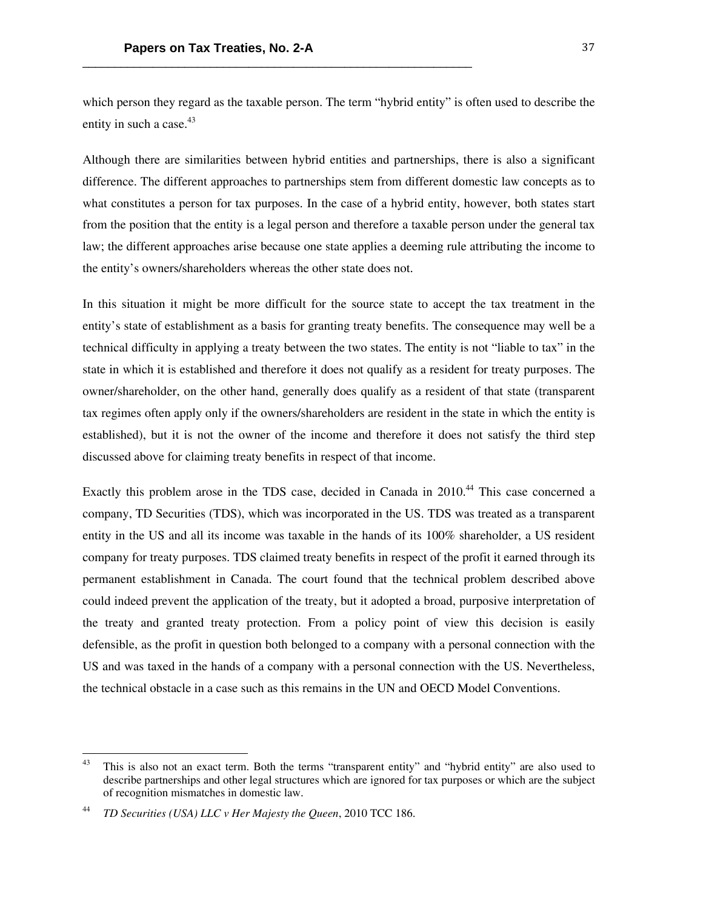which person they regard as the taxable person. The term “hybrid entity” is often used to describe the entity in such a case.[43]

Although there are similarities between hybrid entities and partnerships, there is also a significant difference. The different approaches to partnerships stem from different domestic law concepts as to what constitutes a person for tax purposes. In the case of a hybrid entity, however, both states start from the position that the entity is a legal person and therefore a taxable person under the general tax law; the different approaches arise because one state applies a deeming rule attributing the income to the entity’s owners/shareholders whereas the other state does not.

In this situation it might be more difficult for the source state to accept the tax treatment in the entity’s state of establishment as a basis for granting treaty benefits. The consequence may well be a technical difficulty in applying a treaty between the two states. The entity is not “liable to tax” in the state in which it is established and therefore it does not qualify as a resident for treaty purposes. The owner/shareholder, on the other hand, generally does qualify as a resident of that state (transparent tax regimes often apply only if the owners/shareholders are resident in the state in which the entity is established), but it is not the owner of the income and therefore it does not satisfy the third step discussed above for claiming treaty benefits in respect of that income.

Exactly this problem arose in the TDS case, decided in Canada in 2010.[44] This case concerned a company, TD Securities (TDS), which was incorporated in the US. TDS was treated as a transparent entity in the US and all its income was taxable in the hands of its 100% shareholder, a US resident company for treaty purposes. TDS claimed treaty benefits in respect of the profit it earned through its permanent establishment in Canada. The court found that the technical problem described above could indeed prevent the application of the treaty, but it adopted a broad, purposive interpretation of the treaty and granted treaty protection. From a policy point of view this decision is easily defensible, as the profit in question both belonged to a company with a personal connection with the US and was taxed in the hands of a company with a personal connection with the US. Nevertheless, the technical obstacle in a case such as this remains in the UN and OECD Model Conventions.

---

[43] This is also not an exact term. Both the terms “transparent entity” and “hybrid entity” are also used to describe partnerships and other legal structures which are ignored for tax purposes or which are the subject of recognition mismatches in domestic law.

[44] *TD Securities (USA) LLC v Her Majesty the Queen*, 2010 TCC 186.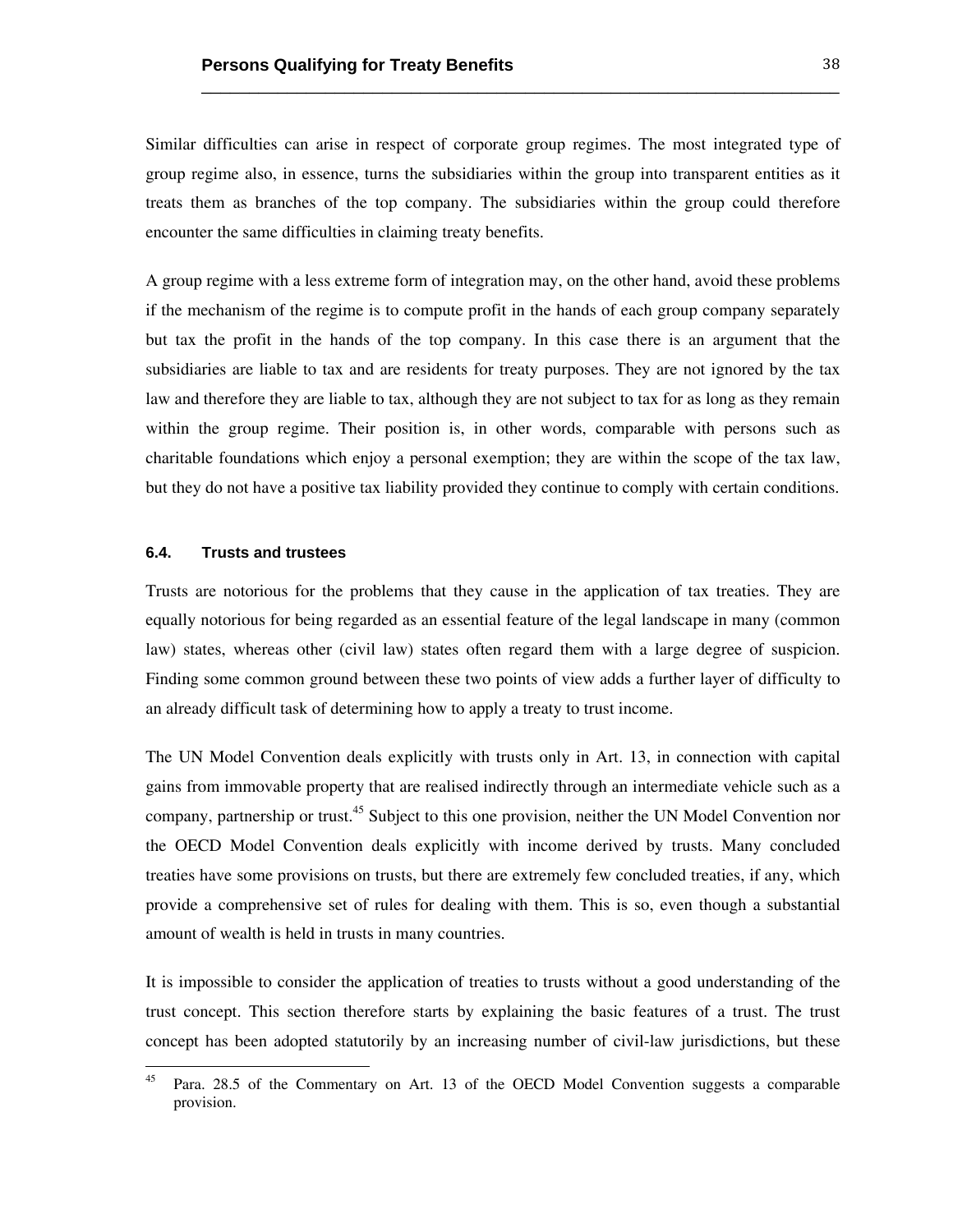Similar difficulties can arise in respect of corporate group regimes. The most integrated type of group regime also, in essence, turns the subsidiaries within the group into transparent entities as it treats them as branches of the top company. The subsidiaries within the group could therefore encounter the same difficulties in claiming treaty benefits.

A group regime with a less extreme form of integration may, on the other hand, avoid these problems if the mechanism of the regime is to compute profit in the hands of each group company separately but tax the profit in the hands of the top company. In this case there is an argument that the subsidiaries are liable to tax and are residents for treaty purposes. They are not ignored by the tax law and therefore they are liable to tax, although they are not subject to tax for as long as they remain within the group regime. Their position is, in other words, comparable with persons such as charitable foundations which enjoy a personal exemption; they are within the scope of the tax law, but they do not have a positive tax liability provided they continue to comply with certain conditions.

### 6.4. Trusts and trustees

Trusts are notorious for the problems that they cause in the application of tax treaties. They are equally notorious for being regarded as an essential feature of the legal landscape in many (common law) states, whereas other (civil law) states often regard them with a large degree of suspicion. Finding some common ground between these two points of view adds a further layer of difficulty to an already difficult task of determining how to apply a treaty to trust income.

The UN Model Convention deals explicitly with trusts only in Art. 13, in connection with capital gains from immovable property that are realised indirectly through an intermediate vehicle such as a company, partnership or trust.[45] Subject to this one provision, neither the UN Model Convention nor the OECD Model Convention deals explicitly with income derived by trusts. Many concluded treaties have some provisions on trusts, but there are extremely few concluded treaties, if any, which provide a comprehensive set of rules for dealing with them. This is so, even though a substantial amount of wealth is held in trusts in many countries.

It is impossible to consider the application of treaties to trusts without a good understanding of the trust concept. This section therefore starts by explaining the basic features of a trust. The trust concept has been adopted statutorily by an increasing number of civil-law jurisdictions, but these

---

[45] Para. 28.5 of the Commentary on Art. 13 of the OECD Model Convention suggests a comparable provision.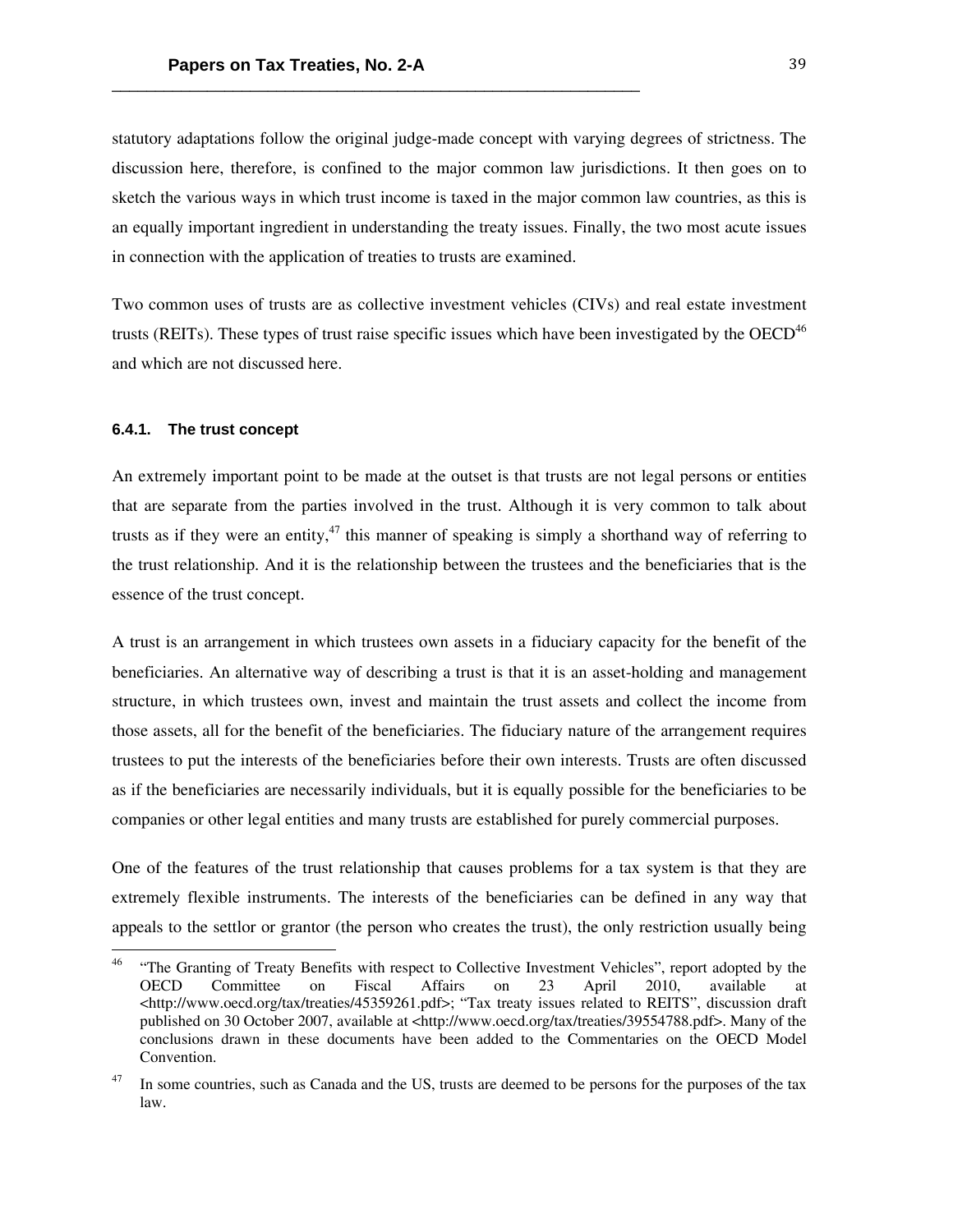statutory adaptations follow the original judge-made concept with varying degrees of strictness. The discussion here, therefore, is confined to the major common law jurisdictions. It then goes on to sketch the various ways in which trust income is taxed in the major common law countries, as this is an equally important ingredient in understanding the treaty issues. Finally, the two most acute issues in connection with the application of treaties to trusts are examined.

Two common uses of trusts are as collective investment vehicles (CIVs) and real estate investment trusts (REITs). These types of trust raise specific issues which have been investigated by the OECD[46] and which are not discussed here.

### 6.4.1. The trust concept

An extremely important point to be made at the outset is that trusts are not legal persons or entities that are separate from the parties involved in the trust. Although it is very common to talk about trusts as if they were an entity,[47] this manner of speaking is simply a shorthand way of referring to the trust relationship. And it is the relationship between the trustees and the beneficiaries that is the essence of the trust concept.

A trust is an arrangement in which trustees own assets in a fiduciary capacity for the benefit of the beneficiaries. An alternative way of describing a trust is that it is an asset-holding and management structure, in which trustees own, invest and maintain the trust assets and collect the income from those assets, all for the benefit of the beneficiaries. The fiduciary nature of the arrangement requires trustees to put the interests of the beneficiaries before their own interests. Trusts are often discussed as if the beneficiaries are necessarily individuals, but it is equally possible for the beneficiaries to be companies or other legal entities and many trusts are established for purely commercial purposes.

One of the features of the trust relationship that causes problems for a tax system is that they are extremely flexible instruments. The interests of the beneficiaries can be defined in any way that appeals to the settlor or grantor (the person who creates the trust), the only restriction usually being

---

[46] "The Granting of Treaty Benefits with respect to Collective Investment Vehicles", report adopted by the OECD Committee on Fiscal Affairs on 23 April 2010, available at <http://www.oecd.org/tax/treaties/45359261.pdf>; "Tax treaty issues related to REITS", discussion draft published on 30 October 2007, available at <http://www.oecd.org/tax/treaties/39554788.pdf>. Many of the conclusions drawn in these documents have been added to the Commentaries on the OECD Model Convention.

[47] In some countries, such as Canada and the US, trusts are deemed to be persons for the purposes of the tax law.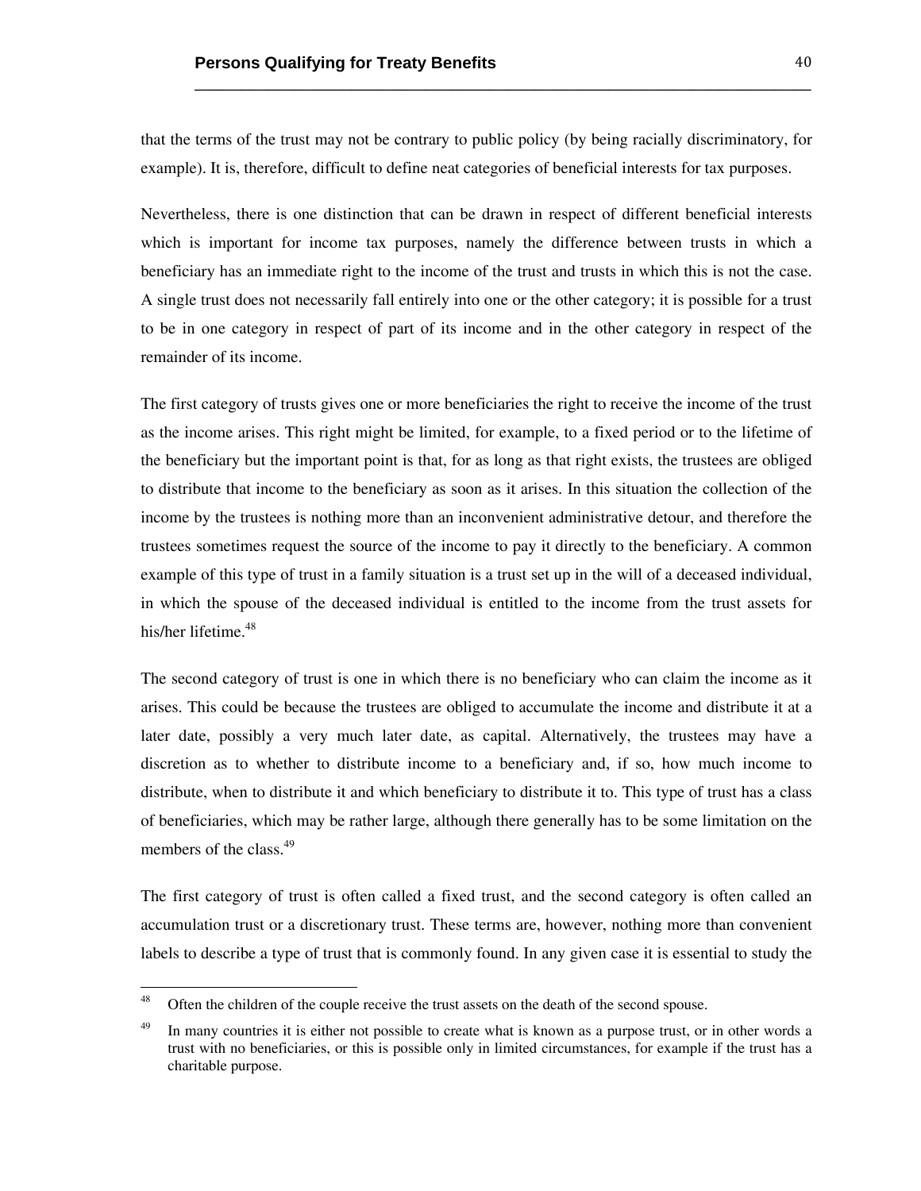that the terms of the trust may not be contrary to public policy (by being racially discriminatory, for example). It is, therefore, difficult to define neat categories of beneficial interests for tax purposes.

Nevertheless, there is one distinction that can be drawn in respect of different beneficial interests which is important for income tax purposes, namely the difference between trusts in which a beneficiary has an immediate right to the income of the trust and trusts in which this is not the case. A single trust does not necessarily fall entirely into one or the other category; it is possible for a trust to be in one category in respect of part of its income and in the other category in respect of the remainder of its income.

The first category of trusts gives one or more beneficiaries the right to receive the income of the trust as the income arises. This right might be limited, for example, to a fixed period or to the lifetime of the beneficiary but the important point is that, for as long as that right exists, the trustees are obliged to distribute that income to the beneficiary as soon as it arises. In this situation the collection of the income by the trustees is nothing more than an inconvenient administrative detour, and therefore the trustees sometimes request the source of the income to pay it directly to the beneficiary. A common example of this type of trust in a family situation is a trust set up in the will of a deceased individual, in which the spouse of the deceased individual is entitled to the income from the trust assets for his/her lifetime.[48]

The second category of trust is one in which there is no beneficiary who can claim the income as it arises. This could be because the trustees are obliged to accumulate the income and distribute it at a later date, possibly a very much later date, as capital. Alternatively, the trustees may have a discretion as to whether to distribute income to a beneficiary and, if so, how much income to distribute, when to distribute it and which beneficiary to distribute it to. This type of trust has a class of beneficiaries, which may be rather large, although there generally has to be some limitation on the members of the class.[49]

The first category of trust is often called a fixed trust, and the second category is often called an accumulation trust or a discretionary trust. These terms are, however, nothing more than convenient labels to describe a type of trust that is commonly found. In any given case it is essential to study the

---

[48] Often the children of the couple receive the trust assets on the death of the second spouse.

[49] In many countries it is either not possible to create what is known as a purpose trust, or in other words a trust with no beneficiaries, or this is possible only in limited circumstances, for example if the trust has a charitable purpose.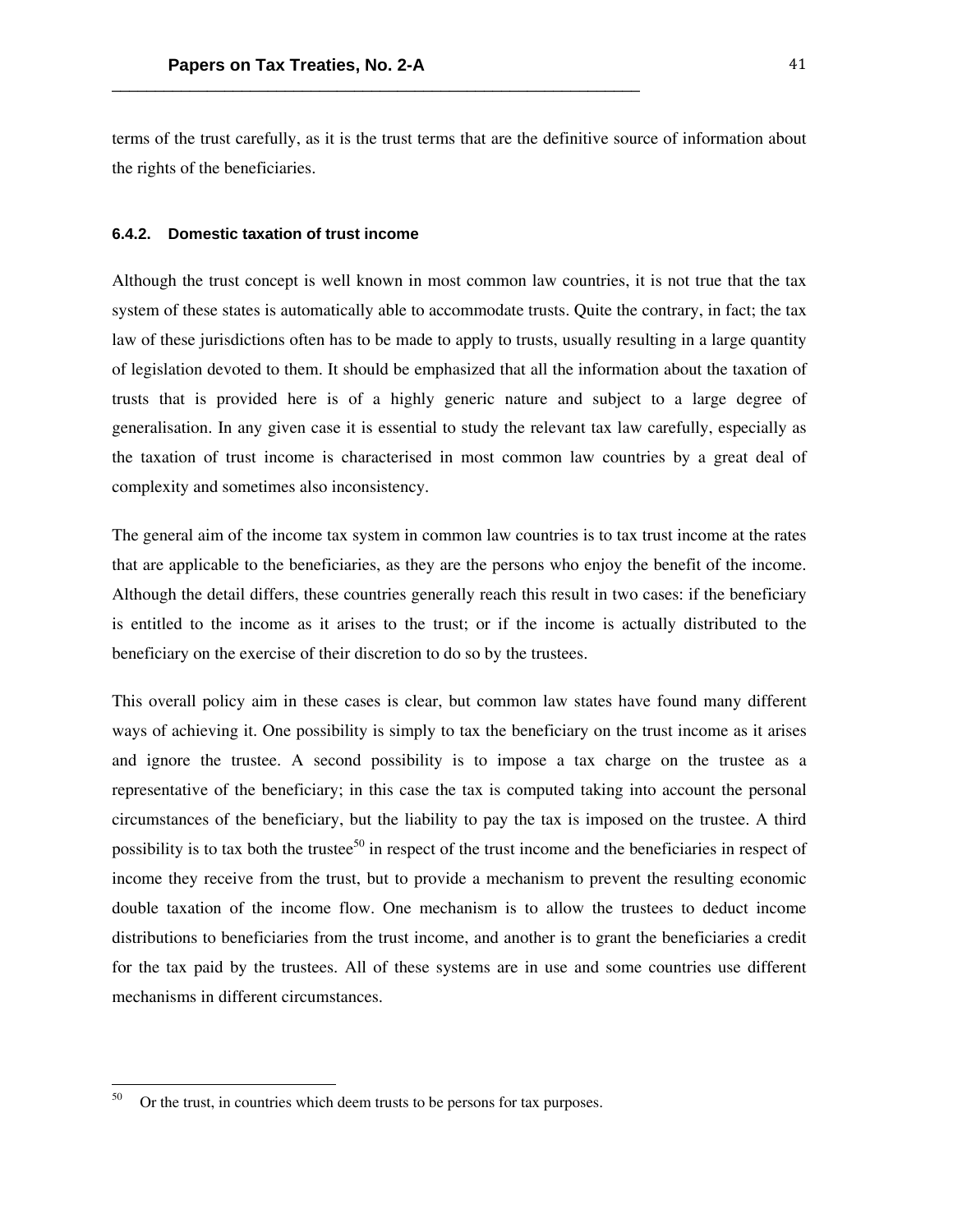terms of the trust carefully, as it is the trust terms that are the definitive source of information about the rights of the beneficiaries.

#### 6.4.2. Domestic taxation of trust income

Although the trust concept is well known in most common law countries, it is not true that the tax system of these states is automatically able to accommodate trusts. Quite the contrary, in fact; the tax law of these jurisdictions often has to be made to apply to trusts, usually resulting in a large quantity of legislation devoted to them. It should be emphasized that all the information about the taxation of trusts that is provided here is of a highly generic nature and subject to a large degree of generalisation. In any given case it is essential to study the relevant tax law carefully, especially as the taxation of trust income is characterised in most common law countries by a great deal of complexity and sometimes also inconsistency.

The general aim of the income tax system in common law countries is to tax trust income at the rates that are applicable to the beneficiaries, as they are the persons who enjoy the benefit of the income. Although the detail differs, these countries generally reach this result in two cases: if the beneficiary is entitled to the income as it arises to the trust; or if the income is actually distributed to the beneficiary on the exercise of their discretion to do so by the trustees.

This overall policy aim in these cases is clear, but common law states have found many different ways of achieving it. One possibility is simply to tax the beneficiary on the trust income as it arises and ignore the trustee. A second possibility is to impose a tax charge on the trustee as a representative of the beneficiary; in this case the tax is computed taking into account the personal circumstances of the beneficiary, but the liability to pay the tax is imposed on the trustee. A third possibility is to tax both the trustee[50] in respect of the trust income and the beneficiaries in respect of income they receive from the trust, but to provide a mechanism to prevent the resulting economic double taxation of the income flow. One mechanism is to allow the trustees to deduct income distributions to beneficiaries from the trust income, and another is to grant the beneficiaries a credit for the tax paid by the trustees. All of these systems are in use and some countries use different mechanisms in different circumstances.

---

[50] Or the trust, in countries which deem trusts to be persons for tax purposes.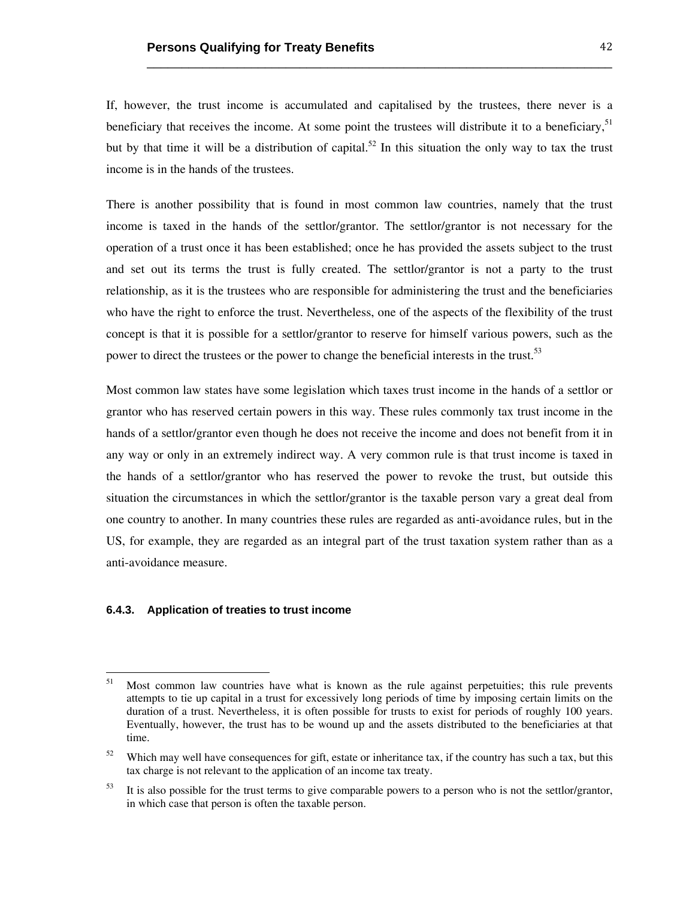If, however, the trust income is accumulated and capitalised by the trustees, there never is a beneficiary that receives the income. At some point the trustees will distribute it to a beneficiary,[51] but by that time it will be a distribution of capital.[52] In this situation the only way to tax the trust income is in the hands of the trustees.

There is another possibility that is found in most common law countries, namely that the trust income is taxed in the hands of the settlor/grantor. The settlor/grantor is not necessary for the operation of a trust once it has been established; once he has provided the assets subject to the trust and set out its terms the trust is fully created. The settlor/grantor is not a party to the trust relationship, as it is the trustees who are responsible for administering the trust and the beneficiaries who have the right to enforce the trust. Nevertheless, one of the aspects of the flexibility of the trust concept is that it is possible for a settlor/grantor to reserve for himself various powers, such as the power to direct the trustees or the power to change the beneficial interests in the trust.[53]

Most common law states have some legislation which taxes trust income in the hands of a settlor or grantor who has reserved certain powers in this way. These rules commonly tax trust income in the hands of a settlor/grantor even though he does not receive the income and does not benefit from it in any way or only in an extremely indirect way. A very common rule is that trust income is taxed in the hands of a settlor/grantor who has reserved the power to revoke the trust, but outside this situation the circumstances in which the settlor/grantor is the taxable person vary a great deal from one country to another. In many countries these rules are regarded as anti-avoidance rules, but in the US, for example, they are regarded as an integral part of the trust taxation system rather than as a anti-avoidance measure.

### 6.4.3. Application of treaties to trust income

---

[51] Most common law countries have what is known as the rule against perpetuities; this rule prevents attempts to tie up capital in a trust for excessively long periods of time by imposing certain limits on the duration of a trust. Nevertheless, it is often possible for trusts to exist for periods of roughly 100 years. Eventually, however, the trust has to be wound up and the assets distributed to the beneficiaries at that time.

[52] Which may well have consequences for gift, estate or inheritance tax, if the country has such a tax, but this tax charge is not relevant to the application of an income tax treaty.

[53] It is also possible for the trust terms to give comparable powers to a person who is not the settlor/grantor, in which case that person is often the taxable person.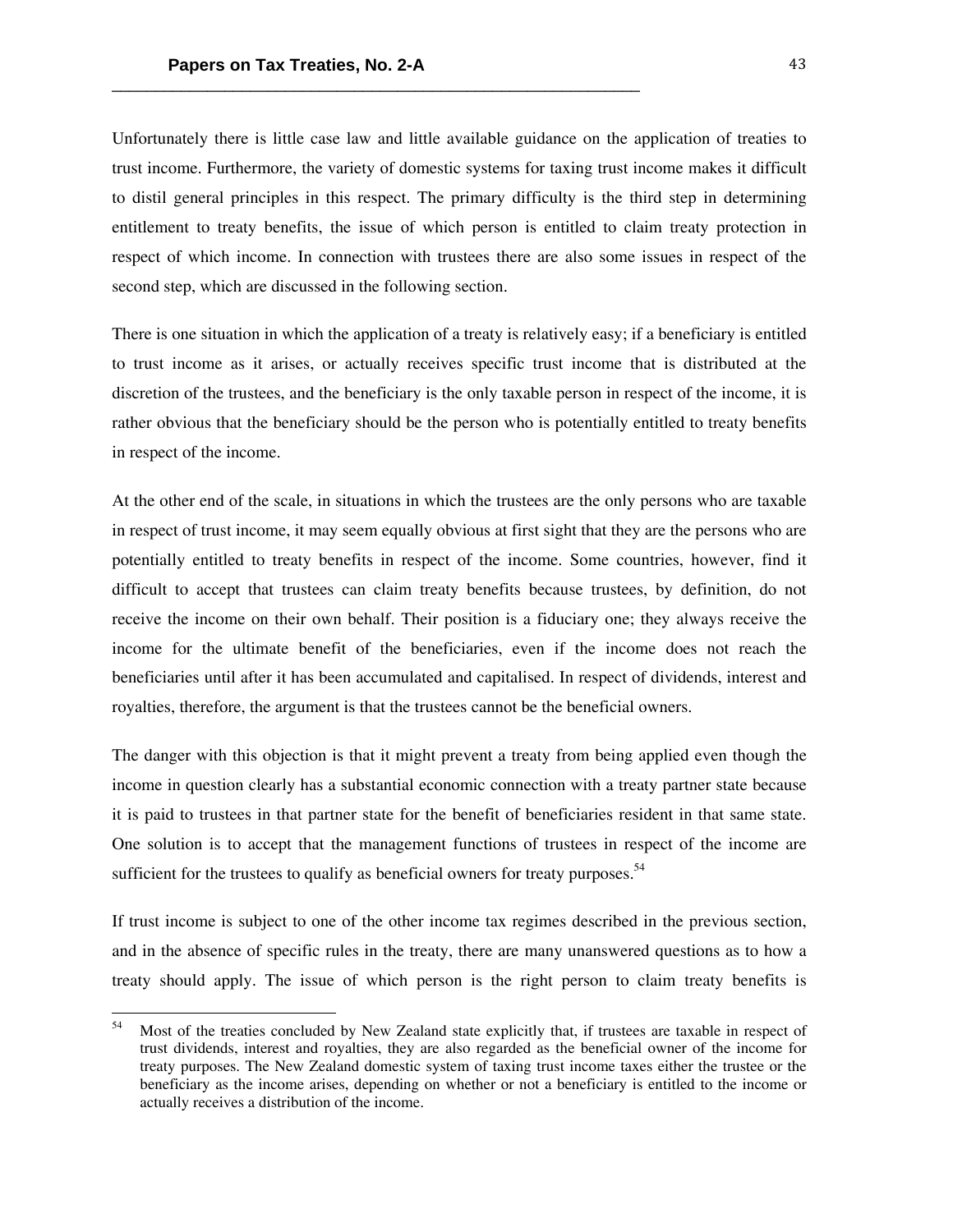Unfortunately there is little case law and little available guidance on the application of treaties to trust income. Furthermore, the variety of domestic systems for taxing trust income makes it difficult to distil general principles in this respect. The primary difficulty is the third step in determining entitlement to treaty benefits, the issue of which person is entitled to claim treaty protection in respect of which income. In connection with trustees there are also some issues in respect of the second step, which are discussed in the following section.

There is one situation in which the application of a treaty is relatively easy; if a beneficiary is entitled to trust income as it arises, or actually receives specific trust income that is distributed at the discretion of the trustees, and the beneficiary is the only taxable person in respect of the income, it is rather obvious that the beneficiary should be the person who is potentially entitled to treaty benefits in respect of the income.

At the other end of the scale, in situations in which the trustees are the only persons who are taxable in respect of trust income, it may seem equally obvious at first sight that they are the persons who are potentially entitled to treaty benefits in respect of the income. Some countries, however, find it difficult to accept that trustees can claim treaty benefits because trustees, by definition, do not receive the income on their own behalf. Their position is a fiduciary one; they always receive the income for the ultimate benefit of the beneficiaries, even if the income does not reach the beneficiaries until after it has been accumulated and capitalised. In respect of dividends, interest and royalties, therefore, the argument is that the trustees cannot be the beneficial owners.

The danger with this objection is that it might prevent a treaty from being applied even though the income in question clearly has a substantial economic connection with a treaty partner state because it is paid to trustees in that partner state for the benefit of beneficiaries resident in that same state. One solution is to accept that the management functions of trustees in respect of the income are sufficient for the trustees to qualify as beneficial owners for treaty purposes.[54]

If trust income is subject to one of the other income tax regimes described in the previous section, and in the absence of specific rules in the treaty, there are many unanswered questions as to how a treaty should apply. The issue of which person is the right person to claim treaty benefits is

---

[54] Most of the treaties concluded by New Zealand state explicitly that, if trustees are taxable in respect of trust dividends, interest and royalties, they are also regarded as the beneficial owner of the income for treaty purposes. The New Zealand domestic system of taxing trust income taxes either the trustee or the beneficiary as the income arises, depending on whether or not a beneficiary is entitled to the income or actually receives a distribution of the income.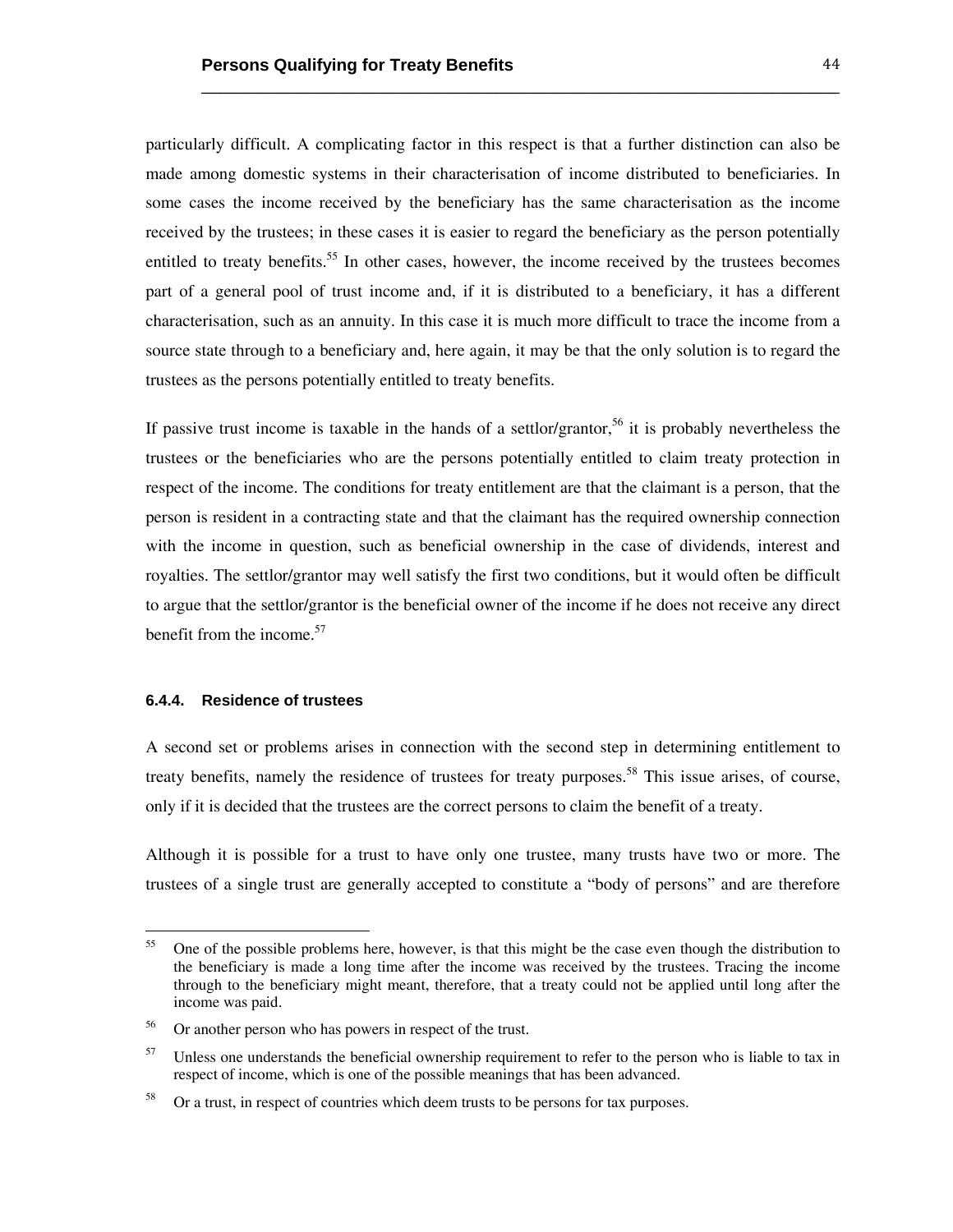particularly difficult. A complicating factor in this respect is that a further distinction can also be made among domestic systems in their characterisation of income distributed to beneficiaries. In some cases the income received by the beneficiary has the same characterisation as the income received by the trustees; in these cases it is easier to regard the beneficiary as the person potentially entitled to treaty benefits.[55] In other cases, however, the income received by the trustees becomes part of a general pool of trust income and, if it is distributed to a beneficiary, it has a different characterisation, such as an annuity. In this case it is much more difficult to trace the income from a source state through to a beneficiary and, here again, it may be that the only solution is to regard the trustees as the persons potentially entitled to treaty benefits.

If passive trust income is taxable in the hands of a settlor/grantor,[56] it is probably nevertheless the trustees or the beneficiaries who are the persons potentially entitled to claim treaty protection in respect of the income. The conditions for treaty entitlement are that the claimant is a person, that the person is resident in a contracting state and that the claimant has the required ownership connection with the income in question, such as beneficial ownership in the case of dividends, interest and royalties. The settlor/grantor may well satisfy the first two conditions, but it would often be difficult to argue that the settlor/grantor is the beneficial owner of the income if he does not receive any direct benefit from the income.[57]

#### 6.4.4. Residence of trustees

A second set or problems arises in connection with the second step in determining entitlement to treaty benefits, namely the residence of trustees for treaty purposes.[58] This issue arises, of course, only if it is decided that the trustees are the correct persons to claim the benefit of a treaty.

Although it is possible for a trust to have only one trustee, many trusts have two or more. The trustees of a single trust are generally accepted to constitute a "body of persons" and are therefore

---

[55] One of the possible problems here, however, is that this might be the case even though the distribution to the beneficiary is made a long time after the income was received by the trustees. Tracing the income through to the beneficiary might meant, therefore, that a treaty could not be applied until long after the income was paid.

[56] Or another person who has powers in respect of the trust.

[57] Unless one understands the beneficial ownership requirement to refer to the person who is liable to tax in respect of income, which is one of the possible meanings that has been advanced.

[58] Or a trust, in respect of countries which deem trusts to be persons for tax purposes.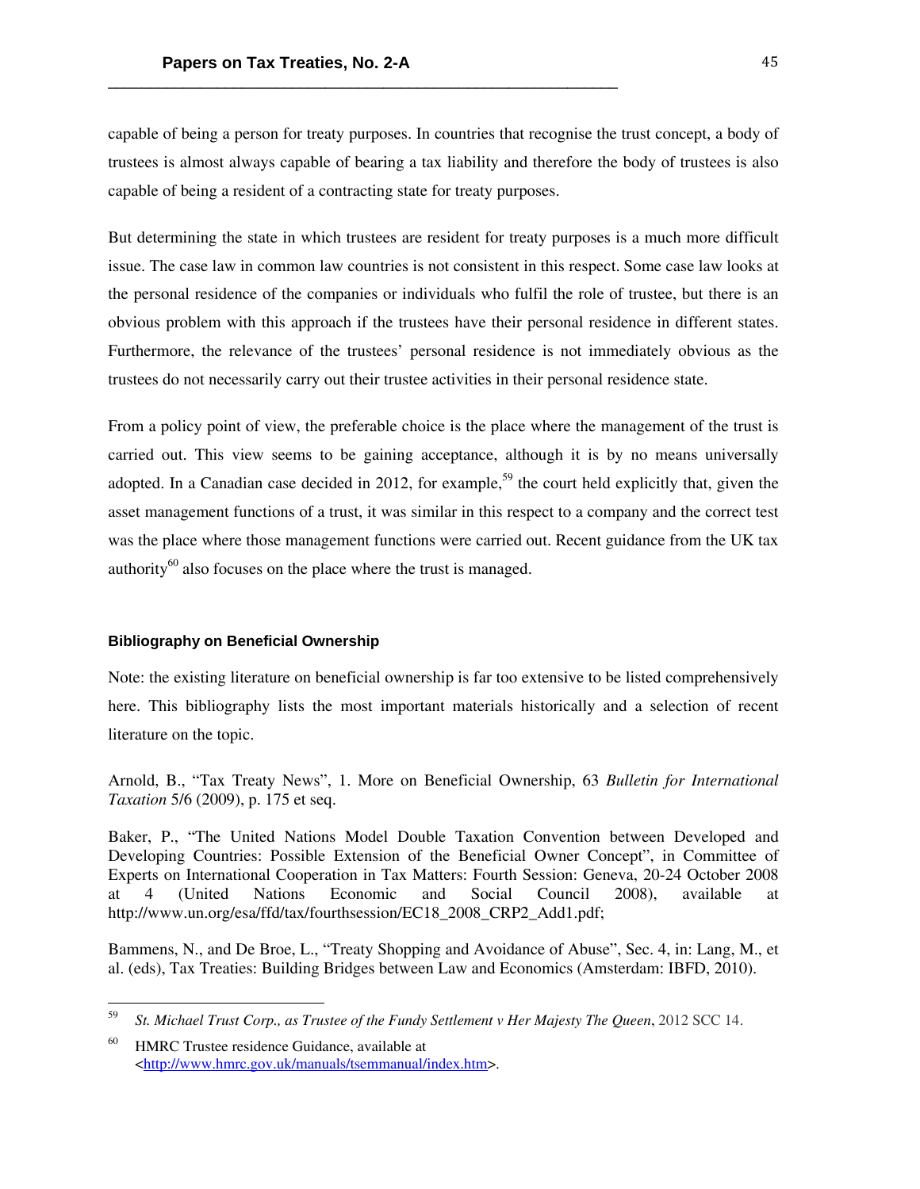capable of being a person for treaty purposes. In countries that recognise the trust concept, a body of trustees is almost always capable of bearing a tax liability and therefore the body of trustees is also capable of being a resident of a contracting state for treaty purposes.

But determining the state in which trustees are resident for treaty purposes is a much more difficult issue. The case law in common law countries is not consistent in this respect. Some case law looks at the personal residence of the companies or individuals who fulfil the role of trustee, but there is an obvious problem with this approach if the trustees have their personal residence in different states. Furthermore, the relevance of the trustees' personal residence is not immediately obvious as the trustees do not necessarily carry out their trustee activities in their personal residence state.

From a policy point of view, the preferable choice is the place where the management of the trust is carried out. This view seems to be gaining acceptance, although it is by no means universally adopted. In a Canadian case decided in 2012, for example,[59] the court held explicitly that, given the asset management functions of a trust, it was similar in this respect to a company and the correct test was the place where those management functions were carried out. Recent guidance from the UK tax authority[60] also focuses on the place where the trust is managed.

### Bibliography on Beneficial Ownership

Note: the existing literature on beneficial ownership is far too extensive to be listed comprehensively here. This bibliography lists the most important materials historically and a selection of recent literature on the topic.

Arnold, B., "Tax Treaty News", 1. More on Beneficial Ownership, 63 *Bulletin for International Taxation* 5/6 (2009), p. 175 et seq.

Baker, P., "The United Nations Model Double Taxation Convention between Developed and Developing Countries: Possible Extension of the Beneficial Owner Concept", in Committee of Experts on International Cooperation in Tax Matters: Fourth Session: Geneva, 20-24 October 2008 at 4 (United Nations Economic and Social Council 2008), available at http://www.un.org/esa/ffd/tax/fourthsession/EC18_2008_CRP2_Add1.pdf;

Bammens, N., and De Broe, L., "Treaty Shopping and Avoidance of Abuse", Sec. 4, in: Lang, M., et al. (eds), Tax Treaties: Building Bridges between Law and Economics (Amsterdam: IBFD, 2010).

---

[59] *St. Michael Trust Corp., as Trustee of the Fundy Settlement v Her Majesty The Queen*, 2012 SCC 14.

[60] HMRC Trustee residence Guidance, available at <http://www.hmrc.gov.uk/manuals/tsemmanual/index.htm>.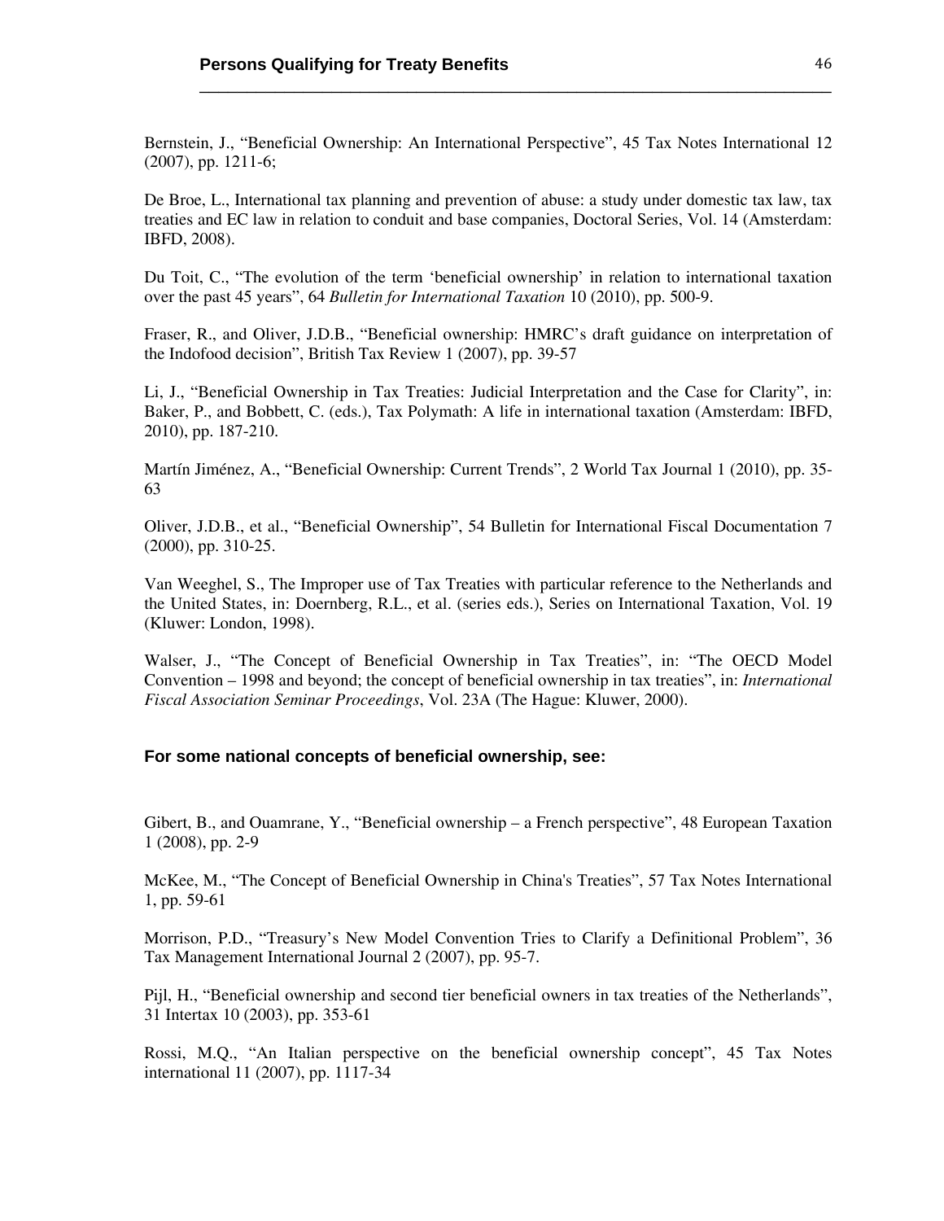Bernstein, J., "Beneficial Ownership: An International Perspective", 45 Tax Notes International 12 (2007), pp. 1211-6;

De Broe, L., International tax planning and prevention of abuse: a study under domestic tax law, tax treaties and EC law in relation to conduit and base companies, Doctoral Series, Vol. 14 (Amsterdam: IBFD, 2008).

Du Toit, C., "The evolution of the term 'beneficial ownership' in relation to international taxation over the past 45 years", 64 *Bulletin for International Taxation* 10 (2010), pp. 500-9.

Fraser, R., and Oliver, J.D.B., "Beneficial ownership: HMRC's draft guidance on interpretation of the Indofood decision", British Tax Review 1 (2007), pp. 39-57

Li, J., "Beneficial Ownership in Tax Treaties: Judicial Interpretation and the Case for Clarity", in: Baker, P., and Bobbett, C. (eds.), Tax Polymath: A life in international taxation (Amsterdam: IBFD, 2010), pp. 187-210.

Martín Jiménez, A., "Beneficial Ownership: Current Trends", 2 World Tax Journal 1 (2010), pp. 35-63

Oliver, J.D.B., et al., "Beneficial Ownership", 54 Bulletin for International Fiscal Documentation 7 (2000), pp. 310-25.

Van Weeghel, S., The Improper use of Tax Treaties with particular reference to the Netherlands and the United States, in: Doernberg, R.L., et al. (series eds.), Series on International Taxation, Vol. 19 (Kluwer: London, 1998).

Walser, J., "The Concept of Beneficial Ownership in Tax Treaties", in: "The OECD Model Convention – 1998 and beyond; the concept of beneficial ownership in tax treaties", in: *International Fiscal Association Seminar Proceedings*, Vol. 23A (The Hague: Kluwer, 2000).

**For some national concepts of beneficial ownership, see:**

Gibert, B., and Ouamrane, Y., "Beneficial ownership – a French perspective", 48 European Taxation 1 (2008), pp. 2-9

McKee, M., "The Concept of Beneficial Ownership in China's Treaties", 57 Tax Notes International 1, pp. 59-61

Morrison, P.D., "Treasury's New Model Convention Tries to Clarify a Definitional Problem", 36 Tax Management International Journal 2 (2007), pp. 95-7.

Pijl, H., "Beneficial ownership and second tier beneficial owners in tax treaties of the Netherlands", 31 Intertax 10 (2003), pp. 353-61

Rossi, M.Q., "An Italian perspective on the beneficial ownership concept", 45 Tax Notes international 11 (2007), pp. 1117-34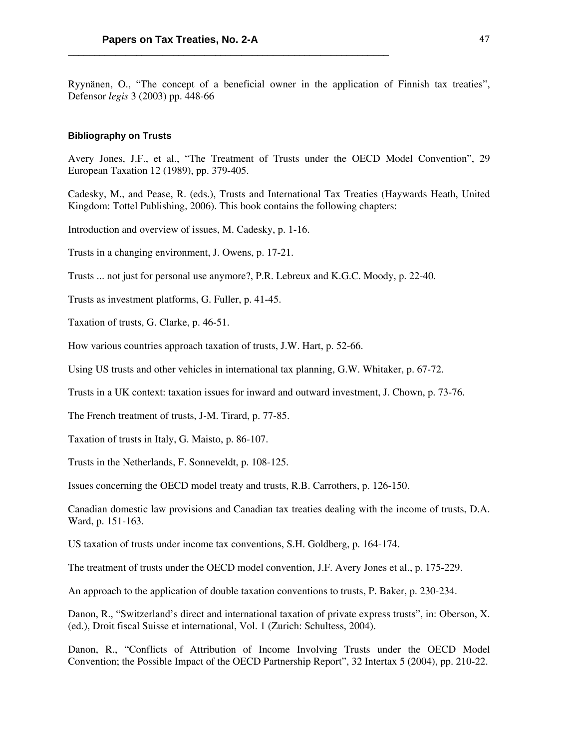Ryynänen, O., "The concept of a beneficial owner in the application of Finnish tax treaties", Defensor *legis* 3 (2003) pp. 448-66

### Bibliography on Trusts

Avery Jones, J.F., et al., "The Treatment of Trusts under the OECD Model Convention", 29 European Taxation 12 (1989), pp. 379-405.

Cadesky, M., and Pease, R. (eds.), Trusts and International Tax Treaties (Haywards Heath, United Kingdom: Tottel Publishing, 2006). This book contains the following chapters:

Introduction and overview of issues, M. Cadesky, p. 1-16.

Trusts in a changing environment, J. Owens, p. 17-21.

Trusts ... not just for personal use anymore?, P.R. Lebreux and K.G.C. Moody, p. 22-40.

Trusts as investment platforms, G. Fuller, p. 41-45.

Taxation of trusts, G. Clarke, p. 46-51.

How various countries approach taxation of trusts, J.W. Hart, p. 52-66.

Using US trusts and other vehicles in international tax planning, G.W. Whitaker, p. 67-72.

Trusts in a UK context: taxation issues for inward and outward investment, J. Chown, p. 73-76.

The French treatment of trusts, J-M. Tirard, p. 77-85.

Taxation of trusts in Italy, G. Maisto, p. 86-107.

Trusts in the Netherlands, F. Sonneveldt, p. 108-125.

Issues concerning the OECD model treaty and trusts, R.B. Carrothers, p. 126-150.

Canadian domestic law provisions and Canadian tax treaties dealing with the income of trusts, D.A. Ward, p. 151-163.

US taxation of trusts under income tax conventions, S.H. Goldberg, p. 164-174.

The treatment of trusts under the OECD model convention, J.F. Avery Jones et al., p. 175-229.

An approach to the application of double taxation conventions to trusts, P. Baker, p. 230-234.

Danon, R., "Switzerland's direct and international taxation of private express trusts", in: Oberson, X. (ed.), Droit fiscal Suisse et international, Vol. 1 (Zurich: Schultess, 2004).

Danon, R., "Conflicts of Attribution of Income Involving Trusts under the OECD Model Convention; the Possible Impact of the OECD Partnership Report", 32 Intertax 5 (2004), pp. 210-22.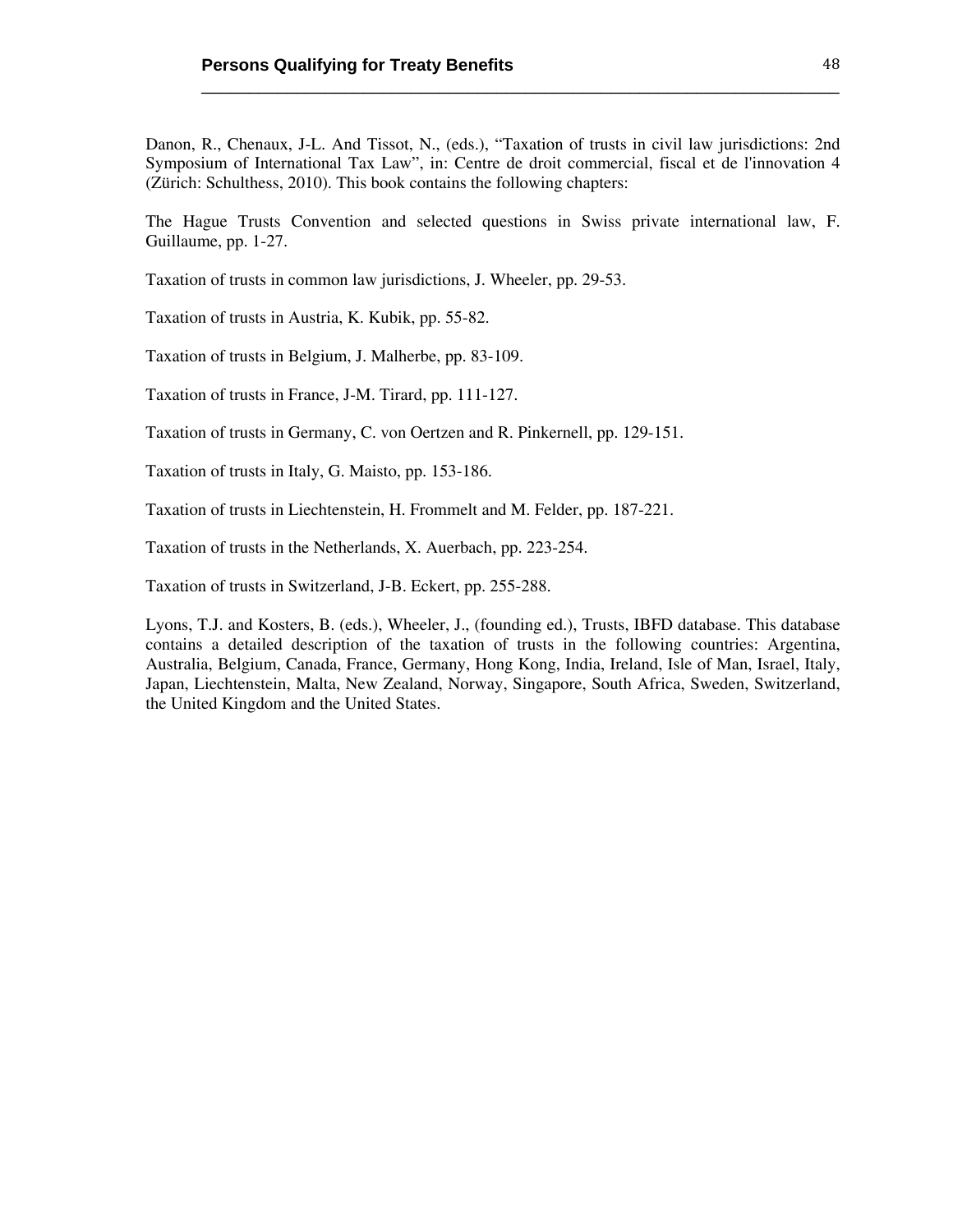Danon, R., Chenaux, J-L. And Tissot, N., (eds.), "Taxation of trusts in civil law jurisdictions: 2nd Symposium of International Tax Law", in: Centre de droit commercial, fiscal et de l'innovation 4 (Zürich: Schulthess, 2010). This book contains the following chapters:

The Hague Trusts Convention and selected questions in Swiss private international law, F. Guillaume, pp. 1-27.

Taxation of trusts in common law jurisdictions, J. Wheeler, pp. 29-53.

Taxation of trusts in Austria, K. Kubik, pp. 55-82.

Taxation of trusts in Belgium, J. Malherbe, pp. 83-109.

Taxation of trusts in France, J-M. Tirard, pp. 111-127.

Taxation of trusts in Germany, C. von Oertzen and R. Pinkernell, pp. 129-151.

Taxation of trusts in Italy, G. Maisto, pp. 153-186.

Taxation of trusts in Liechtenstein, H. Frommelt and M. Felder, pp. 187-221.

Taxation of trusts in the Netherlands, X. Auerbach, pp. 223-254.

Taxation of trusts in Switzerland, J-B. Eckert, pp. 255-288.

Lyons, T.J. and Kosters, B. (eds.), Wheeler, J., (founding ed.), Trusts, IBFD database. This database contains a detailed description of the taxation of trusts in the following countries: Argentina, Australia, Belgium, Canada, France, Germany, Hong Kong, India, Ireland, Isle of Man, Israel, Italy, Japan, Liechtenstein, Malta, New Zealand, Norway, Singapore, South Africa, Sweden, Switzerland, the United Kingdom and the United States.